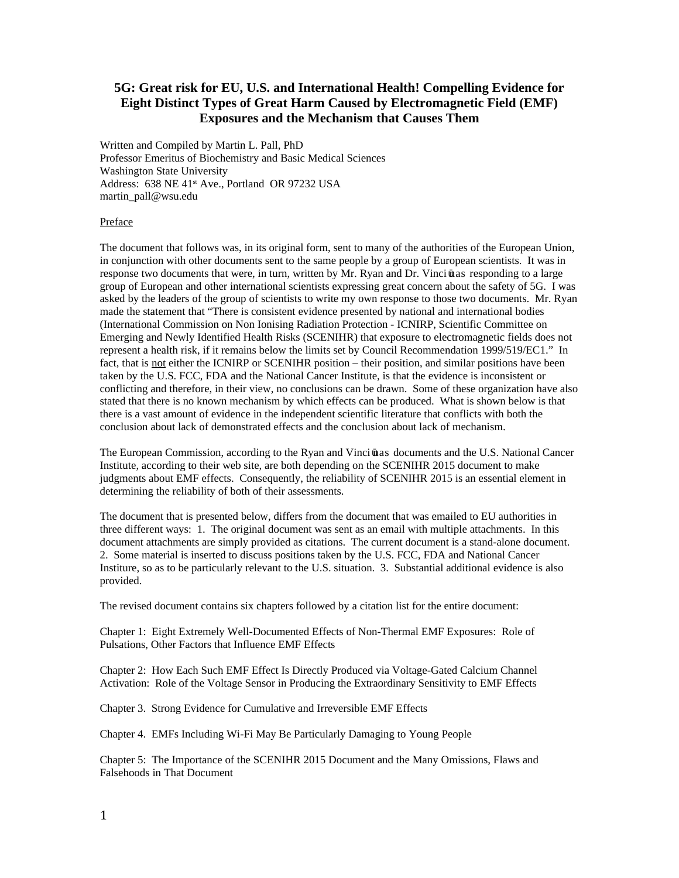# 5G: Great risk for EU, U.S. and International Health! Compelling Evidence for Eight Distinct Types of Great Harm Caused by Electromagnetic Field (EMF) Exposures and the Mechanism that Causes Them

Written and Compiled by Martin L. Pall, PhD
Professor Emeritus of Biochemistry and Basic Medical Sciences
Washington State University
Address: 638 NE 41st Ave., Portland OR 97232 USA
martin_pall@wsu.edu

Preface

The document that follows was, in its original form, sent to many of the authorities of the European Union, in conjunction with other documents sent to the same people by a group of European scientists. It was in response two documents that were, in turn, written by Mr. Ryan and Dr. Vinciūnas responding to a large group of European and other international scientists expressing great concern about the safety of 5G. I was asked by the leaders of the group of scientists to write my own response to those two documents. Mr. Ryan made the statement that "There is consistent evidence presented by national and international bodies (International Commission on Non Ionising Radiation Protection - ICNIRP, Scientific Committee on Emerging and Newly Identified Health Risks (SCENIHR) that exposure to electromagnetic fields does not represent a health risk, if it remains below the limits set by Council Recommendation 1999/519/EC1." In fact, that is not either the ICNIRP or SCENIHR position – their position, and similar positions have been taken by the U.S. FCC, FDA and the National Cancer Institute, is that the evidence is inconsistent or conflicting and therefore, in their view, no conclusions can be drawn. Some of these organization have also stated that there is no known mechanism by which effects can be produced. What is shown below is that there is a vast amount of evidence in the independent scientific literature that conflicts with both the conclusion about lack of demonstrated effects and the conclusion about lack of mechanism.

The European Commission, according to the Ryan and Vinciūnas documents and the U.S. National Cancer Institute, according to their web site, are both depending on the SCENIHR 2015 document to make judgments about EMF effects. Consequently, the reliability of SCENIHR 2015 is an essential element in determining the reliability of both of their assessments.

The document that is presented below, differs from the document that was emailed to EU authorities in three different ways: 1. The original document was sent as an email with multiple attachments. In this document attachments are simply provided as citations. The current document is a stand-alone document. 2. Some material is inserted to discuss positions taken by the U.S. FCC, FDA and National Cancer Institute, so as to be particularly relevant to the U.S. situation. 3. Substantial additional evidence is also provided.

The revised document contains six chapters followed by a citation list for the entire document:

Chapter 1: Eight Extremely Well-Documented Effects of Non-Thermal EMF Exposures: Role of Pulsations, Other Factors that Influence EMF Effects

Chapter 2: How Each Such EMF Effect Is Directly Produced via Voltage-Gated Calcium Channel Activation: Role of the Voltage Sensor in Producing the Extraordinary Sensitivity to EMF Effects

Chapter 3. Strong Evidence for Cumulative and Irreversible EMF Effects

Chapter 4. EMFs Including Wi-Fi May Be Particularly Damaging to Young People

Chapter 5: The Importance of the SCENIHR 2015 Document and the Many Omissions, Flaws and Falsehoods in That Document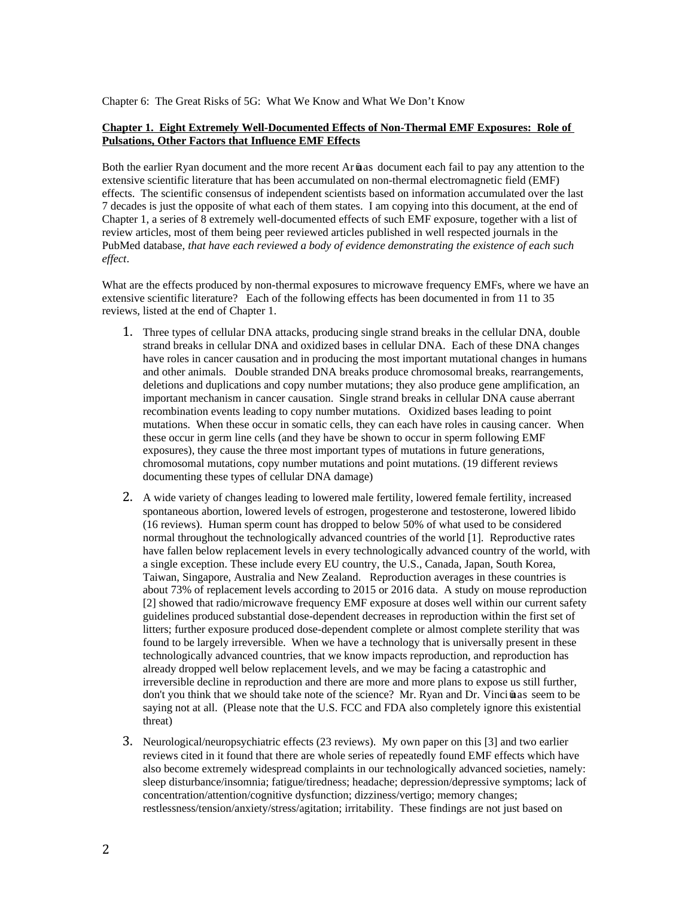Chapter 6: The Great Risks of 5G: What We Know and What We Don't Know

**Chapter 1. Eight Extremely Well-Documented Effects of Non-Thermal EMF Exposures: Role of Pulsations, Other Factors that Influence EMF Effects**

Both the earlier Ryan document and the more recent Arūnas document each fail to pay any attention to the extensive scientific literature that has been accumulated on non-thermal electromagnetic field (EMF) effects. The scientific consensus of independent scientists based on information accumulated over the last 7 decades is just the opposite of what each of them states. I am copying into this document, at the end of Chapter 1, a series of 8 extremely well-documented effects of such EMF exposure, together with a list of review articles, most of them being peer reviewed articles published in well respected journals in the PubMed database, *that have each reviewed a body of evidence demonstrating the existence of each such effect*.

What are the effects produced by non-thermal exposures to microwave frequency EMFs, where we have an extensive scientific literature? Each of the following effects has been documented in from 11 to 35 reviews, listed at the end of Chapter 1.

1. Three types of cellular DNA attacks, producing single strand breaks in the cellular DNA, double strand breaks in cellular DNA and oxidized bases in cellular DNA. Each of these DNA changes have roles in cancer causation and in producing the most important mutational changes in humans and other animals. Double stranded DNA breaks produce chromosomal breaks, rearrangements, deletions and duplications and copy number mutations; they also produce gene amplification, an important mechanism in cancer causation. Single strand breaks in cellular DNA cause aberrant recombination events leading to copy number mutations. Oxidized bases leading to point mutations. When these occur in somatic cells, they can each have roles in causing cancer. When these occur in germ line cells (and they have be shown to occur in sperm following EMF exposures), they cause the three most important types of mutations in future generations, chromosomal mutations, copy number mutations and point mutations. (19 different reviews documenting these types of cellular DNA damage)
2. A wide variety of changes leading to lowered male fertility, lowered female fertility, increased spontaneous abortion, lowered levels of estrogen, progesterone and testosterone, lowered libido (16 reviews). Human sperm count has dropped to below 50% of what used to be considered normal throughout the technologically advanced countries of the world [1]. Reproductive rates have fallen below replacement levels in every technologically advanced country of the world, with a single exception. These include every EU country, the U.S., Canada, Japan, South Korea, Taiwan, Singapore, Australia and New Zealand. Reproduction averages in these countries is about 73% of replacement levels according to 2015 or 2016 data. A study on mouse reproduction [2] showed that radio/microwave frequency EMF exposure at doses well within our current safety guidelines produced substantial dose-dependent decreases in reproduction within the first set of litters; further exposure produced dose-dependent complete or almost complete sterility that was found to be largely irreversible. When we have a technology that is universally present in these technologically advanced countries, that we know impacts reproduction, and reproduction has already dropped well below replacement levels, and we may be facing a catastrophic and irreversible decline in reproduction and there are more and more plans to expose us still further, don't you think that we should take note of the science? Mr. Ryan and Dr. Vinciūnas seem to be saying not at all. (Please note that the U.S. FCC and FDA also completely ignore this existential threat)
3. Neurological/neuropsychiatric effects (23 reviews). My own paper on this [3] and two earlier reviews cited in it found that there are whole series of repeatedly found EMF effects which have also become extremely widespread complaints in our technologically advanced societies, namely: sleep disturbance/insomnia; fatigue/tiredness; headache; depression/depressive symptoms; lack of concentration/attention/cognitive dysfunction; dizziness/vertigo; memory changes; restlessness/tension/anxiety/stress/agitation; irritability. These findings are not just based on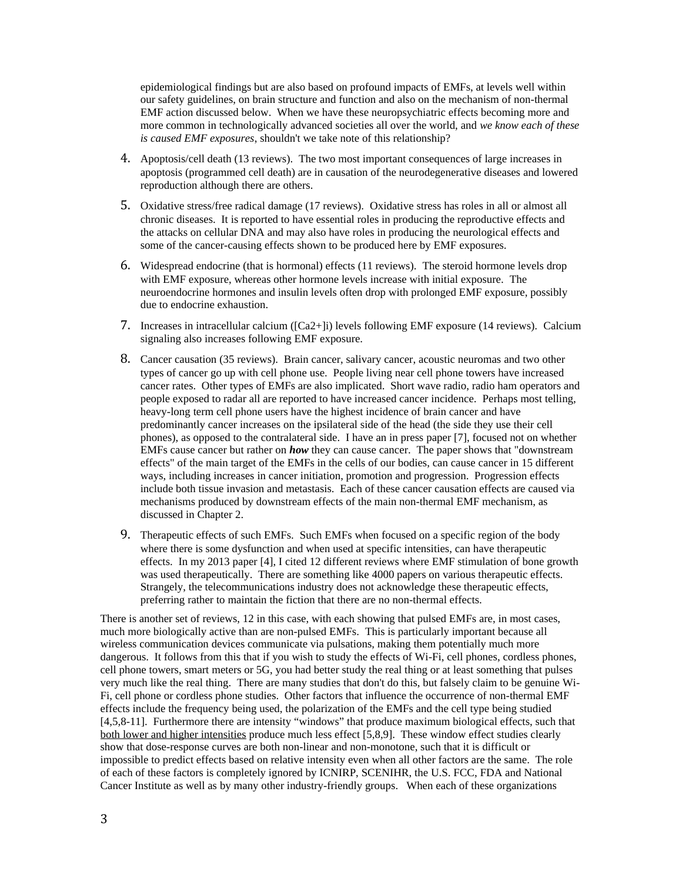epidemiological findings but are also based on profound impacts of EMFs, at levels well within our safety guidelines, on brain structure and function and also on the mechanism of non-thermal EMF action discussed below. When we have these neuropsychiatric effects becoming more and more common in technologically advanced societies all over the world, and *we know each of these is caused EMF exposures*, shouldn't we take note of this relationship?

4. Apoptosis/cell death (13 reviews). The two most important consequences of large increases in apoptosis (programmed cell death) are in causation of the neurodegenerative diseases and lowered reproduction although there are others.

5. Oxidative stress/free radical damage (17 reviews). Oxidative stress has roles in all or almost all chronic diseases. It is reported to have essential roles in producing the reproductive effects and the attacks on cellular DNA and may also have roles in producing the neurological effects and some of the cancer-causing effects shown to be produced here by EMF exposures.

6. Widespread endocrine (that is hormonal) effects (11 reviews). The steroid hormone levels drop with EMF exposure, whereas other hormone levels increase with initial exposure. The neuroendocrine hormones and insulin levels often drop with prolonged EMF exposure, possibly due to endocrine exhaustion.

7. Increases in intracellular calcium ($[Ca^{2+}]_i$) levels following EMF exposure (14 reviews). Calcium signaling also increases following EMF exposure.

8. Cancer causation (35 reviews). Brain cancer, salivary cancer, acoustic neuromas and two other types of cancer go up with cell phone use. People living near cell phone towers have increased cancer rates. Other types of EMFs are also implicated. Short wave radio, radio ham operators and people exposed to radar all are reported to have increased cancer incidence. Perhaps most telling, heavy-long term cell phone users have the highest incidence of brain cancer and have predominantly cancer increases on the ipsilateral side of the head (the side they use their cell phones), as opposed to the contralateral side. I have an in press paper [7], focused not on whether EMFs cause cancer but rather on ***how*** they can cause cancer. The paper shows that "downstream effects" of the main target of the EMFs in the cells of our bodies, can cause cancer in 15 different ways, including increases in cancer initiation, promotion and progression. Progression effects include both tissue invasion and metastasis. Each of these cancer causation effects are caused via mechanisms produced by downstream effects of the main non-thermal EMF mechanism, as discussed in Chapter 2.

9. Therapeutic effects of such EMFs. Such EMFs when focused on a specific region of the body where there is some dysfunction and when used at specific intensities, can have therapeutic effects. In my 2013 paper [4], I cited 12 different reviews where EMF stimulation of bone growth was used therapeutically. There are something like 4000 papers on various therapeutic effects. Strangely, the telecommunications industry does not acknowledge these therapeutic effects, preferring rather to maintain the fiction that there are no non-thermal effects.

There is another set of reviews, 12 in this case, with each showing that pulsed EMFs are, in most cases, much more biologically active than are non-pulsed EMFs. This is particularly important because all wireless communication devices communicate via pulsations, making them potentially much more dangerous. It follows from this that if you wish to study the effects of Wi-Fi, cell phones, cordless phones, cell phone towers, smart meters or 5G, you had better study the real thing or at least something that pulses very much like the real thing. There are many studies that don't do this, but falsely claim to be genuine Wi-Fi, cell phone or cordless phone studies. Other factors that influence the occurrence of non-thermal EMF effects include the frequency being used, the polarization of the EMFs and the cell type being studied [4,5,8-11]. Furthermore there are intensity "windows" that produce maximum biological effects, such that both lower and higher intensities produce much less effect [5,8,9]. These window effect studies clearly show that dose-response curves are both non-linear and non-monotone, such that it is difficult or impossible to predict effects based on relative intensity even when all other factors are the same. The role of each of these factors is completely ignored by ICNIRP, SCENIHR, the U.S. FCC, FDA and National Cancer Institute as well as by many other industry-friendly groups. When each of these organizations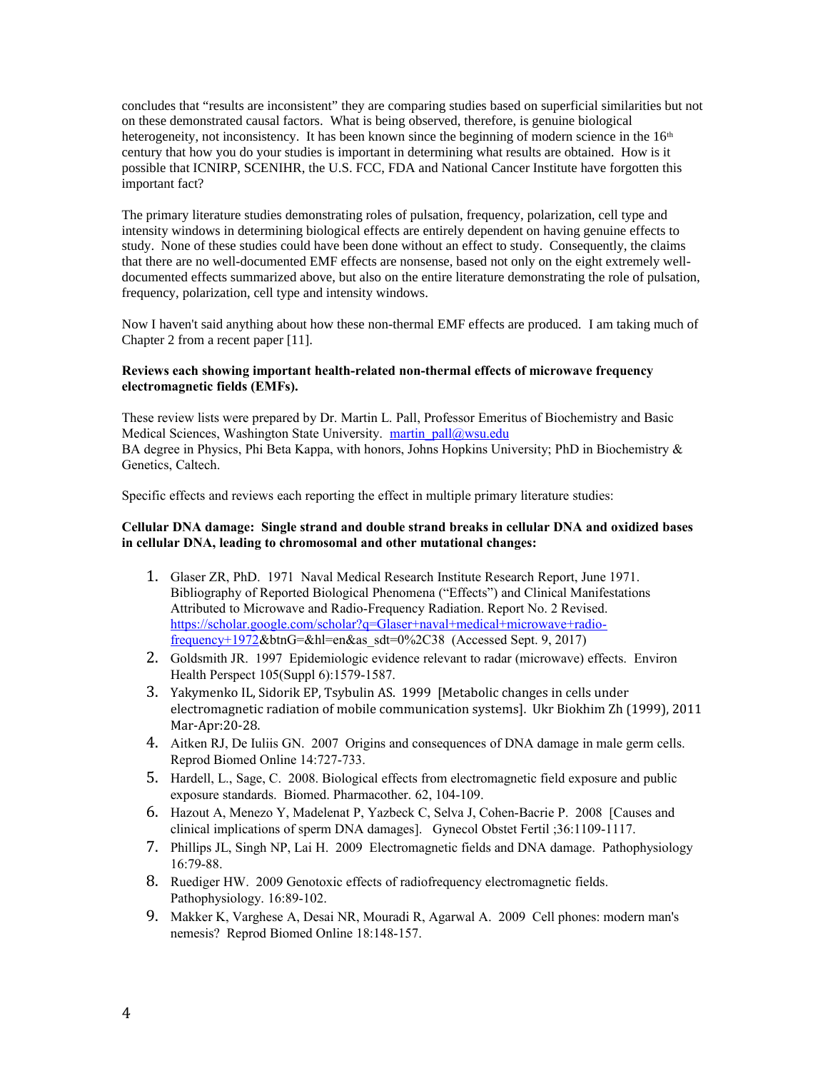concludes that "results are inconsistent" they are comparing studies based on superficial similarities but not on these demonstrated causal factors. What is being observed, therefore, is genuine biological heterogeneity, not inconsistency. It has been known since the beginning of modern science in the 16th century that how you do your studies is important in determining what results are obtained. How is it possible that ICNIRP, SCENIHR, the U.S. FCC, FDA and National Cancer Institute have forgotten this important fact?

The primary literature studies demonstrating roles of pulsation, frequency, polarization, cell type and intensity windows in determining biological effects are entirely dependent on having genuine effects to study. None of these studies could have been done without an effect to study. Consequently, the claims that there are no well-documented EMF effects are nonsense, based not only on the eight extremely well-documented effects summarized above, but also on the entire literature demonstrating the role of pulsation, frequency, polarization, cell type and intensity windows.

Now I haven't said anything about how these non-thermal EMF effects are produced. I am taking much of Chapter 2 from a recent paper [11].

**Reviews each showing important health-related non-thermal effects of microwave frequency electromagnetic fields (EMFs).**

These review lists were prepared by Dr. Martin L. Pall, Professor Emeritus of Biochemistry and Basic Medical Sciences, Washington State University. martin_pall@wsu.edu
BA degree in Physics, Phi Beta Kappa, with honors, Johns Hopkins University; PhD in Biochemistry & Genetics, Caltech.

Specific effects and reviews each reporting the effect in multiple primary literature studies:

**Cellular DNA damage: Single strand and double strand breaks in cellular DNA and oxidized bases in cellular DNA, leading to chromosomal and other mutational changes:**

1. Glaser ZR, PhD. 1971 Naval Medical Research Institute Research Report, June 1971. Bibliography of Reported Biological Phenomena ("Effects") and Clinical Manifestations Attributed to Microwave and Radio-Frequency Radiation. Report No. 2 Revised. https://scholar.google.com/scholar?q=Glaser+naval+medical+microwave+radio-frequency+1972&btnG=&hl=en&as_sdt=0%2C38 (Accessed Sept. 9, 2017)
2. Goldsmith JR. 1997 Epidemiologic evidence relevant to radar (microwave) effects. Environ Health Perspect 105(Suppl 6):1579-1587.
3. Yakymenko IL, Sidorik EP, Tsybulin AS. 1999 [Metabolic changes in cells under electromagnetic radiation of mobile communication systems]. Ukr Biokhim Zh (1999), 2011 Mar-Apr:20-28.
4. Aitken RJ, De Iuliis GN. 2007 Origins and consequences of DNA damage in male germ cells. Reprod Biomed Online 14:727-733.
5. Hardell, L., Sage, C. 2008. Biological effects from electromagnetic field exposure and public exposure standards. Biomed. Pharmacother. 62, 104-109.
6. Hazout A, Menezo Y, Madelenat P, Yazbeck C, Selva J, Cohen-Bacrie P. 2008 [Causes and clinical implications of sperm DNA damages]. Gynecol Obstet Fertil ;36:1109-1117.
7. Phillips JL, Singh NP, Lai H. 2009 Electromagnetic fields and DNA damage. Pathophysiology 16:79-88.
8. Ruediger HW. 2009 Genotoxic effects of radiofrequency electromagnetic fields. Pathophysiology. 16:89-102.
9. Makker K, Varghese A, Desai NR, Mouradi R, Agarwal A. 2009 Cell phones: modern man's nemesis? Reprod Biomed Online 18:148-157.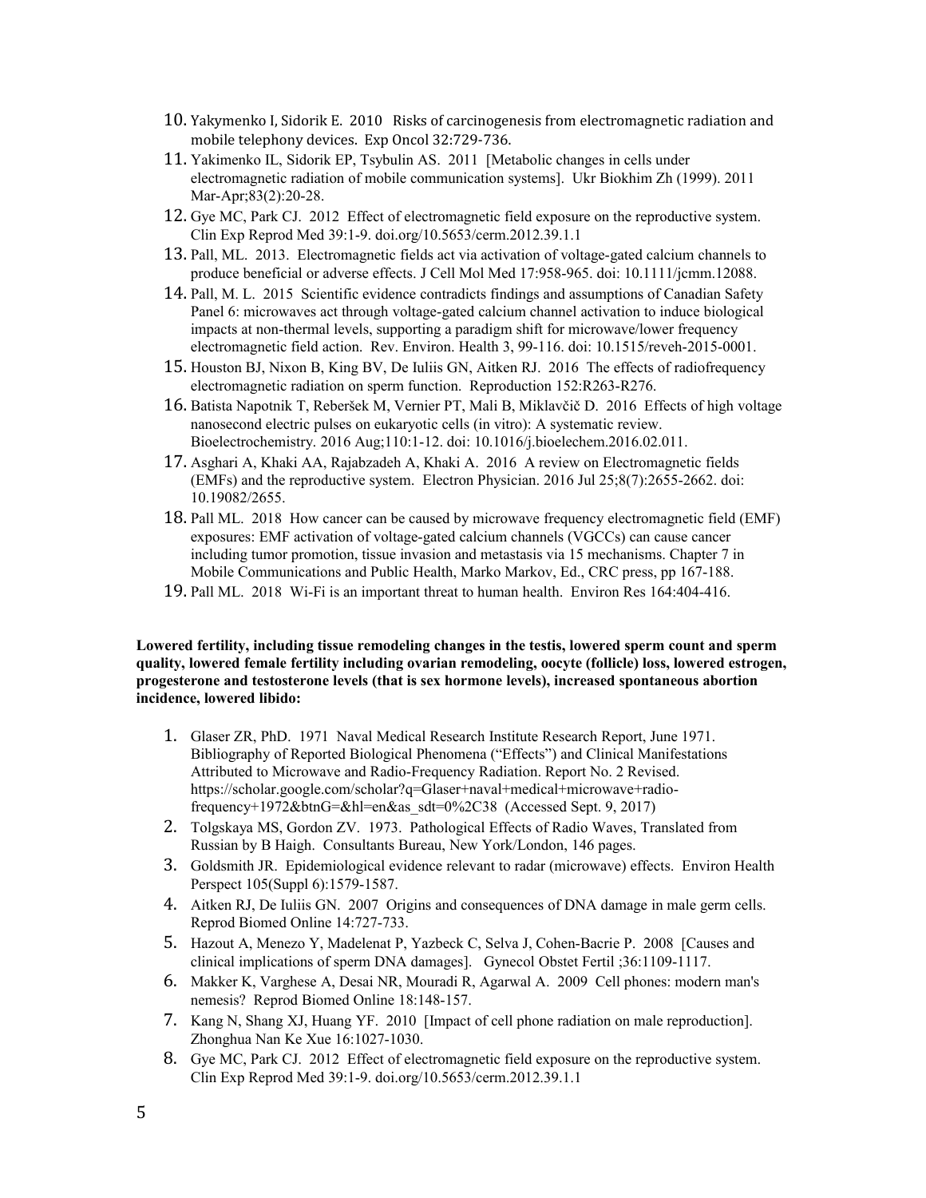10. Yakymenko I, Sidorik E. 2010 Risks of carcinogenesis from electromagnetic radiation and mobile telephony devices. Exp Oncol 32:729-736.
11. Yakimenko IL, Sidorik EP, Tsybulin AS. 2011 [Metabolic changes in cells under electromagnetic radiation of mobile communication systems]. Ukr Biokhim Zh (1999). 2011 Mar-Apr;83(2):20-28.
12. Gye MC, Park CJ. 2012 Effect of electromagnetic field exposure on the reproductive system. Clin Exp Reprod Med 39:1-9. doi.org/10.5653/cerm.2012.39.1.1
13. Pall, ML. 2013. Electromagnetic fields act via activation of voltage-gated calcium channels to produce beneficial or adverse effects. J Cell Mol Med 17:958-965. doi: 10.1111/jcmm.12088.
14. Pall, M. L. 2015 Scientific evidence contradicts findings and assumptions of Canadian Safety Panel 6: microwaves act through voltage-gated calcium channel activation to induce biological impacts at non-thermal levels, supporting a paradigm shift for microwave/lower frequency electromagnetic field action. Rev. Environ. Health 3, 99-116. doi: 10.1515/reveh-2015-0001.
15. Houston BJ, Nixon B, King BV, De Iuliis GN, Aitken RJ. 2016 The effects of radiofrequency electromagnetic radiation on sperm function. Reproduction 152:R263-R276.
16. Batista Napotnik T, Reberšek M, Vernier PT, Mali B, Miklavčič D. 2016 Effects of high voltage nanosecond electric pulses on eukaryotic cells (in vitro): A systematic review. Bioelectrochemistry. 2016 Aug;110:1-12. doi: 10.1016/j.bioelechem.2016.02.011.
17. Asghari A, Khaki AA, Rajabzadeh A, Khaki A. 2016 A review on Electromagnetic fields (EMFs) and the reproductive system. Electron Physician. 2016 Jul 25;8(7):2655-2662. doi: 10.19082/2655.
18. Pall ML. 2018 How cancer can be caused by microwave frequency electromagnetic field (EMF) exposures: EMF activation of voltage-gated calcium channels (VGCCs) can cause cancer including tumor promotion, tissue invasion and metastasis via 15 mechanisms. Chapter 7 in Mobile Communications and Public Health, Marko Markov, Ed., CRC press, pp 167-188.
19. Pall ML. 2018 Wi-Fi is an important threat to human health. Environ Res 164:404-416.

**Lowered fertility, including tissue remodeling changes in the testis, lowered sperm count and sperm quality, lowered female fertility including ovarian remodeling, oocyte (follicle) loss, lowered estrogen, progesterone and testosterone levels (that is sex hormone levels), increased spontaneous abortion incidence, lowered libido:**

1. Glaser ZR, PhD. 1971 Naval Medical Research Institute Research Report, June 1971. Bibliography of Reported Biological Phenomena ("Effects") and Clinical Manifestations Attributed to Microwave and Radio-Frequency Radiation. Report No. 2 Revised. https://scholar.google.com/scholar?q=Glaser+naval+medical+microwave+radio-frequency+1972&btnG=&hl=en&as_sdt=0%2C38 (Accessed Sept. 9, 2017)
2. Tolgskaya MS, Gordon ZV. 1973. Pathological Effects of Radio Waves, Translated from Russian by B Haigh. Consultants Bureau, New York/London, 146 pages.
3. Goldsmith JR. Epidemiological evidence relevant to radar (microwave) effects. Environ Health Perspect 105(Suppl 6):1579-1587.
4. Aitken RJ, De Iuliis GN. 2007 Origins and consequences of DNA damage in male germ cells. Reprod Biomed Online 14:727-733.
5. Hazout A, Menezo Y, Madelenat P, Yazbeck C, Selva J, Cohen-Bacrie P. 2008 [Causes and clinical implications of sperm DNA damages]. Gynecol Obstet Fertil ;36:1109-1117.
6. Makker K, Varghese A, Desai NR, Mouradi R, Agarwal A. 2009 Cell phones: modern man's nemesis? Reprod Biomed Online 18:148-157.
7. Kang N, Shang XJ, Huang YF. 2010 [Impact of cell phone radiation on male reproduction]. Zhonghua Nan Ke Xue 16:1027-1030.
8. Gye MC, Park CJ. 2012 Effect of electromagnetic field exposure on the reproductive system. Clin Exp Reprod Med 39:1-9. doi.org/10.5653/cerm.2012.39.1.1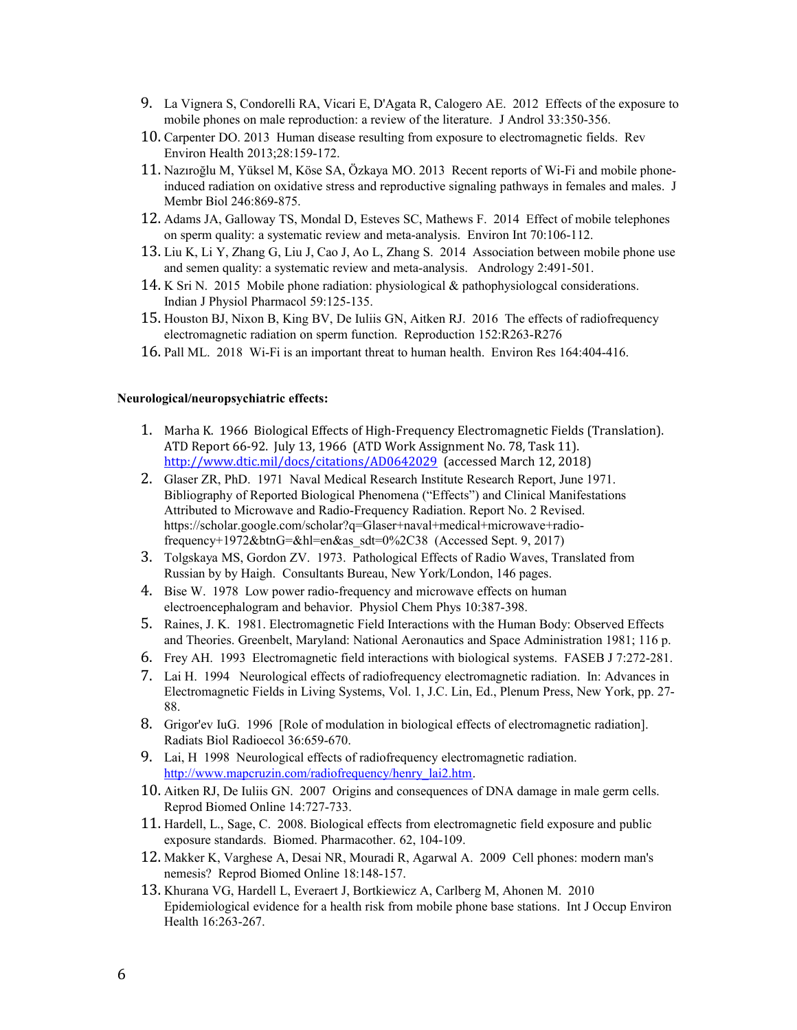9. La Vignera S, Condorelli RA, Vicari E, D'Agata R, Calogero AE. 2012 Effects of the exposure to mobile phones on male reproduction: a review of the literature. J Androl 33:350-356.
10. Carpenter DO. 2013 Human disease resulting from exposure to electromagnetic fields. Rev Environ Health 2013;28:159-172.
11. Nazıroğlu M, Yüksel M, Köse SA, Özkaya MO. 2013 Recent reports of Wi-Fi and mobile phone-induced radiation on oxidative stress and reproductive signaling pathways in females and males. J Membr Biol 246:869-875.
12. Adams JA, Galloway TS, Mondal D, Esteves SC, Mathews F. 2014 Effect of mobile telephones on sperm quality: a systematic review and meta-analysis. Environ Int 70:106-112.
13. Liu K, Li Y, Zhang G, Liu J, Cao J, Ao L, Zhang S. 2014 Association between mobile phone use and semen quality: a systematic review and meta-analysis. Andrology 2:491-501.
14. K Sri N. 2015 Mobile phone radiation: physiological & pathophysiologcal considerations. Indian J Physiol Pharmacol 59:125-135.
15. Houston BJ, Nixon B, King BV, De Iuliis GN, Aitken RJ. 2016 The effects of radiofrequency electromagnetic radiation on sperm function. Reproduction 152:R263-R276
16. Pall ML. 2018 Wi-Fi is an important threat to human health. Environ Res 164:404-416.

**Neurological/neuropsychiatric effects:**

1. Marha K. 1966 Biological Effects of High-Frequency Electromagnetic Fields (Translation). ATD Report 66-92. July 13, 1966 (ATD Work Assignment No. 78, Task 11). http://www.dtic.mil/docs/citations/AD0642029 (accessed March 12, 2018)
2. Glaser ZR, PhD. 1971 Naval Medical Research Institute Research Report, June 1971. Bibliography of Reported Biological Phenomena ("Effects") and Clinical Manifestations Attributed to Microwave and Radio-Frequency Radiation. Report No. 2 Revised. https://scholar.google.com/scholar?q=Glaser+naval+medical+microwave+radio-frequency+1972&btnG=&hl=en&as_sdt=0%2C38 (Accessed Sept. 9, 2017)
3. Tolgskaya MS, Gordon ZV. 1973. Pathological Effects of Radio Waves, Translated from Russian by by Haigh. Consultants Bureau, New York/London, 146 pages.
4. Bise W. 1978 Low power radio-frequency and microwave effects on human electroencephalogram and behavior. Physiol Chem Phys 10:387-398.
5. Raines, J. K. 1981. Electromagnetic Field Interactions with the Human Body: Observed Effects and Theories. Greenbelt, Maryland: National Aeronautics and Space Administration 1981; 116 p.
6. Frey AH. 1993 Electromagnetic field interactions with biological systems. FASEB J 7:272-281.
7. Lai H. 1994 Neurological effects of radiofrequency electromagnetic radiation. In: Advances in Electromagnetic Fields in Living Systems, Vol. 1, J.C. Lin, Ed., Plenum Press, New York, pp. 27-88.
8. Grigor'ev IuG. 1996 [Role of modulation in biological effects of electromagnetic radiation]. Radiats Biol Radioecol 36:659-670.
9. Lai, H 1998 Neurological effects of radiofrequency electromagnetic radiation. http://www.mapcruzin.com/radiofrequency/henry_lai2.htm.
10. Aitken RJ, De Iuliis GN. 2007 Origins and consequences of DNA damage in male germ cells. Reprod Biomed Online 14:727-733.
11. Hardell, L., Sage, C. 2008. Biological effects from electromagnetic field exposure and public exposure standards. Biomed. Pharmacother. 62, 104-109.
12. Makker K, Varghese A, Desai NR, Mouradi R, Agarwal A. 2009 Cell phones: modern man's nemesis? Reprod Biomed Online 18:148-157.
13. Khurana VG, Hardell L, Everaert J, Bortkiewicz A, Carlberg M, Ahonen M. 2010 Epidemiological evidence for a health risk from mobile phone base stations. Int J Occup Environ Health 16:263-267.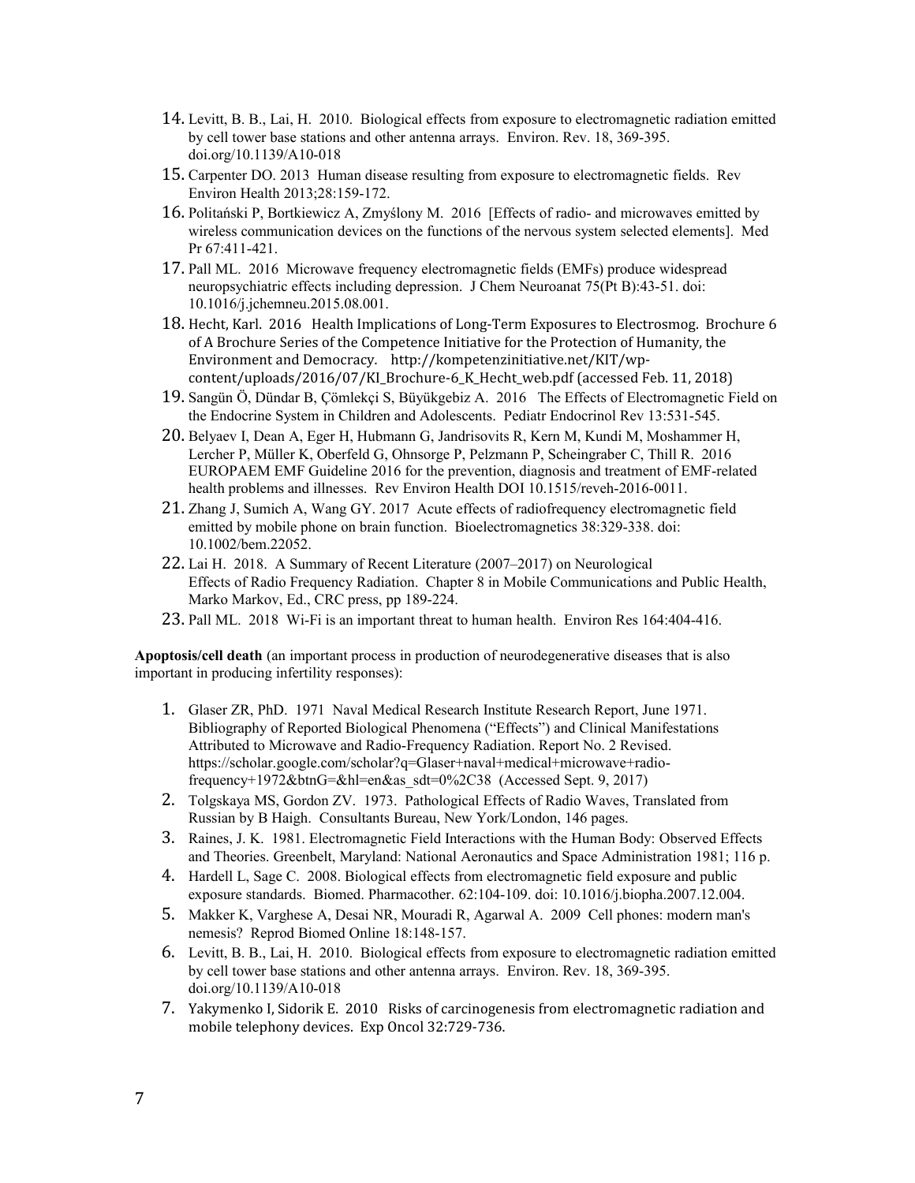14. Levitt, B. B., Lai, H. 2010. Biological effects from exposure to electromagnetic radiation emitted by cell tower base stations and other antenna arrays. Environ. Rev. 18, 369-395. doi.org/10.1139/A10-018
15. Carpenter DO. 2013 Human disease resulting from exposure to electromagnetic fields. Rev Environ Health 2013;28:159-172.
16. Politański P, Bortkiewicz A, Zmyślony M. 2016 [Effects of radio- and microwaves emitted by wireless communication devices on the functions of the nervous system selected elements]. Med Pr 67:411-421.
17. Pall ML. 2016 Microwave frequency electromagnetic fields (EMFs) produce widespread neuropsychiatric effects including depression. J Chem Neuroanat 75(Pt B):43-51. doi: 10.1016/j.jchemneu.2015.08.001.
18. Hecht, Karl. 2016 Health Implications of Long-Term Exposures to Electrosmog. Brochure 6 of A Brochure Series of the Competence Initiative for the Protection of Humanity, the Environment and Democracy. http://kompetenzinitiative.net/KIT/wp-content/uploads/2016/07/KI_Brochure-6_K_Hecht_web.pdf (accessed Feb. 11, 2018)
19. Sangün Ö, Dündar B, Çömlekçi S, Büyükgebiz A. 2016 The Effects of Electromagnetic Field on the Endocrine System in Children and Adolescents. Pediatr Endocrinol Rev 13:531-545.
20. Belyaev I, Dean A, Eger H, Hubmann G, Jandrisovits R, Kern M, Kundi M, Moshammer H, Lercher P, Müller K, Oberfeld G, Ohnsorge P, Pelzmann P, Scheingraber C, Thill R. 2016 EUROPAEM EMF Guideline 2016 for the prevention, diagnosis and treatment of EMF-related health problems and illnesses. Rev Environ Health DOI 10.1515/reveh-2016-0011.
21. Zhang J, Sumich A, Wang GY. 2017 Acute effects of radiofrequency electromagnetic field emitted by mobile phone on brain function. Bioelectromagnetics 38:329-338. doi: 10.1002/bem.22052.
22. Lai H. 2018. A Summary of Recent Literature (2007–2017) on Neurological Effects of Radio Frequency Radiation. Chapter 8 in Mobile Communications and Public Health, Marko Markov, Ed., CRC press, pp 189-224.
23. Pall ML. 2018 Wi-Fi is an important threat to human health. Environ Res 164:404-416.

**Apoptosis/cell death** (an important process in production of neurodegenerative diseases that is also important in producing infertility responses):

1. Glaser ZR, PhD. 1971 Naval Medical Research Institute Research Report, June 1971. Bibliography of Reported Biological Phenomena ("Effects") and Clinical Manifestations Attributed to Microwave and Radio-Frequency Radiation. Report No. 2 Revised. https://scholar.google.com/scholar?q=Glaser+naval+medical+microwave+radio-frequency+1972&btnG=&hl=en&as_sdt=0%2C38 (Accessed Sept. 9, 2017)
2. Tolgskaya MS, Gordon ZV. 1973. Pathological Effects of Radio Waves, Translated from Russian by B Haigh. Consultants Bureau, New York/London, 146 pages.
3. Raines, J. K. 1981. Electromagnetic Field Interactions with the Human Body: Observed Effects and Theories. Greenbelt, Maryland: National Aeronautics and Space Administration 1981; 116 p.
4. Hardell L, Sage C. 2008. Biological effects from electromagnetic field exposure and public exposure standards. Biomed. Pharmacother. 62:104-109. doi: 10.1016/j.biopha.2007.12.004.
5. Makker K, Varghese A, Desai NR, Mouradi R, Agarwal A. 2009 Cell phones: modern man's nemesis? Reprod Biomed Online 18:148-157.
6. Levitt, B. B., Lai, H. 2010. Biological effects from exposure to electromagnetic radiation emitted by cell tower base stations and other antenna arrays. Environ. Rev. 18, 369-395. doi.org/10.1139/A10-018
7. Yakymenko I, Sidorik E. 2010 Risks of carcinogenesis from electromagnetic radiation and mobile telephony devices. Exp Oncol 32:729-736.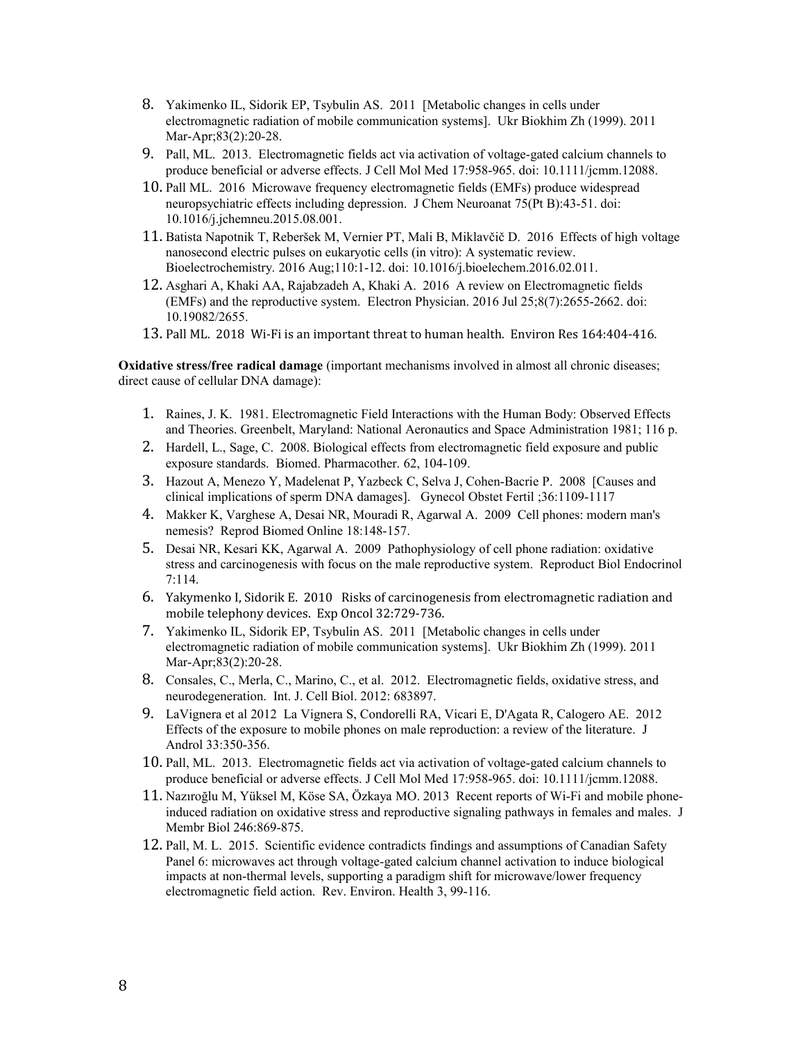8. Yakimenko IL, Sidorik EP, Tsybulin AS. 2011 [Metabolic changes in cells under electromagnetic radiation of mobile communication systems]. Ukr Biokhim Zh (1999). 2011 Mar-Apr;83(2):20-28.
9. Pall, ML. 2013. Electromagnetic fields act via activation of voltage-gated calcium channels to produce beneficial or adverse effects. J Cell Mol Med 17:958-965. doi: 10.1111/jcmm.12088.
10. Pall ML. 2016 Microwave frequency electromagnetic fields (EMFs) produce widespread neuropsychiatric effects including depression. J Chem Neuroanat 75(Pt B):43-51. doi: 10.1016/j.jchemneu.2015.08.001.
11. Batista Napotnik T, Reberšek M, Vernier PT, Mali B, Miklavčič D. 2016 Effects of high voltage nanosecond electric pulses on eukaryotic cells (in vitro): A systematic review. Bioelectrochemistry. 2016 Aug;110:1-12. doi: 10.1016/j.bioelechem.2016.02.011.
12. Asghari A, Khaki AA, Rajabzadeh A, Khaki A. 2016 A review on Electromagnetic fields (EMFs) and the reproductive system. Electron Physician. 2016 Jul 25;8(7):2655-2662. doi: 10.19082/2655.
13. Pall ML. 2018 Wi-Fi is an important threat to human health. Environ Res 164:404-416.

**Oxidative stress/free radical damage** (important mechanisms involved in almost all chronic diseases; direct cause of cellular DNA damage):

1. Raines, J. K. 1981. Electromagnetic Field Interactions with the Human Body: Observed Effects and Theories. Greenbelt, Maryland: National Aeronautics and Space Administration 1981; 116 p.
2. Hardell, L., Sage, C. 2008. Biological effects from electromagnetic field exposure and public exposure standards. Biomed. Pharmacother. 62, 104-109.
3. Hazout A, Menezo Y, Madelenat P, Yazbeck C, Selva J, Cohen-Bacrie P. 2008 [Causes and clinical implications of sperm DNA damages]. Gynecol Obstet Fertil ;36:1109-1117
4. Makker K, Varghese A, Desai NR, Mouradi R, Agarwal A. 2009 Cell phones: modern man's nemesis? Reprod Biomed Online 18:148-157.
5. Desai NR, Kesari KK, Agarwal A. 2009 Pathophysiology of cell phone radiation: oxidative stress and carcinogenesis with focus on the male reproductive system. Reproduct Biol Endocrinol 7:114.
6. Yakymenko I, Sidorik E. 2010 Risks of carcinogenesis from electromagnetic radiation and mobile telephony devices. Exp Oncol 32:729-736.
7. Yakimenko IL, Sidorik EP, Tsybulin AS. 2011 [Metabolic changes in cells under electromagnetic radiation of mobile communication systems]. Ukr Biokhim Zh (1999). 2011 Mar-Apr;83(2):20-28.
8. Consales, C., Merla, C., Marino, C., et al. 2012. Electromagnetic fields, oxidative stress, and neurodegeneration. Int. J. Cell Biol. 2012: 683897.
9. LaVignera et al 2012 La Vignera S, Condorelli RA, Vicari E, D'Agata R, Calogero AE. 2012 Effects of the exposure to mobile phones on male reproduction: a review of the literature. J Androl 33:350-356.
10. Pall, ML. 2013. Electromagnetic fields act via activation of voltage-gated calcium channels to produce beneficial or adverse effects. J Cell Mol Med 17:958-965. doi: 10.1111/jcmm.12088.
11. Nazıroğlu M, Yüksel M, Köse SA, Özkaya MO. 2013 Recent reports of Wi-Fi and mobile phone-induced radiation on oxidative stress and reproductive signaling pathways in females and males. J Membr Biol 246:869-875.
12. Pall, M. L. 2015. Scientific evidence contradicts findings and assumptions of Canadian Safety Panel 6: microwaves act through voltage-gated calcium channel activation to induce biological impacts at non-thermal levels, supporting a paradigm shift for microwave/lower frequency electromagnetic field action. Rev. Environ. Health 3, 99-116.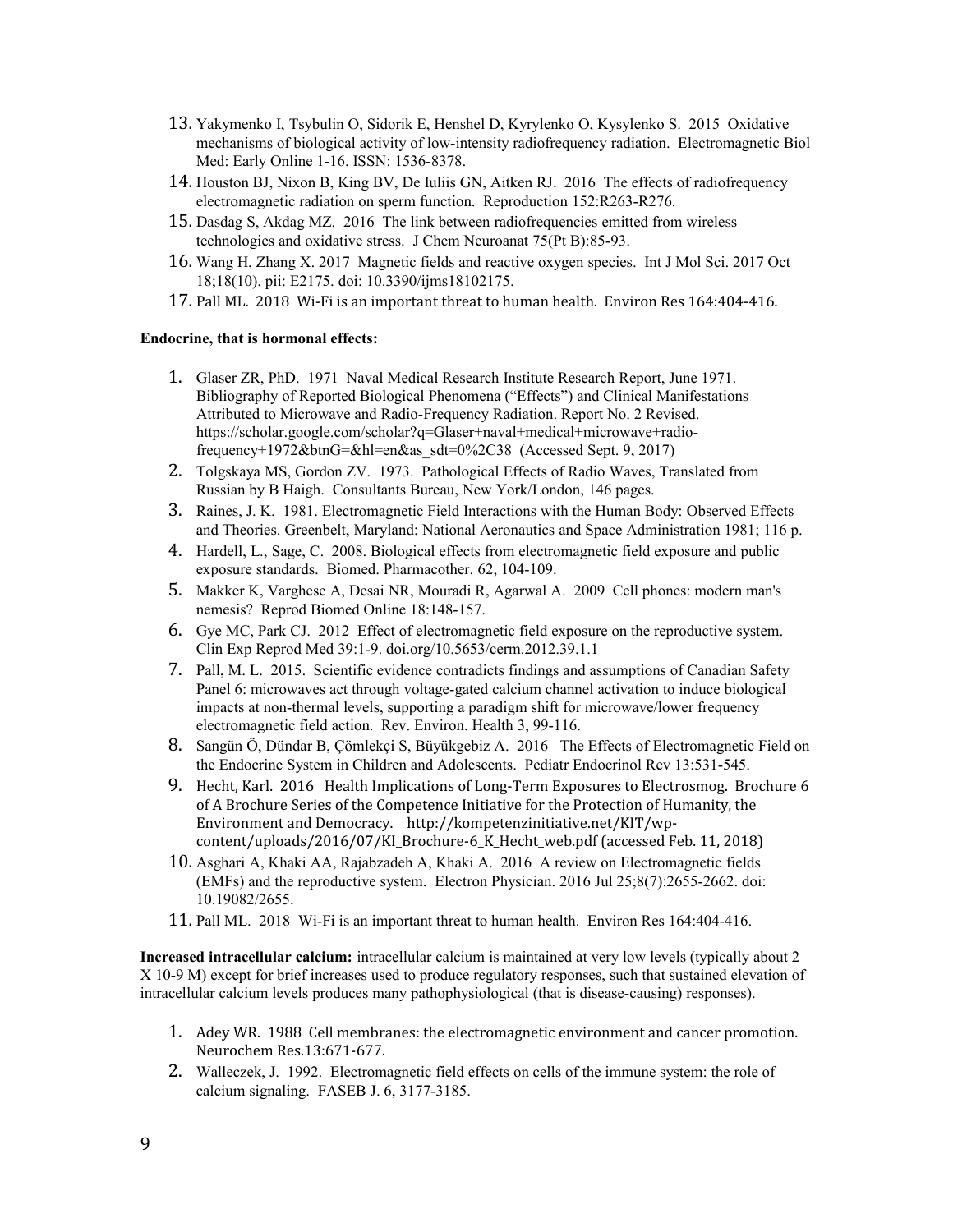13. Yakymenko I, Tsybulin O, Sidorik E, Henshel D, Kyrylenko O, Kysylenko S. 2015 Oxidative mechanisms of biological activity of low-intensity radiofrequency radiation. Electromagnetic Biol Med: Early Online 1-16. ISSN: 1536-8378.
14. Houston BJ, Nixon B, King BV, De Iuliis GN, Aitken RJ. 2016 The effects of radiofrequency electromagnetic radiation on sperm function. Reproduction 152:R263-R276.
15. Dasdag S, Akdag MZ. 2016 The link between radiofrequencies emitted from wireless technologies and oxidative stress. J Chem Neuroanat 75(Pt B):85-93.
16. Wang H, Zhang X. 2017 Magnetic fields and reactive oxygen species. Int J Mol Sci. 2017 Oct 18;18(10). pii: E2175. doi: 10.3390/ijms18102175.
17. Pall ML. 2018 Wi-Fi is an important threat to human health. Environ Res 164:404-416.

**Endocrine, that is hormonal effects:**

1. Glaser ZR, PhD. 1971 Naval Medical Research Institute Research Report, June 1971. Bibliography of Reported Biological Phenomena ("Effects") and Clinical Manifestations Attributed to Microwave and Radio-Frequency Radiation. Report No. 2 Revised. https://scholar.google.com/scholar?q=Glaser+naval+medical+microwave+radio-frequency+1972&btnG=&hl=en&as_sdt=0%2C38 (Accessed Sept. 9, 2017)
2. Tolgskaya MS, Gordon ZV. 1973. Pathological Effects of Radio Waves, Translated from Russian by B Haigh. Consultants Bureau, New York/London, 146 pages.
3. Raines, J. K. 1981. Electromagnetic Field Interactions with the Human Body: Observed Effects and Theories. Greenbelt, Maryland: National Aeronautics and Space Administration 1981; 116 p.
4. Hardell, L., Sage, C. 2008. Biological effects from electromagnetic field exposure and public exposure standards. Biomed. Pharmacother. 62, 104-109.
5. Makker K, Varghese A, Desai NR, Mouradi R, Agarwal A. 2009 Cell phones: modern man's nemesis? Reprod Biomed Online 18:148-157.
6. Gye MC, Park CJ. 2012 Effect of electromagnetic field exposure on the reproductive system. Clin Exp Reprod Med 39:1-9. doi.org/10.5653/cerm.2012.39.1.1
7. Pall, M. L. 2015. Scientific evidence contradicts findings and assumptions of Canadian Safety Panel 6: microwaves act through voltage-gated calcium channel activation to induce biological impacts at non-thermal levels, supporting a paradigm shift for microwave/lower frequency electromagnetic field action. Rev. Environ. Health 3, 99-116.
8. Sangün Ö, Dündar B, Çömlekçi S, Büyükgebiz A. 2016 The Effects of Electromagnetic Field on the Endocrine System in Children and Adolescents. Pediatr Endocrinol Rev 13:531-545.
9. Hecht, Karl. 2016 Health Implications of Long-Term Exposures to Electrosmog. Brochure 6 of A Brochure Series of the Competence Initiative for the Protection of Humanity, the Environment and Democracy. http://kompetenzinitiative.net/KIT/wp-content/uploads/2016/07/KI_Brochure-6_K_Hecht_web.pdf (accessed Feb. 11, 2018)
10. Asghari A, Khaki AA, Rajabzadeh A, Khaki A. 2016 A review on Electromagnetic fields (EMFs) and the reproductive system. Electron Physician. 2016 Jul 25;8(7):2655-2662. doi: 10.19082/2655.
11. Pall ML. 2018 Wi-Fi is an important threat to human health. Environ Res 164:404-416.

**Increased intracellular calcium:** intracellular calcium is maintained at very low levels (typically about 2 X $10^{-9}$ M) except for brief increases used to produce regulatory responses, such that sustained elevation of intracellular calcium levels produces many pathophysiological (that is disease-causing) responses).

1. Adey WR. 1988 Cell membranes: the electromagnetic environment and cancer promotion. Neurochem Res.13:671-677.
2. Walleczek, J. 1992. Electromagnetic field effects on cells of the immune system: the role of calcium signaling. FASEB J. 6, 3177-3185.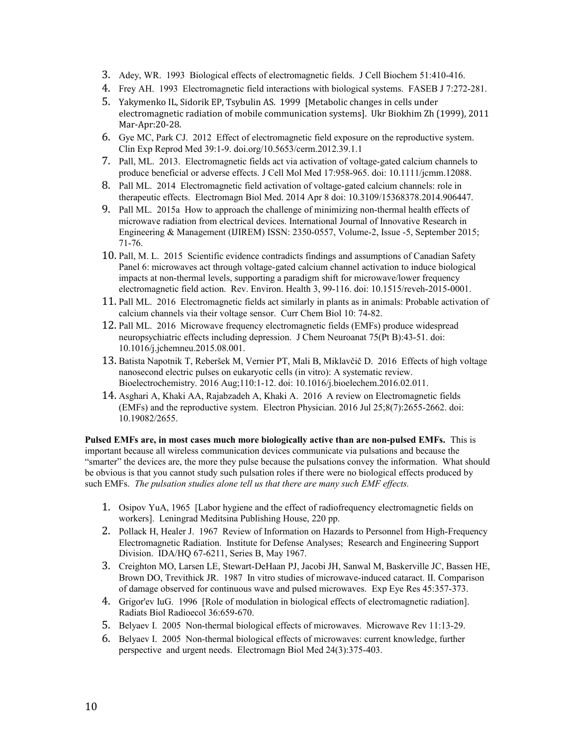3. Adey, WR. 1993 Biological effects of electromagnetic fields. J Cell Biochem 51:410-416.
4. Frey AH. 1993 Electromagnetic field interactions with biological systems. FASEB J 7:272-281.
5. Yakymenko IL, Sidorik EP, Tsybulin AS. 1999 [Metabolic changes in cells under electromagnetic radiation of mobile communication systems]. Ukr Biokhim Zh (1999), 2011 Mar-Apr:20-28.
6. Gye MC, Park CJ. 2012 Effect of electromagnetic field exposure on the reproductive system. Clin Exp Reprod Med 39:1-9. doi.org/10.5653/cerm.2012.39.1.1
7. Pall, ML. 2013. Electromagnetic fields act via activation of voltage-gated calcium channels to produce beneficial or adverse effects. J Cell Mol Med 17:958-965. doi: 10.1111/jcmm.12088.
8. Pall ML. 2014 Electromagnetic field activation of voltage-gated calcium channels: role in therapeutic effects. Electromagn Biol Med. 2014 Apr 8 doi: 10.3109/15368378.2014.906447.
9. Pall ML. 2015a How to approach the challenge of minimizing non-thermal health effects of microwave radiation from electrical devices. International Journal of Innovative Research in Engineering & Management (IJIREM) ISSN: 2350-0557, Volume-2, Issue -5, September 2015; 71-76.
10. Pall, M. L. 2015 Scientific evidence contradicts findings and assumptions of Canadian Safety Panel 6: microwaves act through voltage-gated calcium channel activation to induce biological impacts at non-thermal levels, supporting a paradigm shift for microwave/lower frequency electromagnetic field action. Rev. Environ. Health 3, 99-116. doi: 10.1515/reveh-2015-0001.
11. Pall ML. 2016 Electromagnetic fields act similarly in plants as in animals: Probable activation of calcium channels via their voltage sensor. Curr Chem Biol 10: 74-82.
12. Pall ML. 2016 Microwave frequency electromagnetic fields (EMFs) produce widespread neuropsychiatric effects including depression. J Chem Neuroanat 75(Pt B):43-51. doi: 10.1016/j.jchemneu.2015.08.001.
13. Batista Napotnik T, Reberšek M, Vernier PT, Mali B, Miklavčič D. 2016 Effects of high voltage nanosecond electric pulses on eukaryotic cells (in vitro): A systematic review. Bioelectrochemistry. 2016 Aug;110:1-12. doi: 10.1016/j.bioelechem.2016.02.011.
14. Asghari A, Khaki AA, Rajabzadeh A, Khaki A. 2016 A review on Electromagnetic fields (EMFs) and the reproductive system. Electron Physician. 2016 Jul 25;8(7):2655-2662. doi: 10.19082/2655.

**Pulsed EMFs are, in most cases much more biologically active than are non-pulsed EMFs.** This is important because all wireless communication devices communicate via pulsations and because the "smarter" the devices are, the more they pulse because the pulsations convey the information. What should be obvious is that you cannot study such pulsation roles if there were no biological effects produced by such EMFs. *The pulsation studies alone tell us that there are many such EMF effects.*

1. Osipov YuA, 1965 [Labor hygiene and the effect of radiofrequency electromagnetic fields on workers]. Leningrad Meditsina Publishing House, 220 pp.
2. Pollack H, Healer J. 1967 Review of Information on Hazards to Personnel from High-Frequency Electromagnetic Radiation. Institute for Defense Analyses; Research and Engineering Support Division. IDA/HQ 67-6211, Series B, May 1967.
3. Creighton MO, Larsen LE, Stewart-DeHaan PJ, Jacobi JH, Sanwal M, Baskerville JC, Bassen HE, Brown DO, Trevithick JR. 1987 In vitro studies of microwave-induced cataract. II. Comparison of damage observed for continuous wave and pulsed microwaves. Exp Eye Res 45:357-373.
4. Grigor'ev IuG. 1996 [Role of modulation in biological effects of electromagnetic radiation]. Radiats Biol Radioecol 36:659-670.
5. Belyaev I. 2005 Non-thermal biological effects of microwaves. Microwave Rev 11:13-29.
6. Belyaev I. 2005 Non-thermal biological effects of microwaves: current knowledge, further perspective and urgent needs. Electromagn Biol Med 24(3):375-403.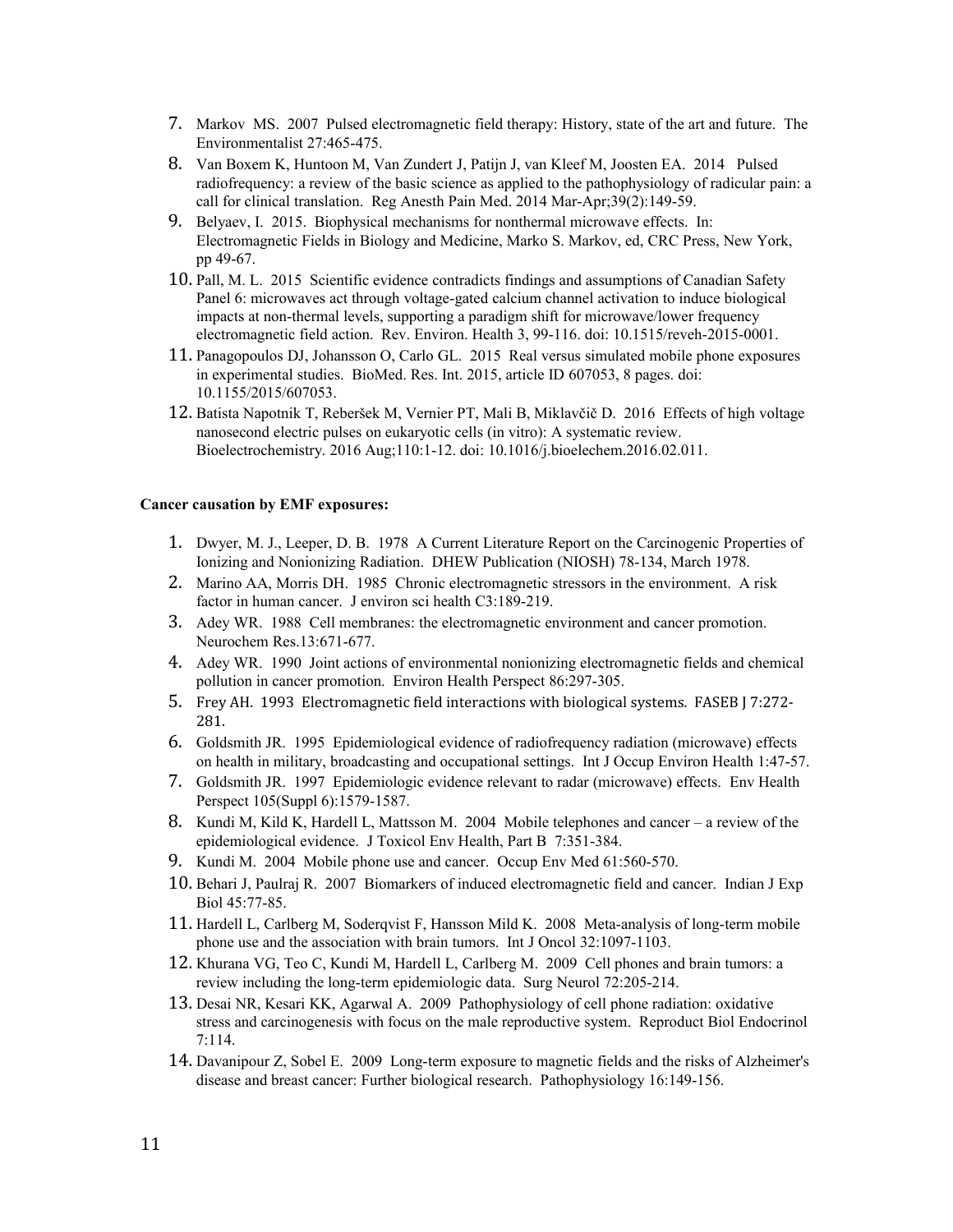7. Markov MS. 2007 Pulsed electromagnetic field therapy: History, state of the art and future. The Environmentalist 27:465-475.
8. Van Boxem K, Huntoon M, Van Zundert J, Patijn J, van Kleef M, Joosten EA. 2014 Pulsed radiofrequency: a review of the basic science as applied to the pathophysiology of radicular pain: a call for clinical translation. Reg Anesth Pain Med. 2014 Mar-Apr;39(2):149-59.
9. Belyaev, I. 2015. Biophysical mechanisms for nonthermal microwave effects. In: Electromagnetic Fields in Biology and Medicine, Marko S. Markov, ed, CRC Press, New York, pp 49-67.
10. Pall, M. L. 2015 Scientific evidence contradicts findings and assumptions of Canadian Safety Panel 6: microwaves act through voltage-gated calcium channel activation to induce biological impacts at non-thermal levels, supporting a paradigm shift for microwave/lower frequency electromagnetic field action. Rev. Environ. Health 3, 99-116. doi: 10.1515/reveh-2015-0001.
11. Panagopoulos DJ, Johansson O, Carlo GL. 2015 Real versus simulated mobile phone exposures in experimental studies. BioMed. Res. Int. 2015, article ID 607053, 8 pages. doi: 10.1155/2015/607053.
12. Batista Napotnik T, Reberšek M, Vernier PT, Mali B, Miklavčič D. 2016 Effects of high voltage nanosecond electric pulses on eukaryotic cells (in vitro): A systematic review. Bioelectrochemistry. 2016 Aug;110:1-12. doi: 10.1016/j.bioelechem.2016.02.011.

**Cancer causation by EMF exposures:**

1. Dwyer, M. J., Leeper, D. B. 1978 A Current Literature Report on the Carcinogenic Properties of Ionizing and Nonionizing Radiation. DHEW Publication (NIOSH) 78-134, March 1978.
2. Marino AA, Morris DH. 1985 Chronic electromagnetic stressors in the environment. A risk factor in human cancer. J environ sci health C3:189-219.
3. Adey WR. 1988 Cell membranes: the electromagnetic environment and cancer promotion. Neurochem Res.13:671-677.
4. Adey WR. 1990 Joint actions of environmental nonionizing electromagnetic fields and chemical pollution in cancer promotion. Environ Health Perspect 86:297-305.
5. Frey AH. 1993 Electromagnetic field interactions with biological systems. FASEB J 7:272-281.
6. Goldsmith JR. 1995 Epidemiological evidence of radiofrequency radiation (microwave) effects on health in military, broadcasting and occupational settings. Int J Occup Environ Health 1:47-57.
7. Goldsmith JR. 1997 Epidemiologic evidence relevant to radar (microwave) effects. Env Health Perspect 105(Suppl 6):1579-1587.
8. Kundi M, Kild K, Hardell L, Mattsson M. 2004 Mobile telephones and cancer – a review of the epidemiological evidence. J Toxicol Env Health, Part B 7:351-384.
9. Kundi M. 2004 Mobile phone use and cancer. Occup Env Med 61:560-570.
10. Behari J, Paulraj R. 2007 Biomarkers of induced electromagnetic field and cancer. Indian J Exp Biol 45:77-85.
11. Hardell L, Carlberg M, Soderqvist F, Hansson Mild K. 2008 Meta-analysis of long-term mobile phone use and the association with brain tumors. Int J Oncol 32:1097-1103.
12. Khurana VG, Teo C, Kundi M, Hardell L, Carlberg M. 2009 Cell phones and brain tumors: a review including the long-term epidemiologic data. Surg Neurol 72:205-214.
13. Desai NR, Kesari KK, Agarwal A. 2009 Pathophysiology of cell phone radiation: oxidative stress and carcinogenesis with focus on the male reproductive system. Reproduct Biol Endocrinol 7:114.
14. Davanipour Z, Sobel E. 2009 Long-term exposure to magnetic fields and the risks of Alzheimer's disease and breast cancer: Further biological research. Pathophysiology 16:149-156.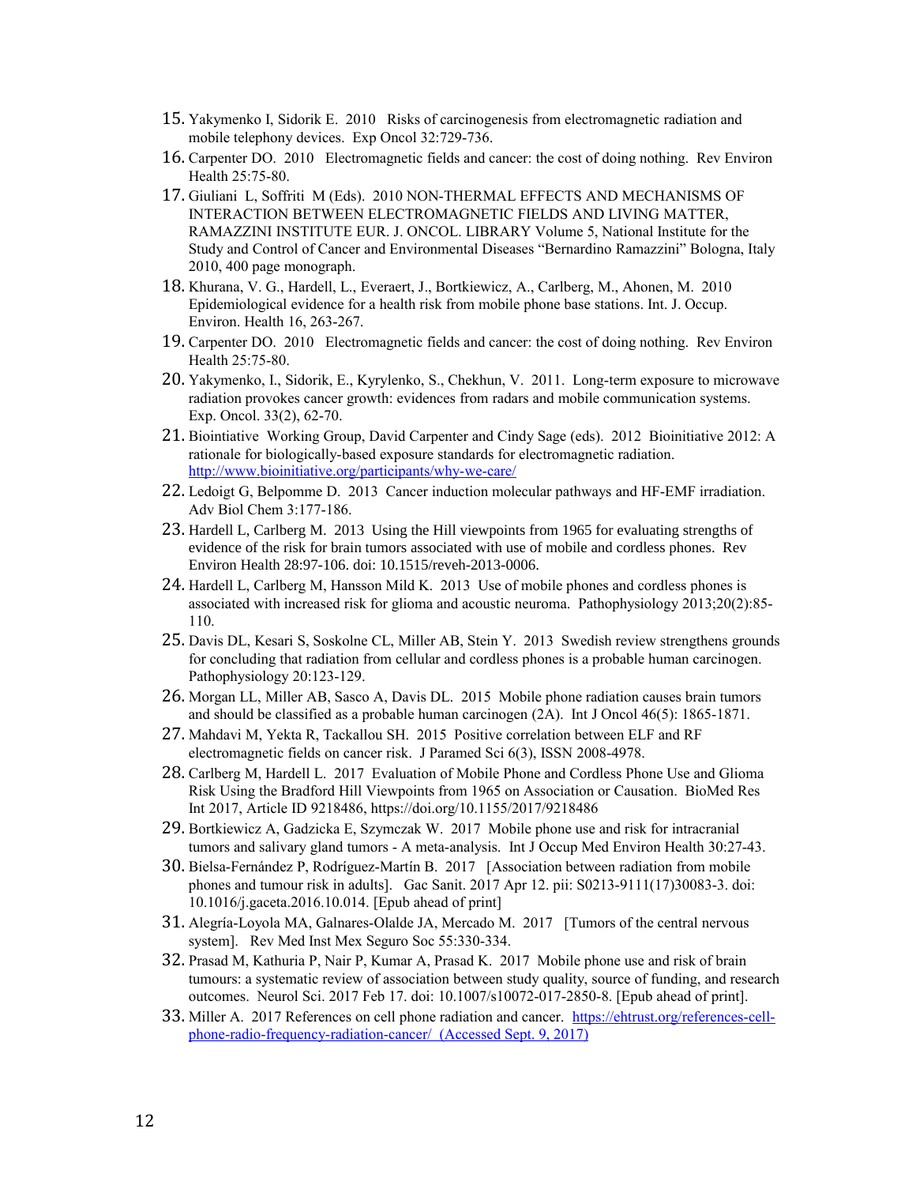15. Yakymenko I, Sidorik E. 2010 Risks of carcinogenesis from electromagnetic radiation and mobile telephony devices. Exp Oncol 32:729-736.
16. Carpenter DO. 2010 Electromagnetic fields and cancer: the cost of doing nothing. Rev Environ Health 25:75-80.
17. Giuliani L, Soffritti M (Eds). 2010 NON-THERMAL EFFECTS AND MECHANISMS OF INTERACTION BETWEEN ELECTROMAGNETIC FIELDS AND LIVING MATTER, RAMAZZINI INSTITUTE EUR. J. ONCOL. LIBRARY Volume 5, National Institute for the Study and Control of Cancer and Environmental Diseases "Bernardino Ramazzini" Bologna, Italy 2010, 400 page monograph.
18. Khurana, V. G., Hardell, L., Everaert, J., Bortkiewicz, A., Carlberg, M., Ahonen, M. 2010 Epidemiological evidence for a health risk from mobile phone base stations. Int. J. Occup. Environ. Health 16, 263-267.
19. Carpenter DO. 2010 Electromagnetic fields and cancer: the cost of doing nothing. Rev Environ Health 25:75-80.
20. Yakymenko, I., Sidorik, E., Kyrylenko, S., Chekhun, V. 2011. Long-term exposure to microwave radiation provokes cancer growth: evidences from radars and mobile communication systems. Exp. Oncol. 33(2), 62-70.
21. Biointiative Working Group, David Carpenter and Cindy Sage (eds). 2012 Bioinitiative 2012: A rationale for biologically-based exposure standards for electromagnetic radiation. http://www.bioinitiative.org/participants/why-we-care/
22. Ledoigt G, Belpomme D. 2013 Cancer induction molecular pathways and HF-EMF irradiation. Adv Biol Chem 3:177-186.
23. Hardell L, Carlberg M. 2013 Using the Hill viewpoints from 1965 for evaluating strengths of evidence of the risk for brain tumors associated with use of mobile and cordless phones. Rev Environ Health 28:97-106. doi: 10.1515/reveh-2013-0006.
24. Hardell L, Carlberg M, Hansson Mild K. 2013 Use of mobile phones and cordless phones is associated with increased risk for glioma and acoustic neuroma. Pathophysiology 2013;20(2):85-110.
25. Davis DL, Kesari S, Soskolne CL, Miller AB, Stein Y. 2013 Swedish review strengthens grounds for concluding that radiation from cellular and cordless phones is a probable human carcinogen. Pathophysiology 20:123-129.
26. Morgan LL, Miller AB, Sasco A, Davis DL. 2015 Mobile phone radiation causes brain tumors and should be classified as a probable human carcinogen (2A). Int J Oncol 46(5): 1865-1871.
27. Mahdavi M, Yekta R, Tackallou SH. 2015 Positive correlation between ELF and RF electromagnetic fields on cancer risk. J Paramed Sci 6(3), ISSN 2008-4978.
28. Carlberg M, Hardell L. 2017 Evaluation of Mobile Phone and Cordless Phone Use and Glioma Risk Using the Bradford Hill Viewpoints from 1965 on Association or Causation. BioMed Res Int 2017, Article ID 9218486, https://doi.org/10.1155/2017/9218486
29. Bortkiewicz A, Gadzicka E, Szymczak W. 2017 Mobile phone use and risk for intracranial tumors and salivary gland tumors - A meta-analysis. Int J Occup Med Environ Health 30:27-43.
30. Bielsa-Fernández P, Rodríguez-Martín B. 2017 [Association between radiation from mobile phones and tumour risk in adults]. Gac Sanit. 2017 Apr 12. pii: S0213-9111(17)30083-3. doi: 10.1016/j.gaceta.2016.10.014. [Epub ahead of print]
31. Alegría-Loyola MA, Galnares-Olalde JA, Mercado M. 2017 [Tumors of the central nervous system]. Rev Med Inst Mex Seguro Soc 55:330-334.
32. Prasad M, Kathuria P, Nair P, Kumar A, Prasad K. 2017 Mobile phone use and risk of brain tumours: a systematic review of association between study quality, source of funding, and research outcomes. Neurol Sci. 2017 Feb 17. doi: 10.1007/s10072-017-2850-8. [Epub ahead of print].
33. Miller A. 2017 References on cell phone radiation and cancer. https://ehtrust.org/references-cell-phone-radio-frequency-radiation-cancer/ (Accessed Sept. 9, 2017)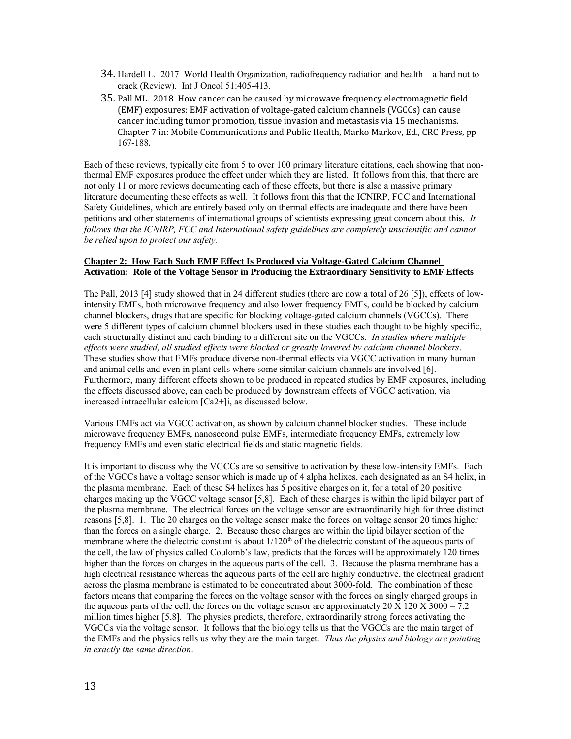34. Hardell L. 2017 World Health Organization, radiofrequency radiation and health – a hard nut to crack (Review). Int J Oncol 51:405-413.
35. Pall ML. 2018 How cancer can be caused by microwave frequency electromagnetic field (EMF) exposures: EMF activation of voltage-gated calcium channels (VGCCs) can cause cancer including tumor promotion, tissue invasion and metastasis via 15 mechanisms. Chapter 7 in: Mobile Communications and Public Health, Marko Markov, Ed., CRC Press, pp 167-188.

Each of these reviews, typically cite from 5 to over 100 primary literature citations, each showing that non-thermal EMF exposures produce the effect under which they are listed. It follows from this, that there are not only 11 or more reviews documenting each of these effects, but there is also a massive primary literature documenting these effects as well. It follows from this that the ICNIRP, FCC and International Safety Guidelines, which are entirely based only on thermal effects are inadequate and there have been petitions and other statements of international groups of scientists expressing great concern about this. *It follows that the ICNIRP, FCC and International safety guidelines are completely unscientific and cannot be relied upon to protect our safety.*

**Chapter 2: How Each Such EMF Effect Is Produced via Voltage-Gated Calcium Channel Activation: Role of the Voltage Sensor in Producing the Extraordinary Sensitivity to EMF Effects**

The Pall, 2013 [4] study showed that in 24 different studies (there are now a total of 26 [5]), effects of low-intensity EMFs, both microwave frequency and also lower frequency EMFs, could be blocked by calcium channel blockers, drugs that are specific for blocking voltage-gated calcium channels (VGCCs). There were 5 different types of calcium channel blockers used in these studies each thought to be highly specific, each structurally distinct and each binding to a different site on the VGCCs. *In studies where multiple effects were studied, all studied effects were blocked or greatly lowered by calcium channel blockers*. These studies show that EMFs produce diverse non-thermal effects via VGCC activation in many human and animal cells and even in plant cells where some similar calcium channels are involved [6]. Furthermore, many different effects shown to be produced in repeated studies by EMF exposures, including the effects discussed above, can each be produced by downstream effects of VGCC activation, via increased intracellular calcium $[Ca2+]i$, as discussed below.

Various EMFs act via VGCC activation, as shown by calcium channel blocker studies. These include microwave frequency EMFs, nanosecond pulse EMFs, intermediate frequency EMFs, extremely low frequency EMFs and even static electrical fields and static magnetic fields.

It is important to discuss why the VGCCs are so sensitive to activation by these low-intensity EMFs. Each of the VGCCs have a voltage sensor which is made up of 4 alpha helixes, each designated as an S4 helix, in the plasma membrane. Each of these S4 helixes has 5 positive charges on it, for a total of 20 positive charges making up the VGCC voltage sensor [5,8]. Each of these charges is within the lipid bilayer part of the plasma membrane. The electrical forces on the voltage sensor are extraordinarily high for three distinct reasons [5,8]. 1. The 20 charges on the voltage sensor make the forces on voltage sensor 20 times higher than the forces on a single charge. 2. Because these charges are within the lipid bilayer section of the membrane where the dielectric constant is about $1/120^{th}$ of the dielectric constant of the aqueous parts of the cell, the law of physics called Coulomb's law, predicts that the forces will be approximately 120 times higher than the forces on charges in the aqueous parts of the cell. 3. Because the plasma membrane has a high electrical resistance whereas the aqueous parts of the cell are highly conductive, the electrical gradient across the plasma membrane is estimated to be concentrated about 3000-fold. The combination of these factors means that comparing the forces on the voltage sensor with the forces on singly charged groups in the aqueous parts of the cell, the forces on the voltage sensor are approximately $20 \times 120 \times 3000 = 7.2$ million times higher [5,8]. The physics predicts, therefore, extraordinarily strong forces activating the VGCCs via the voltage sensor. It follows that the biology tells us that the VGCCs are the main target of the EMFs and the physics tells us why they are the main target. *Thus the physics and biology are pointing in exactly the same direction*.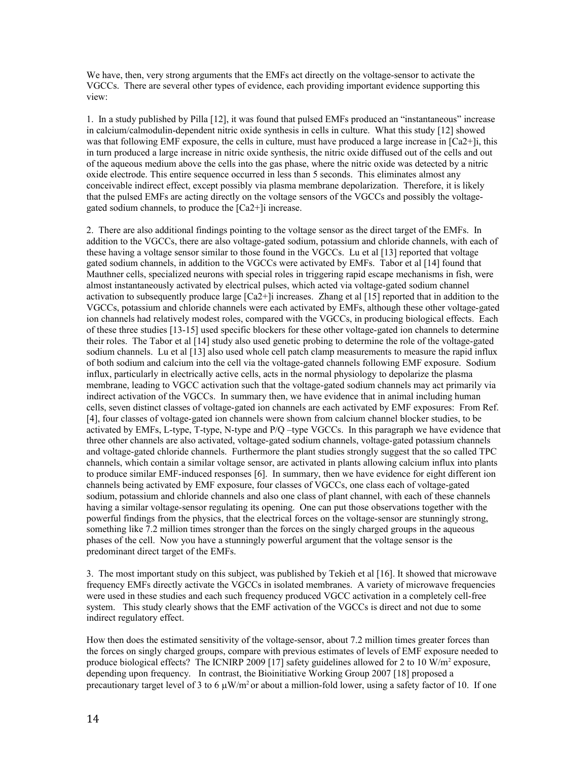We have, then, very strong arguments that the EMFs act directly on the voltage-sensor to activate the VGCCs. There are several other types of evidence, each providing important evidence supporting this view:

1. In a study published by Pilla [12], it was found that pulsed EMFs produced an "instantaneous" increase in calcium/calmodulin-dependent nitric oxide synthesis in cells in culture. What this study [12] showed was that following EMF exposure, the cells in culture, must have produced a large increase in $[Ca2+]i$, this in turn produced a large increase in nitric oxide synthesis, the nitric oxide diffused out of the cells and out of the aqueous medium above the cells into the gas phase, where the nitric oxide was detected by a nitric oxide electrode. This entire sequence occurred in less than 5 seconds. This eliminates almost any conceivable indirect effect, except possibly via plasma membrane depolarization. Therefore, it is likely that the pulsed EMFs are acting directly on the voltage sensors of the VGCCs and possibly the voltage-gated sodium channels, to produce the $[Ca2+]i$ increase.

2. There are also additional findings pointing to the voltage sensor as the direct target of the EMFs. In addition to the VGCCs, there are also voltage-gated sodium, potassium and chloride channels, with each of these having a voltage sensor similar to those found in the VGCCs. Lu et al [13] reported that voltage gated sodium channels, in addition to the VGCCs were activated by EMFs. Tabor et al [14] found that Mauthner cells, specialized neurons with special roles in triggering rapid escape mechanisms in fish, were almost instantaneously activated by electrical pulses, which acted via voltage-gated sodium channel activation to subsequently produce large $[Ca2+]i$ increases. Zhang et al [15] reported that in addition to the VGCCs, potassium and chloride channels were each activated by EMFs, although these other voltage-gated ion channels had relatively modest roles, compared with the VGCCs, in producing biological effects. Each of these three studies [13-15] used specific blockers for these other voltage-gated ion channels to determine their roles. The Tabor et al [14] study also used genetic probing to determine the role of the voltage-gated sodium channels. Lu et al [13] also used whole cell patch clamp measurements to measure the rapid influx of both sodium and calcium into the cell via the voltage-gated channels following EMF exposure. Sodium influx, particularly in electrically active cells, acts in the normal physiology to depolarize the plasma membrane, leading to VGCC activation such that the voltage-gated sodium channels may act primarily via indirect activation of the VGCCs. In summary then, we have evidence that in animal including human cells, seven distinct classes of voltage-gated ion channels are each activated by EMF exposures: From Ref. [4], four classes of voltage-gated ion channels were shown from calcium channel blocker studies, to be activated by EMFs, L-type, T-type, N-type and P/Q –type VGCCs. In this paragraph we have evidence that three other channels are also activated, voltage-gated sodium channels, voltage-gated potassium channels and voltage-gated chloride channels. Furthermore the plant studies strongly suggest that the so called TPC channels, which contain a similar voltage sensor, are activated in plants allowing calcium influx into plants to produce similar EMF-induced responses [6]. In summary, then we have evidence for eight different ion channels being activated by EMF exposure, four classes of VGCCs, one class each of voltage-gated sodium, potassium and chloride channels and also one class of plant channel, with each of these channels having a similar voltage-sensor regulating its opening. One can put those observations together with the powerful findings from the physics, that the electrical forces on the voltage-sensor are stunningly strong, something like 7.2 million times stronger than the forces on the singly charged groups in the aqueous phases of the cell. Now you have a stunningly powerful argument that the voltage sensor is the predominant direct target of the EMFs.

3. The most important study on this subject, was published by Tekieh et al [16]. It showed that microwave frequency EMFs directly activate the VGCCs in isolated membranes. A variety of microwave frequencies were used in these studies and each such frequency produced VGCC activation in a completely cell-free system. This study clearly shows that the EMF activation of the VGCCs is direct and not due to some indirect regulatory effect.

How then does the estimated sensitivity of the voltage-sensor, about 7.2 million times greater forces than the forces on singly charged groups, compare with previous estimates of levels of EMF exposure needed to produce biological effects? The ICNIRP 2009 [17] safety guidelines allowed for 2 to 10 $W/m^2$ exposure, depending upon frequency. In contrast, the Bioinitiative Working Group 2007 [18] proposed a precautionary target level of 3 to 6 $\mu W/m^2$ or about a million-fold lower, using a safety factor of 10. If one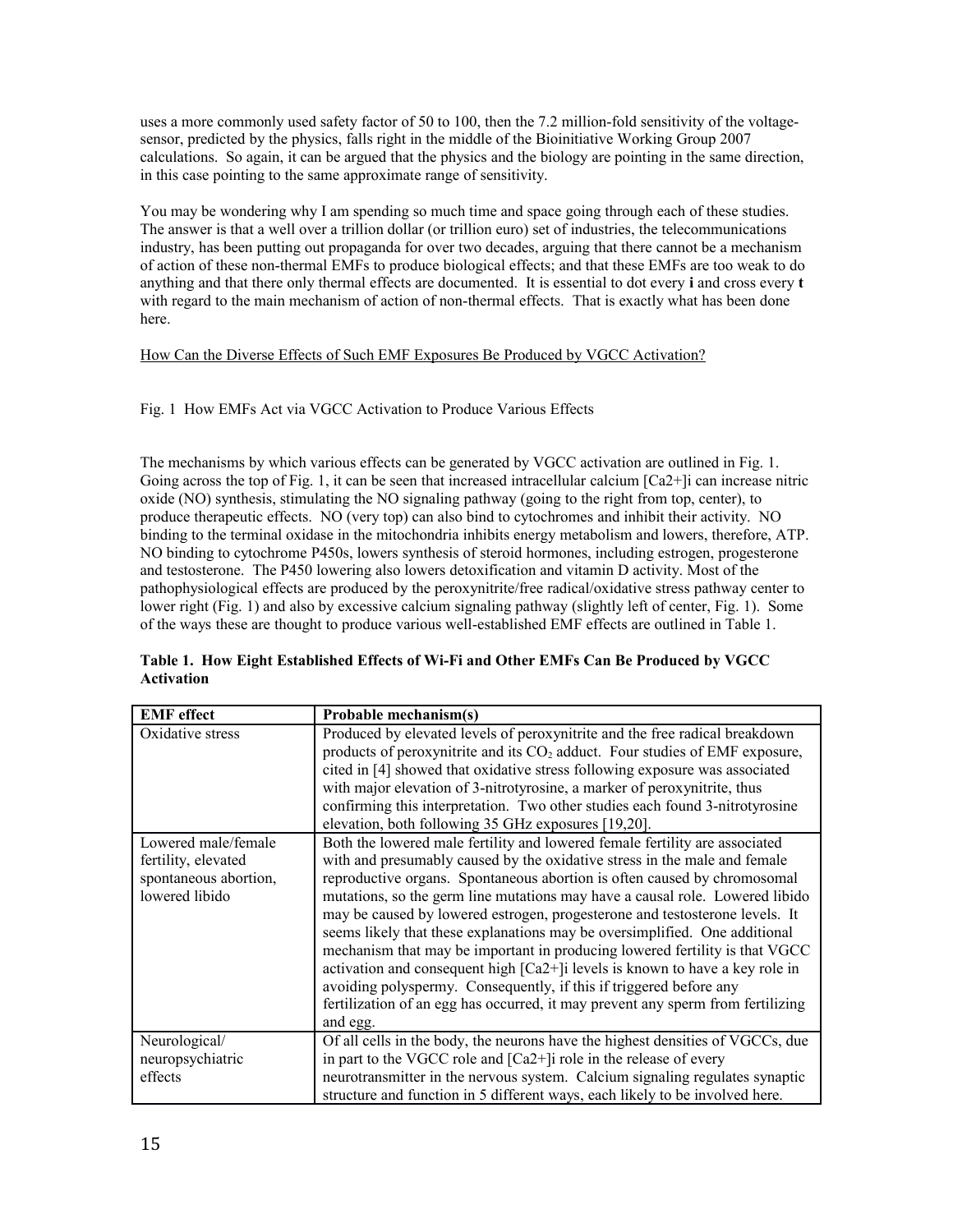uses a more commonly used safety factor of 50 to 100, then the 7.2 million-fold sensitivity of the voltage-sensor, predicted by the physics, falls right in the middle of the Bioinitiative Working Group 2007 calculations. So again, it can be argued that the physics and the biology are pointing in the same direction, in this case pointing to the same approximate range of sensitivity.

You may be wondering why I am spending so much time and space going through each of these studies. The answer is that a well over a trillion dollar (or trillion euro) set of industries, the telecommunications industry, has been putting out propaganda for over two decades, arguing that there cannot be a mechanism of action of these non-thermal EMFs to produce biological effects; and that these EMFs are too weak to do anything and that there only thermal effects are documented. It is essential to dot every **i** and cross every **t** with regard to the main mechanism of action of non-thermal effects. That is exactly what has been done here.

How Can the Diverse Effects of Such EMF Exposures Be Produced by VGCC Activation?

Fig. 1 How EMFs Act via VGCC Activation to Produce Various Effects

The mechanisms by which various effects can be generated by VGCC activation are outlined in Fig. 1. Going across the top of Fig. 1, it can be seen that increased intracellular calcium [Ca2+]i can increase nitric oxide (NO) synthesis, stimulating the NO signaling pathway (going to the right from top, center), to produce therapeutic effects. NO (very top) can also bind to cytochromes and inhibit their activity. NO binding to the terminal oxidase in the mitochondria inhibits energy metabolism and lowers, therefore, ATP. NO binding to cytochrome P450s, lowers synthesis of steroid hormones, including estrogen, progesterone and testosterone. The P450 lowering also lowers detoxification and vitamin D activity. Most of the pathophysiological effects are produced by the peroxynitrite/free radical/oxidative stress pathway center to lower right (Fig. 1) and also by excessive calcium signaling pathway (slightly left of center, Fig. 1). Some of the ways these are thought to produce various well-established EMF effects are outlined in Table 1.

**Table 1. How Eight Established Effects of Wi-Fi and Other EMFs Can Be Produced by VGCC Activation**

| EMF effect | Probable mechanism(s) |
|---|---|
| Oxidative stress | Produced by elevated levels of peroxynitrite and the free radical breakdown products of peroxynitrite and its $CO_2$ adduct. Four studies of EMF exposure, cited in [4] showed that oxidative stress following exposure was associated with major elevation of 3-nitrotyrosine, a marker of peroxynitrite, thus confirming this interpretation. Two other studies each found 3-nitrotyrosine elevation, both following 35 GHz exposures [19,20]. |
| Lowered male/female fertility, elevated spontaneous abortion, lowered libido | Both the lowered male fertility and lowered female fertility are associated with and presumably caused by the oxidative stress in the male and female reproductive organs. Spontaneous abortion is often caused by chromosomal mutations, so the germ line mutations may have a causal role. Lowered libido may be caused by lowered estrogen, progesterone and testosterone levels. It seems likely that these explanations may be oversimplified. One additional mechanism that may be important in producing lowered fertility is that VGCC activation and consequent high [Ca2+]i levels is known to have a key role in avoiding polyspermy. Consequently, if this if triggered before any fertilization of an egg has occurred, it may prevent any sperm from fertilizing and egg. |
| Neurological/ neuropsychiatric effects | Of all cells in the body, the neurons have the highest densities of VGCCs, due in part to the VGCC role and [Ca2+]i role in the release of every neurotransmitter in the nervous system. Calcium signaling regulates synaptic structure and function in 5 different ways, each likely to be involved here. |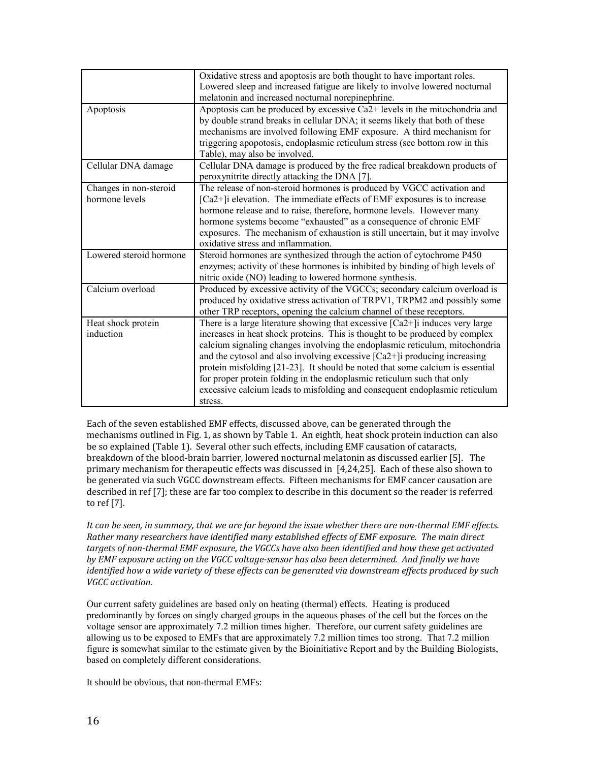| | |
|---|---|
| | Oxidative stress and apoptosis are both thought to have important roles. Lowered sleep and increased fatigue are likely to involve lowered nocturnal melatonin and increased nocturnal norepinephrine. |
| Apoptosis | Apoptosis can be produced by excessive Ca2+ levels in the mitochondria and by double strand breaks in cellular DNA; it seems likely that both of these mechanisms are involved following EMF exposure. A third mechanism for triggering apoptosis, endoplasmic reticulum stress (see bottom row in this Table), may also be involved. |
| Cellular DNA damage | Cellular DNA damage is produced by the free radical breakdown products of peroxynitrite directly attacking the DNA [7]. |
| Changes in non-steroid hormone levels | The release of non-steroid hormones is produced by VGCC activation and [Ca2+]i elevation. The immediate effects of EMF exposures is to increase hormone release and to raise, therefore, hormone levels. However many hormone systems become "exhausted" as a consequence of chronic EMF exposures. The mechanism of exhaustion is still uncertain, but it may involve oxidative stress and inflammation. |
| Lowered steroid hormone | Steroid hormones are synthesized through the action of cytochrome P450 enzymes; activity of these hormones is inhibited by binding of high levels of nitric oxide (NO) leading to lowered hormone synthesis. |
| Calcium overload | Produced by excessive activity of the VGCCs; secondary calcium overload is produced by oxidative stress activation of TRPV1, TRPM2 and possibly some other TRP receptors, opening the calcium channel of these receptors. |
| Heat shock protein induction | There is a large literature showing that excessive [Ca2+]i induces very large increases in heat shock proteins. This is thought to be produced by complex calcium signaling changes involving the endoplasmic reticulum, mitochondria and the cytosol and also involving excessive [Ca2+]i producing increasing protein misfolding [21-23]. It should be noted that some calcium is essential for proper protein folding in the endoplasmic reticulum such that only excessive calcium leads to misfolding and consequent endoplasmic reticulum stress. |

Each of the seven established EMF effects, discussed above, can be generated through the mechanisms outlined in Fig. 1, as shown by Table 1. An eighth, heat shock protein induction can also be so explained (Table 1). Several other such effects, including EMF causation of cataracts, breakdown of the blood-brain barrier, lowered nocturnal melatonin as discussed earlier [5]. The primary mechanism for therapeutic effects was discussed in [4,24,25]. Each of these also shown to be generated via such VGCC downstream effects. Fifteen mechanisms for EMF cancer causation are described in ref [7]; these are far too complex to describe in this document so the reader is referred to ref [7].

*It can be seen, in summary, that we are far beyond the issue whether there are non-thermal EMF effects. Rather many researchers have identified many established effects of EMF exposure. The main direct targets of non-thermal EMF exposure, the VGCCs have also been identified and how these get activated by EMF exposure acting on the VGCC voltage-sensor has also been determined. And finally we have identified how a wide variety of these effects can be generated via downstream effects produced by such VGCC activation.*

Our current safety guidelines are based only on heating (thermal) effects. Heating is produced predominantly by forces on singly charged groups in the aqueous phases of the cell but the forces on the voltage sensor are approximately 7.2 million times higher. Therefore, our current safety guidelines are allowing us to be exposed to EMFs that are approximately 7.2 million times too strong. That 7.2 million figure is somewhat similar to the estimate given by the Bioinitiative Report and by the Building Biologists, based on completely different considerations.

It should be obvious, that non-thermal EMFs: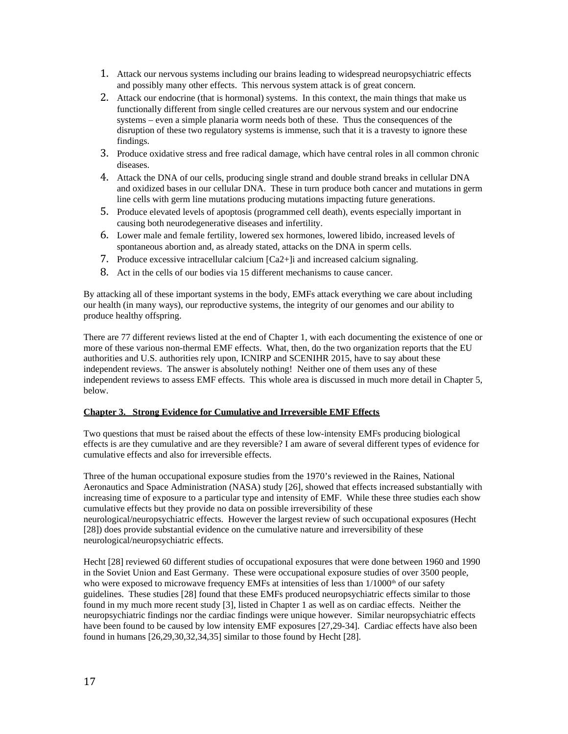1. Attack our nervous systems including our brains leading to widespread neuropsychiatric effects and possibly many other effects. This nervous system attack is of great concern.
2. Attack our endocrine (that is hormonal) systems. In this context, the main things that make us functionally different from single celled creatures are our nervous system and our endocrine systems – even a simple planaria worm needs both of these. Thus the consequences of the disruption of these two regulatory systems is immense, such that it is a travesty to ignore these findings.
3. Produce oxidative stress and free radical damage, which have central roles in all common chronic diseases.
4. Attack the DNA of our cells, producing single strand and double strand breaks in cellular DNA and oxidized bases in our cellular DNA. These in turn produce both cancer and mutations in germ line cells with germ line mutations producing mutations impacting future generations.
5. Produce elevated levels of apoptosis (programmed cell death), events especially important in causing both neurodegenerative diseases and infertility.
6. Lower male and female fertility, lowered sex hormones, lowered libido, increased levels of spontaneous abortion and, as already stated, attacks on the DNA in sperm cells.
7. Produce excessive intracellular calcium $[Ca2+]i$ and increased calcium signaling.
8. Act in the cells of our bodies via 15 different mechanisms to cause cancer.

By attacking all of these important systems in the body, EMFs attack everything we care about including our health (in many ways), our reproductive systems, the integrity of our genomes and our ability to produce healthy offspring.

There are 77 different reviews listed at the end of Chapter 1, with each documenting the existence of one or more of these various non-thermal EMF effects. What, then, do the two organization reports that the EU authorities and U.S. authorities rely upon, ICNIRP and SCENIHR 2015, have to say about these independent reviews. The answer is absolutely nothing! Neither one of them uses any of these independent reviews to assess EMF effects. This whole area is discussed in much more detail in Chapter 5, below.

## Chapter 3. Strong Evidence for Cumulative and Irreversible EMF Effects

Two questions that must be raised about the effects of these low-intensity EMFs producing biological effects is are they cumulative and are they reversible? I am aware of several different types of evidence for cumulative effects and also for irreversible effects.

Three of the human occupational exposure studies from the 1970's reviewed in the Raines, National Aeronautics and Space Administration (NASA) study [26], showed that effects increased substantially with increasing time of exposure to a particular type and intensity of EMF. While these three studies each show cumulative effects but they provide no data on possible irreversibility of these neurological/neuropsychiatric effects. However the largest review of such occupational exposures (Hecht [28]) does provide substantial evidence on the cumulative nature and irreversibility of these neurological/neuropsychiatric effects.

Hecht [28] reviewed 60 different studies of occupational exposures that were done between 1960 and 1990 in the Soviet Union and East Germany. These were occupational exposure studies of over 3500 people, who were exposed to microwave frequency EMFs at intensities of less than 1/1000th of our safety guidelines. These studies [28] found that these EMFs produced neuropsychiatric effects similar to those found in my much more recent study [3], listed in Chapter 1 as well as on cardiac effects. Neither the neuropsychiatric findings nor the cardiac findings were unique however. Similar neuropsychiatric effects have been found to be caused by low intensity EMF exposures [27,29-34]. Cardiac effects have also been found in humans [26,29,30,32,34,35] similar to those found by Hecht [28].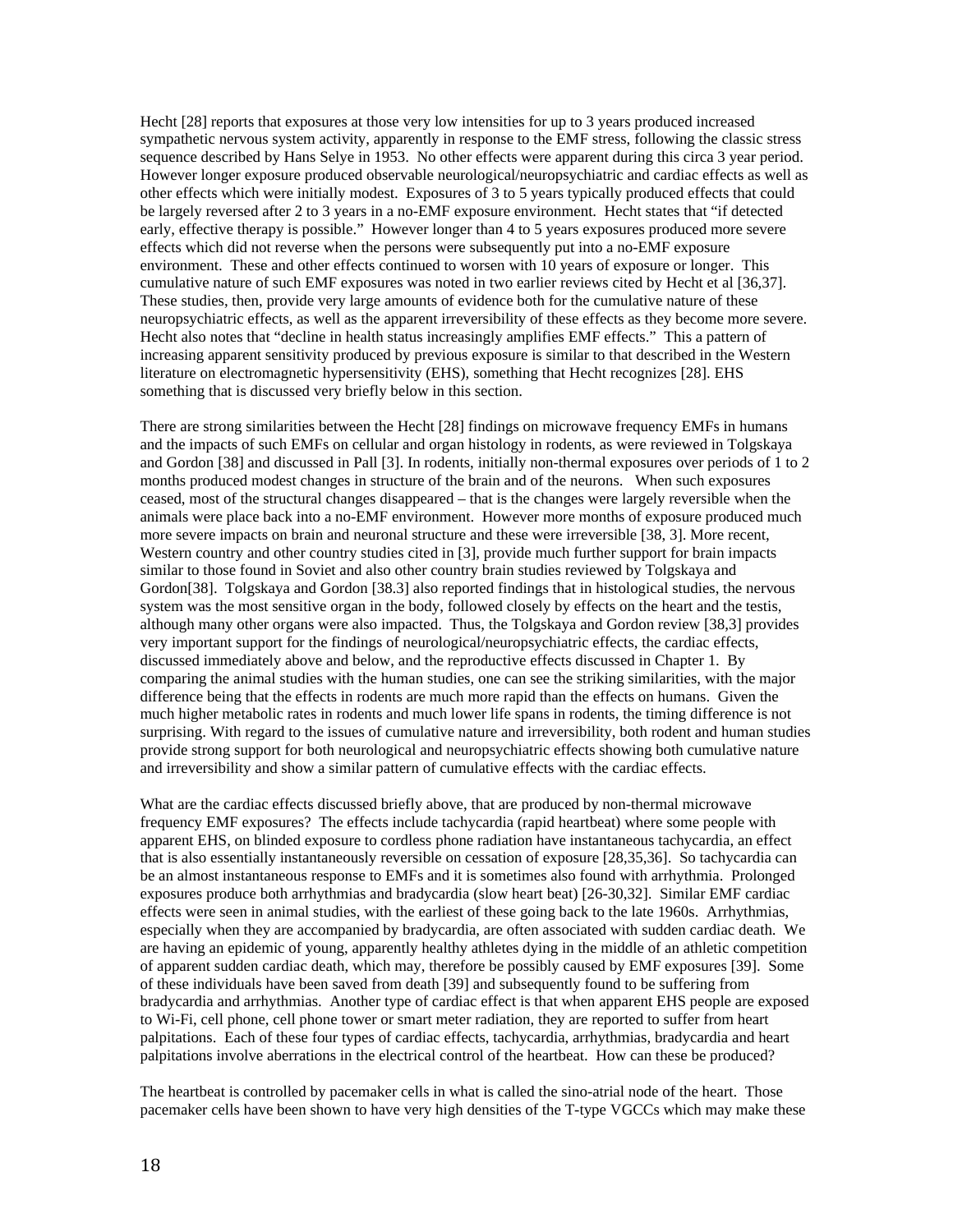Hecht [28] reports that exposures at those very low intensities for up to 3 years produced increased sympathetic nervous system activity, apparently in response to the EMF stress, following the classic stress sequence described by Hans Selye in 1953. No other effects were apparent during this circa 3 year period. However longer exposure produced observable neurological/neuropsychiatric and cardiac effects as well as other effects which were initially modest. Exposures of 3 to 5 years typically produced effects that could be largely reversed after 2 to 3 years in a no-EMF exposure environment. Hecht states that "if detected early, effective therapy is possible." However longer than 4 to 5 years exposures produced more severe effects which did not reverse when the persons were subsequently put into a no-EMF exposure environment. These and other effects continued to worsen with 10 years of exposure or longer. This cumulative nature of such EMF exposures was noted in two earlier reviews cited by Hecht et al [36,37]. These studies, then, provide very large amounts of evidence both for the cumulative nature of these neuropsychiatric effects, as well as the apparent irreversibility of these effects as they become more severe. Hecht also notes that "decline in health status increasingly amplifies EMF effects." This a pattern of increasing apparent sensitivity produced by previous exposure is similar to that described in the Western literature on electromagnetic hypersensitivity (EHS), something that Hecht recognizes [28]. EHS something that is discussed very briefly below in this section.

There are strong similarities between the Hecht [28] findings on microwave frequency EMFs in humans and the impacts of such EMFs on cellular and organ histology in rodents, as were reviewed in Tolgskaya and Gordon [38] and discussed in Pall [3]. In rodents, initially non-thermal exposures over periods of 1 to 2 months produced modest changes in structure of the brain and of the neurons. When such exposures ceased, most of the structural changes disappeared – that is the changes were largely reversible when the animals were place back into a no-EMF environment. However more months of exposure produced much more severe impacts on brain and neuronal structure and these were irreversible [38, 3]. More recent, Western country and other country studies cited in [3], provide much further support for brain impacts similar to those found in Soviet and also other country brain studies reviewed by Tolgskaya and Gordon[38]. Tolgskaya and Gordon [38.3] also reported findings that in histological studies, the nervous system was the most sensitive organ in the body, followed closely by effects on the heart and the testis, although many other organs were also impacted. Thus, the Tolgskaya and Gordon review [38,3] provides very important support for the findings of neurological/neuropsychiatric effects, the cardiac effects, discussed immediately above and below, and the reproductive effects discussed in Chapter 1. By comparing the animal studies with the human studies, one can see the striking similarities, with the major difference being that the effects in rodents are much more rapid than the effects on humans. Given the much higher metabolic rates in rodents and much lower life spans in rodents, the timing difference is not surprising. With regard to the issues of cumulative nature and irreversibility, both rodent and human studies provide strong support for both neurological and neuropsychiatric effects showing both cumulative nature and irreversibility and show a similar pattern of cumulative effects with the cardiac effects.

What are the cardiac effects discussed briefly above, that are produced by non-thermal microwave frequency EMF exposures? The effects include tachycardia (rapid heartbeat) where some people with apparent EHS, on blinded exposure to cordless phone radiation have instantaneous tachycardia, an effect that is also essentially instantaneously reversible on cessation of exposure [28,35,36]. So tachycardia can be an almost instantaneous response to EMFs and it is sometimes also found with arrhythmia. Prolonged exposures produce both arrhythmias and bradycardia (slow heart beat) [26-30,32]. Similar EMF cardiac effects were seen in animal studies, with the earliest of these going back to the late 1960s. Arrhythmias, especially when they are accompanied by bradycardia, are often associated with sudden cardiac death. We are having an epidemic of young, apparently healthy athletes dying in the middle of an athletic competition of apparent sudden cardiac death, which may, therefore be possibly caused by EMF exposures [39]. Some of these individuals have been saved from death [39] and subsequently found to be suffering from bradycardia and arrhythmias. Another type of cardiac effect is that when apparent EHS people are exposed to Wi-Fi, cell phone, cell phone tower or smart meter radiation, they are reported to suffer from heart palpitations. Each of these four types of cardiac effects, tachycardia, arrhythmias, bradycardia and heart palpitations involve aberrations in the electrical control of the heartbeat. How can these be produced?

The heartbeat is controlled by pacemaker cells in what is called the sino-atrial node of the heart. Those pacemaker cells have been shown to have very high densities of the T-type VGCCs which may make these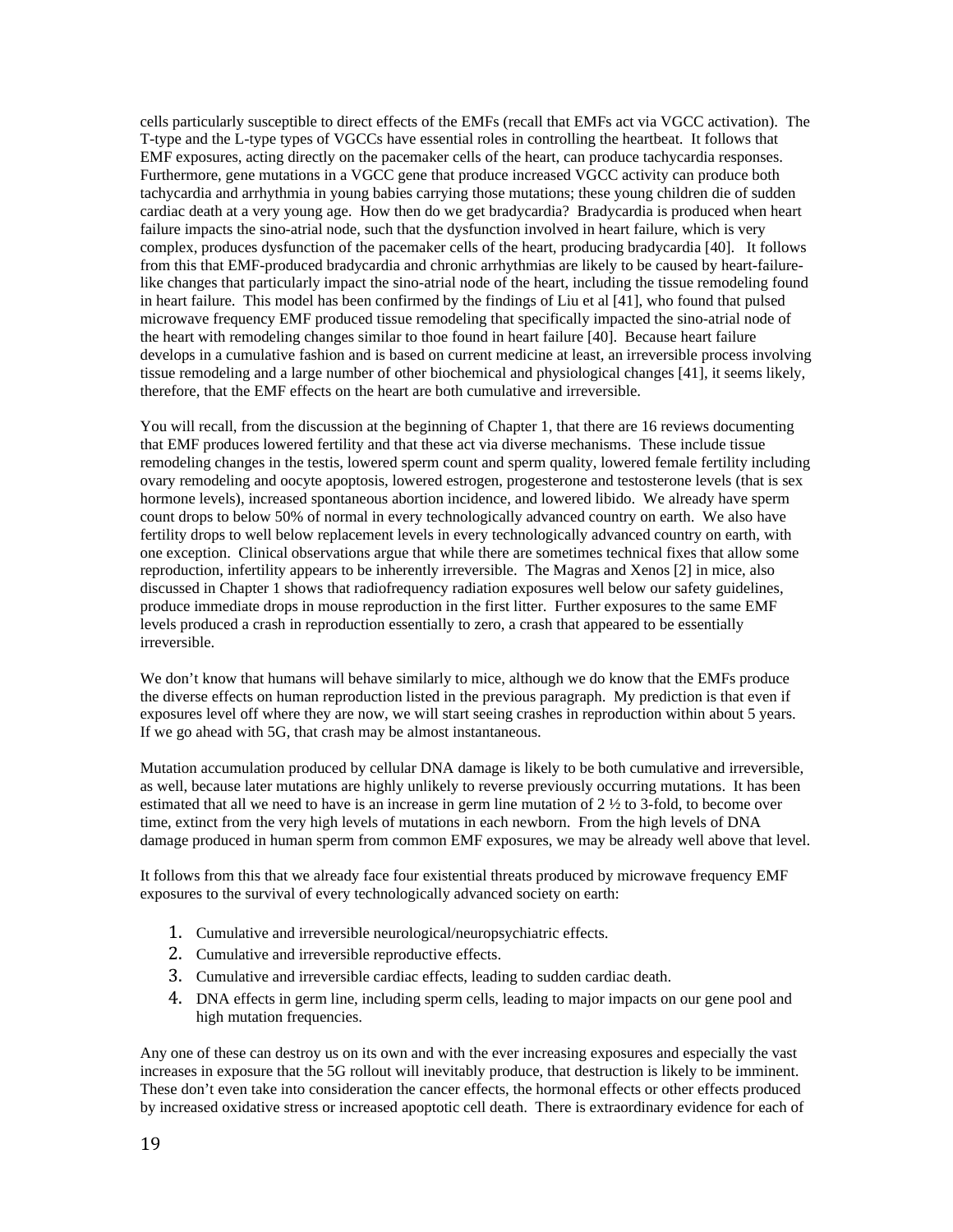cells particularly susceptible to direct effects of the EMFs (recall that EMFs act via VGCC activation). The T-type and the L-type types of VGCCs have essential roles in controlling the heartbeat. It follows that EMF exposures, acting directly on the pacemaker cells of the heart, can produce tachycardia responses. Furthermore, gene mutations in a VGCC gene that produce increased VGCC activity can produce both tachycardia and arrhythmia in young babies carrying those mutations; these young children die of sudden cardiac death at a very young age. How then do we get bradycardia? Bradycardia is produced when heart failure impacts the sino-atrial node, such that the dysfunction involved in heart failure, which is very complex, produces dysfunction of the pacemaker cells of the heart, producing bradycardia [40]. It follows from this that EMF-produced bradycardia and chronic arrhythmias are likely to be caused by heart-failure-like changes that particularly impact the sino-atrial node of the heart, including the tissue remodeling found in heart failure. This model has been confirmed by the findings of Liu et al [41], who found that pulsed microwave frequency EMF produced tissue remodeling that specifically impacted the sino-atrial node of the heart with remodeling changes similar to thoe found in heart failure [40]. Because heart failure develops in a cumulative fashion and is based on current medicine at least, an irreversible process involving tissue remodeling and a large number of other biochemical and physiological changes [41], it seems likely, therefore, that the EMF effects on the heart are both cumulative and irreversible.

You will recall, from the discussion at the beginning of Chapter 1, that there are 16 reviews documenting that EMF produces lowered fertility and that these act via diverse mechanisms. These include tissue remodeling changes in the testis, lowered sperm count and sperm quality, lowered female fertility including ovary remodeling and oocyte apoptosis, lowered estrogen, progesterone and testosterone levels (that is sex hormone levels), increased spontaneous abortion incidence, and lowered libido. We already have sperm count drops to below 50% of normal in every technologically advanced country on earth. We also have fertility drops to well below replacement levels in every technologically advanced country on earth, with one exception. Clinical observations argue that while there are sometimes technical fixes that allow some reproduction, infertility appears to be inherently irreversible. The Magras and Xenos [2] in mice, also discussed in Chapter 1 shows that radiofrequency radiation exposures well below our safety guidelines, produce immediate drops in mouse reproduction in the first litter. Further exposures to the same EMF levels produced a crash in reproduction essentially to zero, a crash that appeared to be essentially irreversible.

We don't know that humans will behave similarly to mice, although we do know that the EMFs produce the diverse effects on human reproduction listed in the previous paragraph. My prediction is that even if exposures level off where they are now, we will start seeing crashes in reproduction within about 5 years. If we go ahead with 5G, that crash may be almost instantaneous.

Mutation accumulation produced by cellular DNA damage is likely to be both cumulative and irreversible, as well, because later mutations are highly unlikely to reverse previously occurring mutations. It has been estimated that all we need to have is an increase in germ line mutation of 2 ½ to 3-fold, to become over time, extinct from the very high levels of mutations in each newborn. From the high levels of DNA damage produced in human sperm from common EMF exposures, we may be already well above that level.

It follows from this that we already face four existential threats produced by microwave frequency EMF exposures to the survival of every technologically advanced society on earth:

1. Cumulative and irreversible neurological/neuropsychiatric effects.
2. Cumulative and irreversible reproductive effects.
3. Cumulative and irreversible cardiac effects, leading to sudden cardiac death.
4. DNA effects in germ line, including sperm cells, leading to major impacts on our gene pool and high mutation frequencies.

Any one of these can destroy us on its own and with the ever increasing exposures and especially the vast increases in exposure that the 5G rollout will inevitably produce, that destruction is likely to be imminent. These don't even take into consideration the cancer effects, the hormonal effects or other effects produced by increased oxidative stress or increased apoptotic cell death. There is extraordinary evidence for each of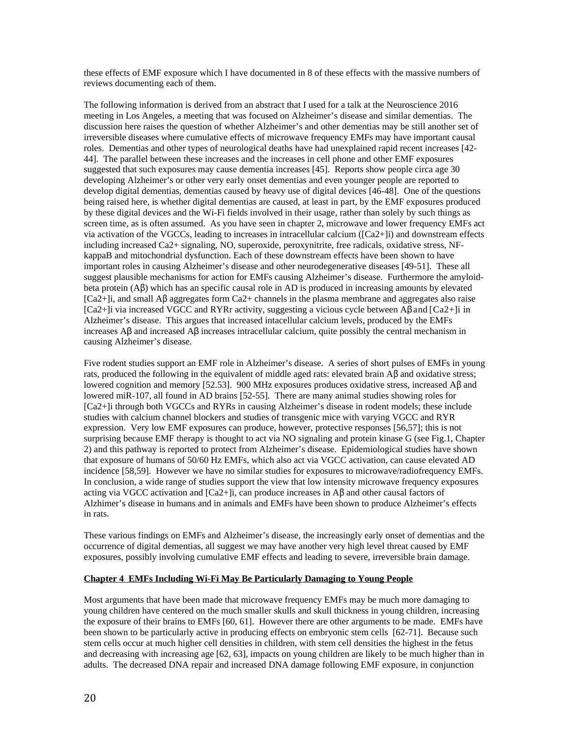these effects of EMF exposure which I have documented in 8 of these effects with the massive numbers of reviews documenting each of them.

The following information is derived from an abstract that I used for a talk at the Neuroscience 2016 meeting in Los Angeles, a meeting that was focused on Alzheimer's disease and similar dementias. The discussion here raises the question of whether Alzheimer's and other dementias may be still another set of irreversible diseases where cumulative effects of microwave frequency EMFs may have important causal roles. Dementias and other types of neurological deaths have had unexplained rapid recent increases [42-44]. The parallel between these increases and the increases in cell phone and other EMF exposures suggested that such exposures may cause dementia increases [45]. Reports show people circa age 30 developing Alzheimer's or other very early onset dementias and even younger people are reported to develop digital dementias, dementias caused by heavy use of digital devices [46-48]. One of the questions being raised here, is whether digital dementias are caused, at least in part, by the EMF exposures produced by these digital devices and the Wi-Fi fields involved in their usage, rather than solely by such things as screen time, as is often assumed. As you have seen in chapter 2, microwave and lower frequency EMFs act via activation of the VGCCs, leading to increases in intracellular calcium ($[Ca2+]i$) and downstream effects including increased $Ca2+$ signaling, NO, superoxide, peroxynitrite, free radicals, oxidative stress, NF-kappaB and mitochondrial dysfunction. Each of these downstream effects have been shown to have important roles in causing Alzheimer's disease and other neurodegenerative diseases [49-51]. These all suggest plausible mechanisms for action for EMFs causing Alzheimer's disease. Furthermore the amyloid-beta protein (Aβ) which has an specific causal role in AD is produced in increasing amounts by elevated $[Ca2+]i$, and small Aβ aggregates form $Ca2+$ channels in the plasma membrane and aggregates also raise $[Ca2+]i$ via increased VGCC and RYRr activity, suggesting a vicious cycle between Aβ and $[Ca2+]i$ in Alzheimer's disease. This argues that increased intacellular calcium levels, produced by the EMFs increases Aβ and increased Aβ increases intracellular calcium, quite possibly the central mechanism in causing Alzheimer's disease.

Five rodent studies support an EMF role in Alzheimer's disease. A series of short pulses of EMFs in young rats, produced the following in the equivalent of middle aged rats: elevated brain Aβ and oxidative stress; lowered cognition and memory [52.53]. 900 MHz exposures produces oxidative stress, increased Aβ and lowered miR-107, all found in AD brains [52-55]. There are many animal studies showing roles for $[Ca2+]i$ through both VGCCs and RYRs in causing Alzheimer's disease in rodent models; these include studies with calcium channel blockers and studies of transgenic mice with varying VGCC and RYR expression. Very low EMF exposures can produce, however, protective responses [56,57]; this is not surprising because EMF therapy is thought to act via NO signaling and protein kinase G (see Fig.1, Chapter 2) and this pathway is reported to protect from Alzheimer's disease. Epidemiological studies have shown that exposure of humans of 50/60 Hz EMFs, which also act via VGCC activation, can cause elevated AD incidence [58,59]. However we have no similar studies for exposures to microwave/radiofrequency EMFs. In conclusion, a wide range of studies support the view that low intensity microwave frequency exposures acting via VGCC activation and $[Ca2+]i$, can produce increases in Aβ and other causal factors of Alzhimer's disease in humans and in animals and EMFs have been shown to produce Alzheimer's effects in rats.

These various findings on EMFs and Alzheimer's disease, the increasingly early onset of dementias and the occurrence of digital dementias, all suggest we may have another very high level threat caused by EMF exposures, possibly involving cumulative EMF effects and leading to severe, irreversible brain damage.

## Chapter 4 EMFs Including Wi-Fi May Be Particularly Damaging to Young People

Most arguments that have been made that microwave frequency EMFs may be much more damaging to young children have centered on the much smaller skulls and skull thickness in young children, increasing the exposure of their brains to EMFs [60, 61]. However there are other arguments to be made. EMFs have been shown to be particularly active in producing effects on embryonic stem cells [62-71]. Because such stem cells occur at much higher cell densities in children, with stem cell densities the highest in the fetus and decreasing with increasing age [62, 63], impacts on young children are likely to be much higher than in adults. The decreased DNA repair and increased DNA damage following EMF exposure, in conjunction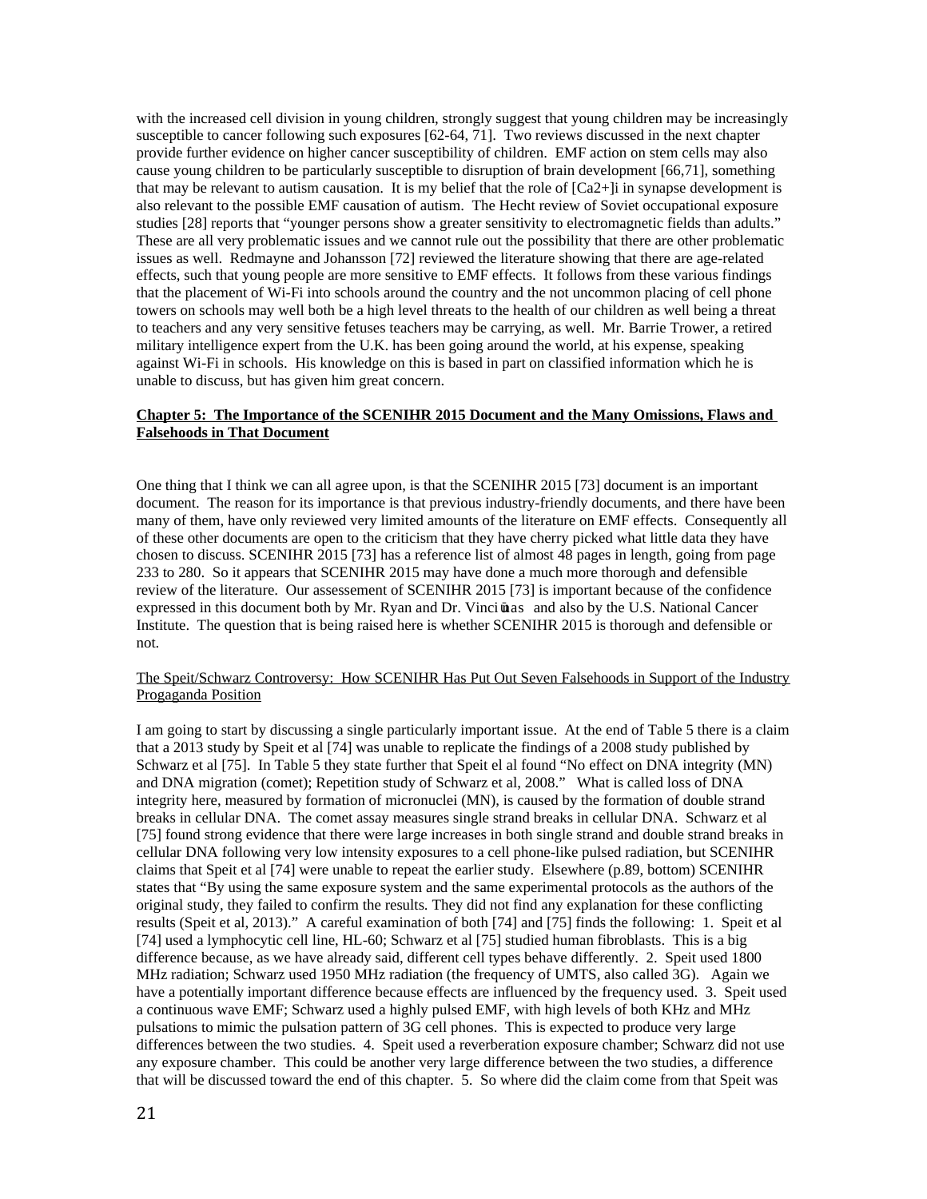with the increased cell division in young children, strongly suggest that young children may be increasingly susceptible to cancer following such exposures [62-64, 71]. Two reviews discussed in the next chapter provide further evidence on higher cancer susceptibility of children. EMF action on stem cells may also cause young children to be particularly susceptible to disruption of brain development [66,71], something that may be relevant to autism causation. It is my belief that the role of $[Ca2+]i$ in synapse development is also relevant to the possible EMF causation of autism. The Hecht review of Soviet occupational exposure studies [28] reports that "younger persons show a greater sensitivity to electromagnetic fields than adults." These are all very problematic issues and we cannot rule out the possibility that there are other problematic issues as well. Redmayne and Johansson [72] reviewed the literature showing that there are age-related effects, such that young people are more sensitive to EMF effects. It follows from these various findings that the placement of Wi-Fi into schools around the country and the not uncommon placing of cell phone towers on schools may well both be a high level threats to the health of our children as well being a threat to teachers and any very sensitive fetuses teachers may be carrying, as well. Mr. Barrie Trower, a retired military intelligence expert from the U.K. has been going around the world, at his expense, speaking against Wi-Fi in schools. His knowledge on this is based in part on classified information which he is unable to discuss, but has given him great concern.

## Chapter 5: The Importance of the SCENIHR 2015 Document and the Many Omissions, Flaws and Falsehoods in That Document

One thing that I think we can all agree upon, is that the SCENIHR 2015 [73] document is an important document. The reason for its importance is that previous industry-friendly documents, and there have been many of them, have only reviewed very limited amounts of the literature on EMF effects. Consequently all of these other documents are open to the criticism that they have cherry picked what little data they have chosen to discuss. SCENIHR 2015 [73] has a reference list of almost 48 pages in length, going from page 233 to 280. So it appears that SCENIHR 2015 may have done a much more thorough and defensible review of the literature. Our assessement of SCENIHR 2015 [73] is important because of the confidence expressed in this document both by Mr. Ryan and Dr. Vinciūnas and also by the U.S. National Cancer Institute. The question that is being raised here is whether SCENIHR 2015 is thorough and defensible or not.

### The Speit/Schwarz Controversy: How SCENIHR Has Put Out Seven Falsehoods in Support of the Industry Progaganda Position

I am going to start by discussing a single particularly important issue. At the end of Table 5 there is a claim that a 2013 study by Speit et al [74] was unable to replicate the findings of a 2008 study published by Schwarz et al [75]. In Table 5 they state further that Speit el al found "No effect on DNA integrity (MN) and DNA migration (comet); Repetition study of Schwarz et al, 2008." What is called loss of DNA integrity here, measured by formation of micronuclei (MN), is caused by the formation of double strand breaks in cellular DNA. The comet assay measures single strand breaks in cellular DNA. Schwarz et al [75] found strong evidence that there were large increases in both single strand and double strand breaks in cellular DNA following very low intensity exposures to a cell phone-like pulsed radiation, but SCENIHR claims that Speit et al [74] were unable to repeat the earlier study. Elsewhere (p.89, bottom) SCENIHR states that "By using the same exposure system and the same experimental protocols as the authors of the original study, they failed to confirm the results. They did not find any explanation for these conflicting results (Speit et al, 2013)." A careful examination of both [74] and [75] finds the following: 1. Speit et al [74] used a lymphocytic cell line, HL-60; Schwarz et al [75] studied human fibroblasts. This is a big difference because, as we have already said, different cell types behave differently. 2. Speit used 1800 MHz radiation; Schwarz used 1950 MHz radiation (the frequency of UMTS, also called 3G). Again we have a potentially important difference because effects are influenced by the frequency used. 3. Speit used a continuous wave EMF; Schwarz used a highly pulsed EMF, with high levels of both KHz and MHz pulsations to mimic the pulsation pattern of 3G cell phones. This is expected to produce very large differences between the two studies. 4. Speit used a reverberation exposure chamber; Schwarz did not use any exposure chamber. This could be another very large difference between the two studies, a difference that will be discussed toward the end of this chapter. 5. So where did the claim come from that Speit was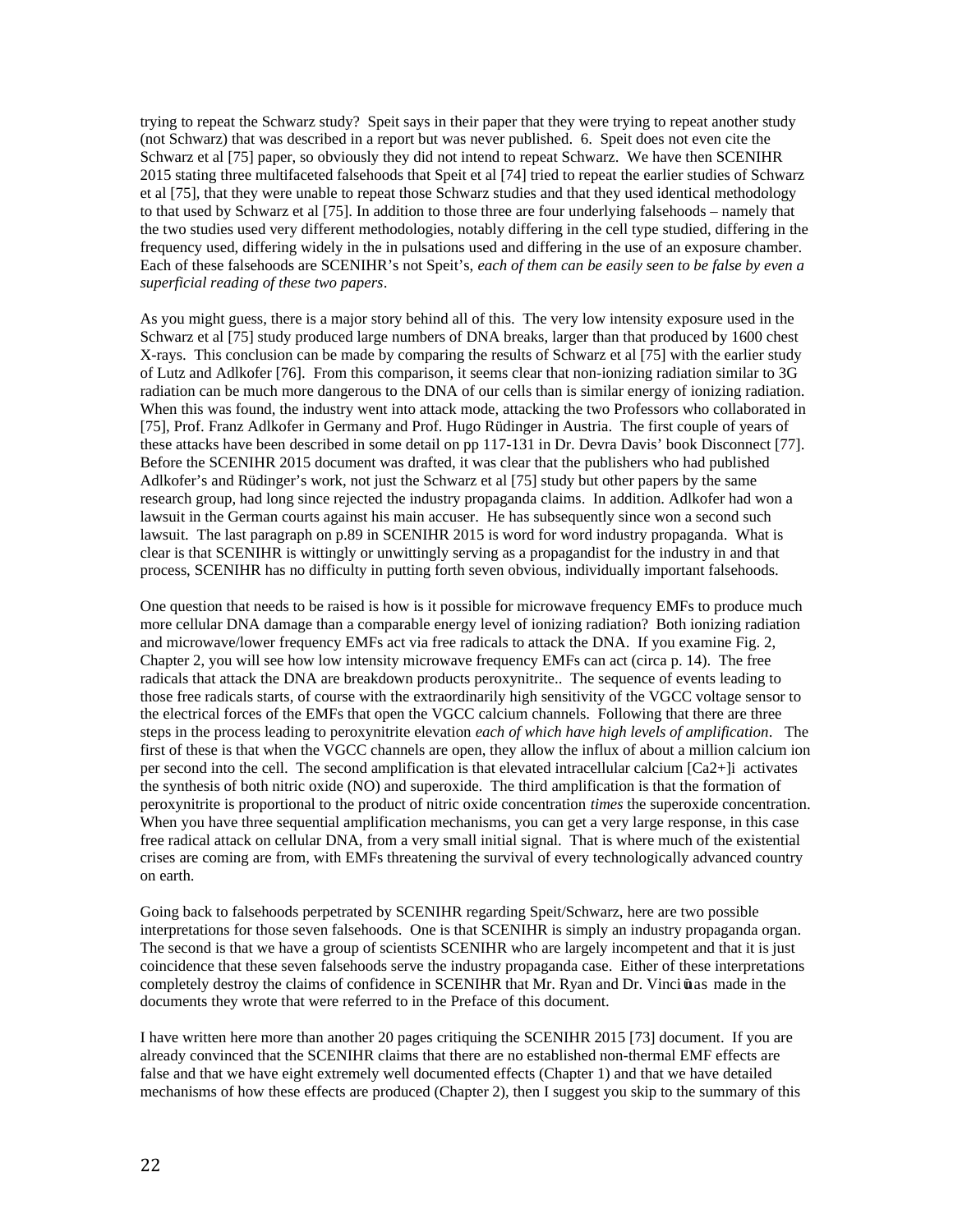trying to repeat the Schwarz study? Speit says in their paper that they were trying to repeat another study (not Schwarz) that was described in a report but was never published. 6. Speit does not even cite the Schwarz et al [75] paper, so obviously they did not intend to repeat Schwarz. We have then SCENIHR 2015 stating three multifaceted falsehoods that Speit et al [74] tried to repeat the earlier studies of Schwarz et al [75], that they were unable to repeat those Schwarz studies and that they used identical methodology to that used by Schwarz et al [75]. In addition to those three are four underlying falsehoods – namely that the two studies used very different methodologies, notably differing in the cell type studied, differing in the frequency used, differing widely in the in pulsations used and differing in the use of an exposure chamber. Each of these falsehoods are SCENIHR's not Speit's, *each of them can be easily seen to be false by even a superficial reading of these two papers*.

As you might guess, there is a major story behind all of this. The very low intensity exposure used in the Schwarz et al [75] study produced large numbers of DNA breaks, larger than that produced by 1600 chest X-rays. This conclusion can be made by comparing the results of Schwarz et al [75] with the earlier study of Lutz and Adlkofer [76]. From this comparison, it seems clear that non-ionizing radiation similar to 3G radiation can be much more dangerous to the DNA of our cells than is similar energy of ionizing radiation. When this was found, the industry went into attack mode, attacking the two Professors who collaborated in [75], Prof. Franz Adlkofer in Germany and Prof. Hugo Rüdinger in Austria. The first couple of years of these attacks have been described in some detail on pp 117-131 in Dr. Devra Davis' book Disconnect [77]. Before the SCENIHR 2015 document was drafted, it was clear that the publishers who had published Adlkofer's and Rüdinger's work, not just the Schwarz et al [75] study but other papers by the same research group, had long since rejected the industry propaganda claims. In addition. Adlkofer had won a lawsuit in the German courts against his main accuser. He has subsequently since won a second such lawsuit. The last paragraph on p.89 in SCENIHR 2015 is word for word industry propaganda. What is clear is that SCENIHR is wittingly or unwittingly serving as a propagandist for the industry in and that process, SCENIHR has no difficulty in putting forth seven obvious, individually important falsehoods.

One question that needs to be raised is how is it possible for microwave frequency EMFs to produce much more cellular DNA damage than a comparable energy level of ionizing radiation? Both ionizing radiation and microwave/lower frequency EMFs act via free radicals to attack the DNA. If you examine Fig. 2, Chapter 2, you will see how low intensity microwave frequency EMFs can act (circa p. 14). The free radicals that attack the DNA are breakdown products peroxynitrite.. The sequence of events leading to those free radicals starts, of course with the extraordinarily high sensitivity of the VGCC voltage sensor to the electrical forces of the EMFs that open the VGCC calcium channels. Following that there are three steps in the process leading to peroxynitrite elevation *each of which have high levels of amplification*. The first of these is that when the VGCC channels are open, they allow the influx of about a million calcium ion per second into the cell. The second amplification is that elevated intracellular calcium $[Ca^{2+}]_i$ activates the synthesis of both nitric oxide (NO) and superoxide. The third amplification is that the formation of peroxynitrite is proportional to the product of nitric oxide concentration *times* the superoxide concentration. When you have three sequential amplification mechanisms, you can get a very large response, in this case free radical attack on cellular DNA, from a very small initial signal. That is where much of the existential crises are coming are from, with EMFs threatening the survival of every technologically advanced country on earth.

Going back to falsehoods perpetrated by SCENIHR regarding Speit/Schwarz, here are two possible interpretations for those seven falsehoods. One is that SCENIHR is simply an industry propaganda organ. The second is that we have a group of scientists SCENIHR who are largely incompetent and that it is just coincidence that these seven falsehoods serve the industry propaganda case. Either of these interpretations completely destroy the claims of confidence in SCENIHR that Mr. Ryan and Dr. Vinciūnas made in the documents they wrote that were referred to in the Preface of this document.

I have written here more than another 20 pages critiquing the SCENIHR 2015 [73] document. If you are already convinced that the SCENIHR claims that there are no established non-thermal EMF effects are false and that we have eight extremely well documented effects (Chapter 1) and that we have detailed mechanisms of how these effects are produced (Chapter 2), then I suggest you skip to the summary of this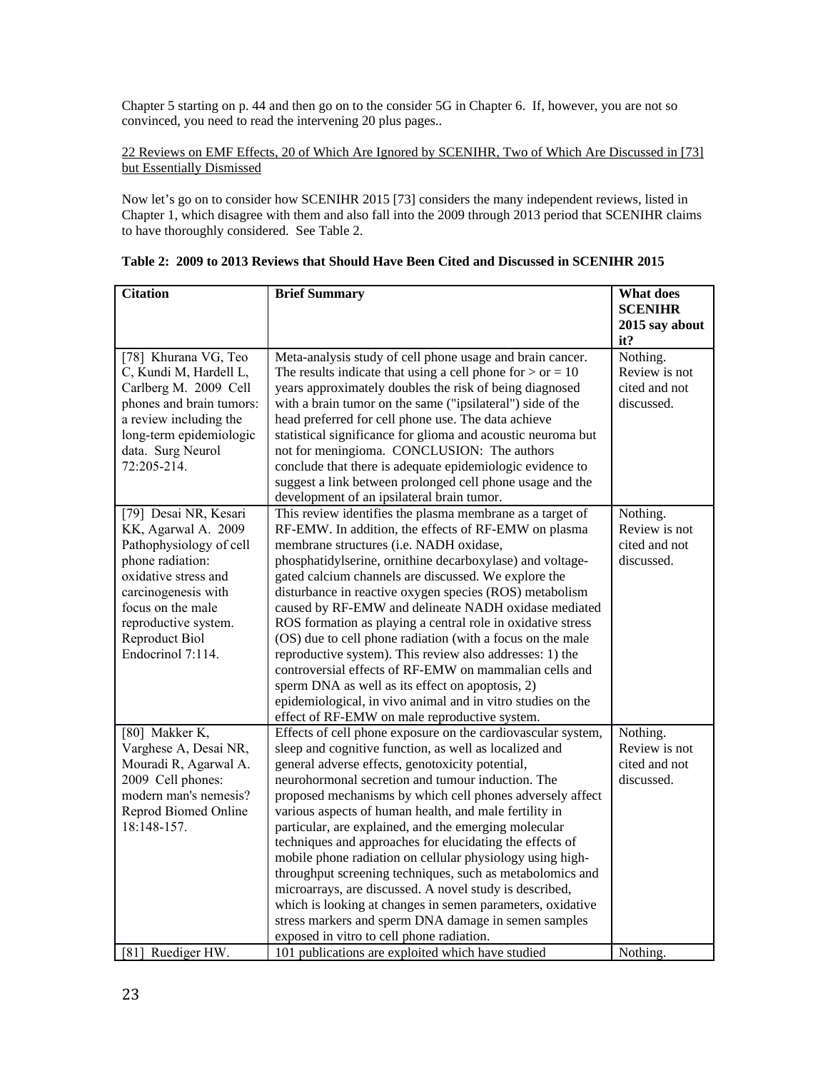Chapter 5 starting on p. 44 and then go on to the consider 5G in Chapter 6. If, however, you are not so convinced, you need to read the intervening 20 plus pages..

<u>22 Reviews on EMF Effects, 20 of Which Are Ignored by SCENIHR, Two of Which Are Discussed in [73] but Essentially Dismissed</u>

Now let's go on to consider how SCENIHR 2015 [73] considers the many independent reviews, listed in Chapter 1, which disagree with them and also fall into the 2009 through 2013 period that SCENIHR claims to have thoroughly considered. See Table 2.

**Table 2: 2009 to 2013 Reviews that Should Have Been Cited and Discussed in SCENIHR 2015**

| Citation | Brief Summary | What does SCENIHR 2015 say about it? |
|---|---|---|
| [78] Khurana VG, Teo C, Kundi M, Hardell L, Carlberg M. 2009 Cell phones and brain tumors: a review including the long-term epidemiologic data. Surg Neurol 72:205-214. | Meta-analysis study of cell phone usage and brain cancer. The results indicate that using a cell phone for > or = 10 years approximately doubles the risk of being diagnosed with a brain tumor on the same ("ipsilateral") side of the head preferred for cell phone use. The data achieve statistical significance for glioma and acoustic neuroma but not for meningioma. CONCLUSION: The authors conclude that there is adequate epidemiologic evidence to suggest a link between prolonged cell phone usage and the development of an ipsilateral brain tumor. | Nothing. Review is not cited and not discussed. |
| [79] Desai NR, Kesari KK, Agarwal A. 2009 Pathophysiology of cell phone radiation: oxidative stress and carcinogenesis with focus on the male reproductive system. Reproduct Biol Endocrinol 7:114. | This review identifies the plasma membrane as a target of RF-EMW. In addition, the effects of RF-EMW on plasma membrane structures (i.e. NADH oxidase, phosphatidylserine, ornithine decarboxylase) and voltage-gated calcium channels are discussed. We explore the disturbance in reactive oxygen species (ROS) metabolism caused by RF-EMW and delineate NADH oxidase mediated ROS formation as playing a central role in oxidative stress (OS) due to cell phone radiation (with a focus on the male reproductive system). This review also addresses: 1) the controversial effects of RF-EMW on mammalian cells and sperm DNA as well as its effect on apoptosis, 2) epidemiological, in vivo animal and in vitro studies on the effect of RF-EMW on male reproductive system. | Nothing. Review is not cited and not discussed. |
| [80] Makker K, Varghese A, Desai NR, Mouradi R, Agarwal A. 2009 Cell phones: modern man's nemesis? Reprod Biomed Online 18:148-157. | Effects of cell phone exposure on the cardiovascular system, sleep and cognitive function, as well as localized and general adverse effects, genotoxicity potential, neurohormonal secretion and tumour induction. The proposed mechanisms by which cell phones adversely affect various aspects of human health, and male fertility in particular, are explained, and the emerging molecular techniques and approaches for elucidating the effects of mobile phone radiation on cellular physiology using high-throughput screening techniques, such as metabolomics and microarrays, are discussed. A novel study is described, which is looking at changes in semen parameters, oxidative stress markers and sperm DNA damage in semen samples exposed in vitro to cell phone radiation. | Nothing. Review is not cited and not discussed. |
| [81] Ruediger HW. | 101 publications are exploited which have studied | Nothing. |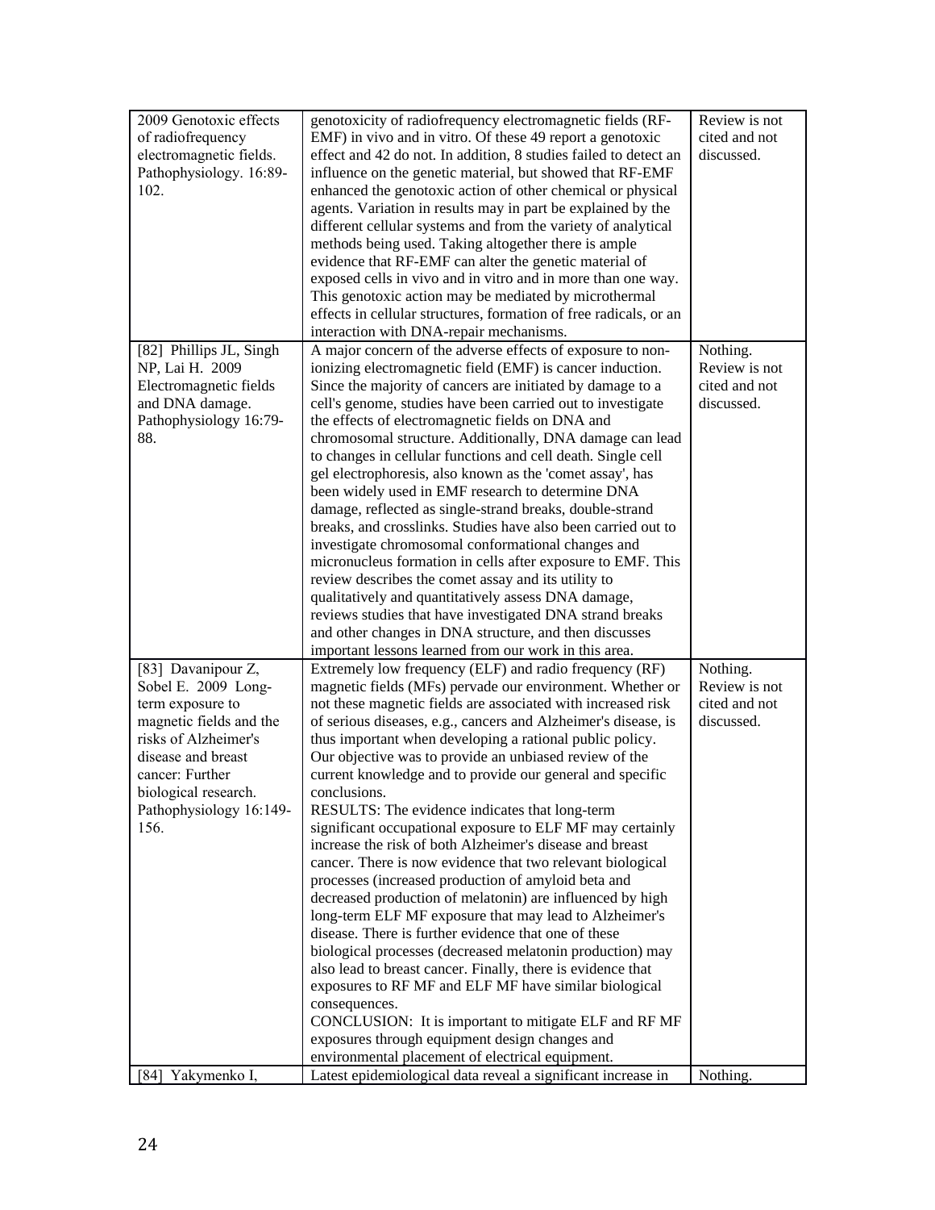| | | |
|---|---|---|
| 2009 Genotoxic effects of radiofrequency electromagnetic fields. Pathophysiology. 16:89-102. | genotoxicity of radiofrequency electromagnetic fields (RF-EMF) in vivo and in vitro. Of these 49 report a genotoxic effect and 42 do not. In addition, 8 studies failed to detect an influence on the genetic material, but showed that RF-EMF enhanced the genotoxic action of other chemical or physical agents. Variation in results may in part be explained by the different cellular systems and from the variety of analytical methods being used. Taking altogether there is ample evidence that RF-EMF can alter the genetic material of exposed cells in vivo and in vitro and in more than one way. This genotoxic action may be mediated by microthermal effects in cellular structures, formation of free radicals, or an interaction with DNA-repair mechanisms. | Review is not cited and not discussed. |
| [82] Phillips JL, Singh NP, Lai H. 2009 Electromagnetic fields and DNA damage. Pathophysiology 16:79-88. | A major concern of the adverse effects of exposure to non-ionizing electromagnetic field (EMF) is cancer induction. Since the majority of cancers are initiated by damage to a cell's genome, studies have been carried out to investigate the effects of electromagnetic fields on DNA and chromosomal structure. Additionally, DNA damage can lead to changes in cellular functions and cell death. Single cell gel electrophoresis, also known as the 'comet assay', has been widely used in EMF research to determine DNA damage, reflected as single-strand breaks, double-strand breaks, and crosslinks. Studies have also been carried out to investigate chromosomal conformational changes and micronucleus formation in cells after exposure to EMF. This review describes the comet assay and its utility to qualitatively and quantitatively assess DNA damage, reviews studies that have investigated DNA strand breaks and other changes in DNA structure, and then discusses important lessons learned from our work in this area. | Nothing. Review is not cited and not discussed. |
| [83] Davanipour Z, Sobel E. 2009 Long-term exposure to magnetic fields and the risks of Alzheimer's disease and breast cancer: Further biological research. Pathophysiology 16:149-156. | Extremely low frequency (ELF) and radio frequency (RF) magnetic fields (MFs) pervade our environment. Whether or not these magnetic fields are associated with increased risk of serious diseases, e.g., cancers and Alzheimer's disease, is thus important when developing a rational public policy. Our objective was to provide an unbiased review of the current knowledge and to provide our general and specific conclusions.<br>RESULTS: The evidence indicates that long-term significant occupational exposure to ELF MF may certainly increase the risk of both Alzheimer's disease and breast cancer. There is now evidence that two relevant biological processes (increased production of amyloid beta and decreased production of melatonin) are influenced by high long-term ELF MF exposure that may lead to Alzheimer's disease. There is further evidence that one of these biological processes (decreased melatonin production) may also lead to breast cancer. Finally, there is evidence that exposures to RF MF and ELF MF have similar biological consequences.<br>CONCLUSION: It is important to mitigate ELF and RF MF exposures through equipment design changes and environmental placement of electrical equipment. | Nothing. Review is not cited and not discussed. |
| [84] Yakymenko I, | Latest epidemiological data reveal a significant increase in | Nothing. |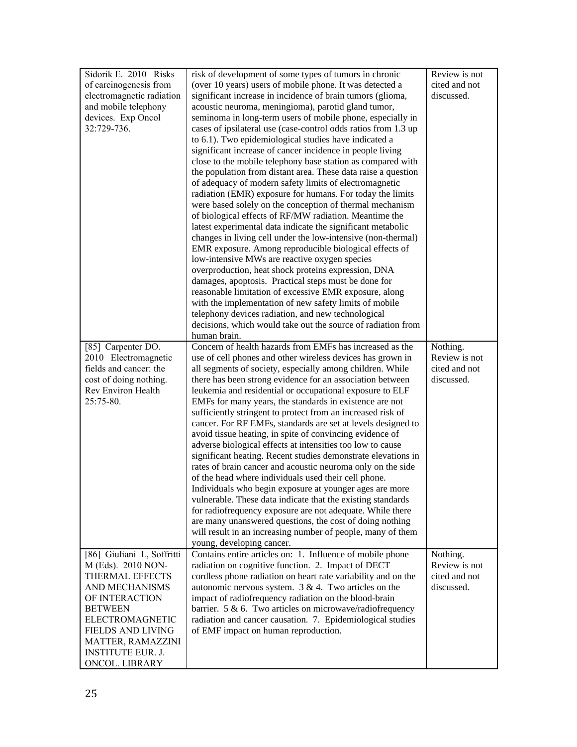| | | |
|---|---|---|
| Sidorik E. 2010 Risks of carcinogenesis from electromagnetic radiation and mobile telephony devices. Exp Oncol 32:729-736. | risk of development of some types of tumors in chronic (over 10 years) users of mobile phone. It was detected a significant increase in incidence of brain tumors (glioma, acoustic neuroma, meningioma), parotid gland tumor, seminoma in long-term users of mobile phone, especially in cases of ipsilateral use (case-control odds ratios from 1.3 up to 6.1). Two epidemiological studies have indicated a significant increase of cancer incidence in people living close to the mobile telephony base station as compared with the population from distant area. These data raise a question of adequacy of modern safety limits of electromagnetic radiation (EMR) exposure for humans. For today the limits were based solely on the conception of thermal mechanism of biological effects of RF/MW radiation. Meantime the latest experimental data indicate the significant metabolic changes in living cell under the low-intensive (non-thermal) EMR exposure. Among reproducible biological effects of low-intensive MWs are reactive oxygen species overproduction, heat shock proteins expression, DNA damages, apoptosis. Practical steps must be done for reasonable limitation of excessive EMR exposure, along with the implementation of new safety limits of mobile telephony devices radiation, and new technological decisions, which would take out the source of radiation from human brain. | Review is not cited and not discussed. |
| [85] Carpenter DO. 2010 Electromagnetic fields and cancer: the cost of doing nothing. Rev Environ Health 25:75-80. | Concern of health hazards from EMFs has increased as the use of cell phones and other wireless devices has grown in all segments of society, especially among children. While there has been strong evidence for an association between leukemia and residential or occupational exposure to ELF EMFs for many years, the standards in existence are not sufficiently stringent to protect from an increased risk of cancer. For RF EMFs, standards are set at levels designed to avoid tissue heating, in spite of convincing evidence of adverse biological effects at intensities too low to cause significant heating. Recent studies demonstrate elevations in rates of brain cancer and acoustic neuroma only on the side of the head where individuals used their cell phone. Individuals who begin exposure at younger ages are more vulnerable. These data indicate that the existing standards for radiofrequency exposure are not adequate. While there are many unanswered questions, the cost of doing nothing will result in an increasing number of people, many of them young, developing cancer. | Nothing. Review is not cited and not discussed. |
| [86] Giuliani L, Soffritti M (Eds). 2010 NON-THERMAL EFFECTS AND MECHANISMS OF INTERACTION BETWEEN ELECTROMAGNETIC FIELDS AND LIVING MATTER, RAMAZZINI INSTITUTE EUR. J. ONCOL. LIBRARY | Contains entire articles on: 1. Influence of mobile phone radiation on cognitive function. 2. Impact of DECT cordless phone radiation on heart rate variability and on the autonomic nervous system. 3 & 4. Two articles on the impact of radiofrequency radiation on the blood-brain barrier. 5 & 6. Two articles on microwave/radiofrequency radiation and cancer causation. 7. Epidemiological studies of EMF impact on human reproduction. | Nothing. Review is not cited and not discussed. |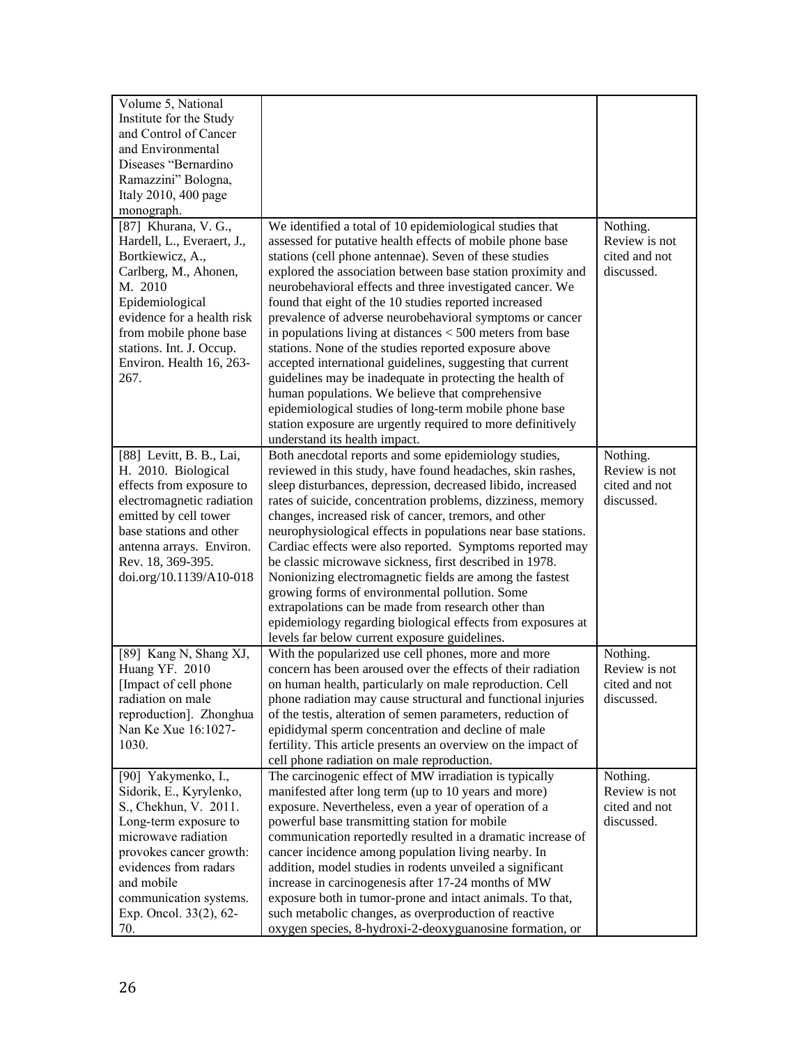| | | |
|---|---|---|
| Volume 5, National Institute for the Study and Control of Cancer and Environmental Diseases "Bernardino Ramazzini" Bologna, Italy 2010, 400 page monograph. | | |
| [87] Khurana, V. G., Hardell, L., Everaert, J., Bortkiewicz, A., Carlberg, M., Ahonen, M. 2010 Epidemiological evidence for a health risk from mobile phone base stations. Int. J. Occup. Environ. Health 16, 263-267. | We identified a total of 10 epidemiological studies that assessed for putative health effects of mobile phone base stations (cell phone antennae). Seven of these studies explored the association between base station proximity and neurobehavioral effects and three investigated cancer. We found that eight of the 10 studies reported increased prevalence of adverse neurobehavioral symptoms or cancer in populations living at distances < 500 meters from base stations. None of the studies reported exposure above accepted international guidelines, suggesting that current guidelines may be inadequate in protecting the health of human populations. We believe that comprehensive epidemiological studies of long-term mobile phone base station exposure are urgently required to more definitively understand its health impact. | Nothing. Review is not cited and not discussed. |
| [88] Levitt, B. B., Lai, H. 2010. Biological effects from exposure to electromagnetic radiation emitted by cell tower base stations and other antenna arrays. Environ. Rev. 18, 369-395. doi.org/10.1139/A10-018 | Both anecdotal reports and some epidemiology studies, reviewed in this study, have found headaches, skin rashes, sleep disturbances, depression, decreased libido, increased rates of suicide, concentration problems, dizziness, memory changes, increased risk of cancer, tremors, and other neurophysiological effects in populations near base stations. Cardiac effects were also reported. Symptoms reported may be classic microwave sickness, first described in 1978. Nonionizing electromagnetic fields are among the fastest growing forms of environmental pollution. Some extrapolations can be made from research other than epidemiology regarding biological effects from exposures at levels far below current exposure guidelines. | Nothing. Review is not cited and not discussed. |
| [89] Kang N, Shang XJ, Huang YF. 2010 [Impact of cell phone radiation on male reproduction]. Zhonghua Nan Ke Xue 16:1027-1030. | With the popularized use cell phones, more and more concern has been aroused over the effects of their radiation on human health, particularly on male reproduction. Cell phone radiation may cause structural and functional injuries of the testis, alteration of semen parameters, reduction of epididymal sperm concentration and decline of male fertility. This article presents an overview on the impact of cell phone radiation on male reproduction. | Nothing. Review is not cited and not discussed. |
| [90] Yakymenko, I., Sidorik, E., Kyrylenko, S., Chekhun, V. 2011. Long-term exposure to microwave radiation provokes cancer growth: evidences from radars and mobile communication systems. Exp. Oncol. 33(2), 62-70. | The carcinogenic effect of MW irradiation is typically manifested after long term (up to 10 years and more) exposure. Nevertheless, even a year of operation of a powerful base transmitting station for mobile communication reportedly resulted in a dramatic increase of cancer incidence among population living nearby. In addition, model studies in rodents unveiled a significant increase in carcinogenesis after 17-24 months of MW exposure both in tumor-prone and intact animals. To that, such metabolic changes, as overproduction of reactive oxygen species, 8-hydroxi-2-deoxyguanosine formation, or | Nothing. Review is not cited and not discussed. |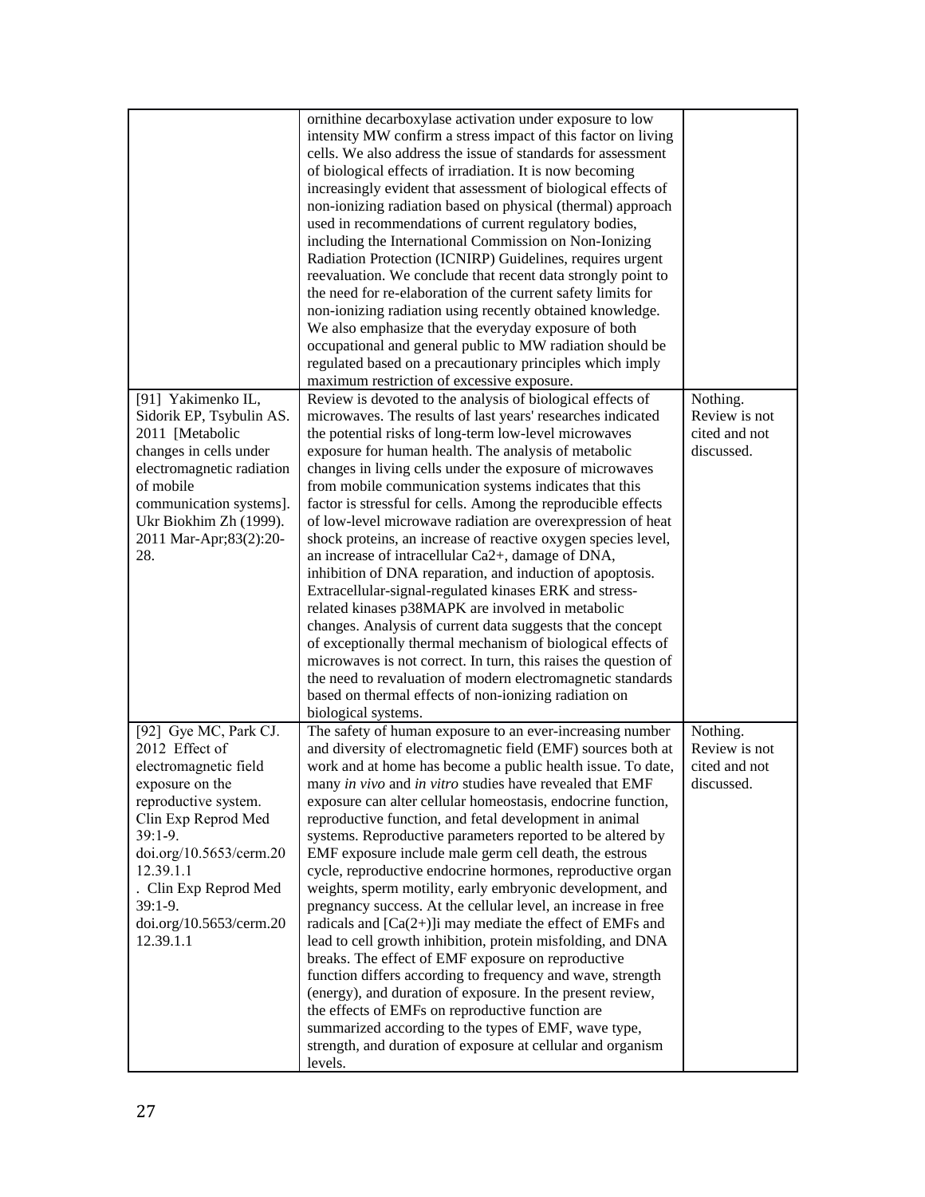| | | |
|---|---|---|
| | ornithine decarboxylase activation under exposure to low intensity MW confirm a stress impact of this factor on living cells. We also address the issue of standards for assessment of biological effects of irradiation. It is now becoming increasingly evident that assessment of biological effects of non-ionizing radiation based on physical (thermal) approach used in recommendations of current regulatory bodies, including the International Commission on Non-Ionizing Radiation Protection (ICNIRP) Guidelines, requires urgent reevaluation. We conclude that recent data strongly point to the need for re-elaboration of the current safety limits for non-ionizing radiation using recently obtained knowledge. We also emphasize that the everyday exposure of both occupational and general public to MW radiation should be regulated based on a precautionary principles which imply maximum restriction of excessive exposure. | |
| [91] Yakimenko IL, Sidorik EP, Tsybulin AS. 2011 [Metabolic changes in cells under electromagnetic radiation of mobile communication systems]. Ukr Biokhim Zh (1999). 2011 Mar-Apr;83(2):20-28. | Review is devoted to the analysis of biological effects of microwaves. The results of last years' researches indicated the potential risks of long-term low-level microwaves exposure for human health. The analysis of metabolic changes in living cells under the exposure of microwaves from mobile communication systems indicates that this factor is stressful for cells. Among the reproducible effects of low-level microwave radiation are overexpression of heat shock proteins, an increase of reactive oxygen species level, an increase of intracellular $Ca^{2+}$, damage of DNA, inhibition of DNA reparation, and induction of apoptosis. Extracellular-signal-regulated kinases ERK and stress-related kinases p38MAPK are involved in metabolic changes. Analysis of current data suggests that the concept of exceptionally thermal mechanism of biological effects of microwaves is not correct. In turn, this raises the question of the need to revaluation of modern electromagnetic standards based on thermal effects of non-ionizing radiation on biological systems. | Nothing. Review is not cited and not discussed. |
| [92] Gye MC, Park CJ. 2012 Effect of electromagnetic field exposure on the reproductive system. Clin Exp Reprod Med 39:1-9. doi.org/10.5653/cerm.2012.39.1.1 . Clin Exp Reprod Med 39:1-9. doi.org/10.5653/cerm.2012.39.1.1 | The safety of human exposure to an ever-increasing number and diversity of electromagnetic field (EMF) sources both at work and at home has become a public health issue. To date, many *in vivo* and *in vitro* studies have revealed that EMF exposure can alter cellular homeostasis, endocrine function, reproductive function, and fetal development in animal systems. Reproductive parameters reported to be altered by EMF exposure include male germ cell death, the estrous cycle, reproductive endocrine hormones, reproductive organ weights, sperm motility, early embryonic development, and pregnancy success. At the cellular level, an increase in free radicals and $[Ca(2+)]i$ may mediate the effect of EMFs and lead to cell growth inhibition, protein misfolding, and DNA breaks. The effect of EMF exposure on reproductive function differs according to frequency and wave, strength (energy), and duration of exposure. In the present review, the effects of EMFs on reproductive function are summarized according to the types of EMF, wave type, strength, and duration of exposure at cellular and organism levels. | Nothing. Review is not cited and not discussed. |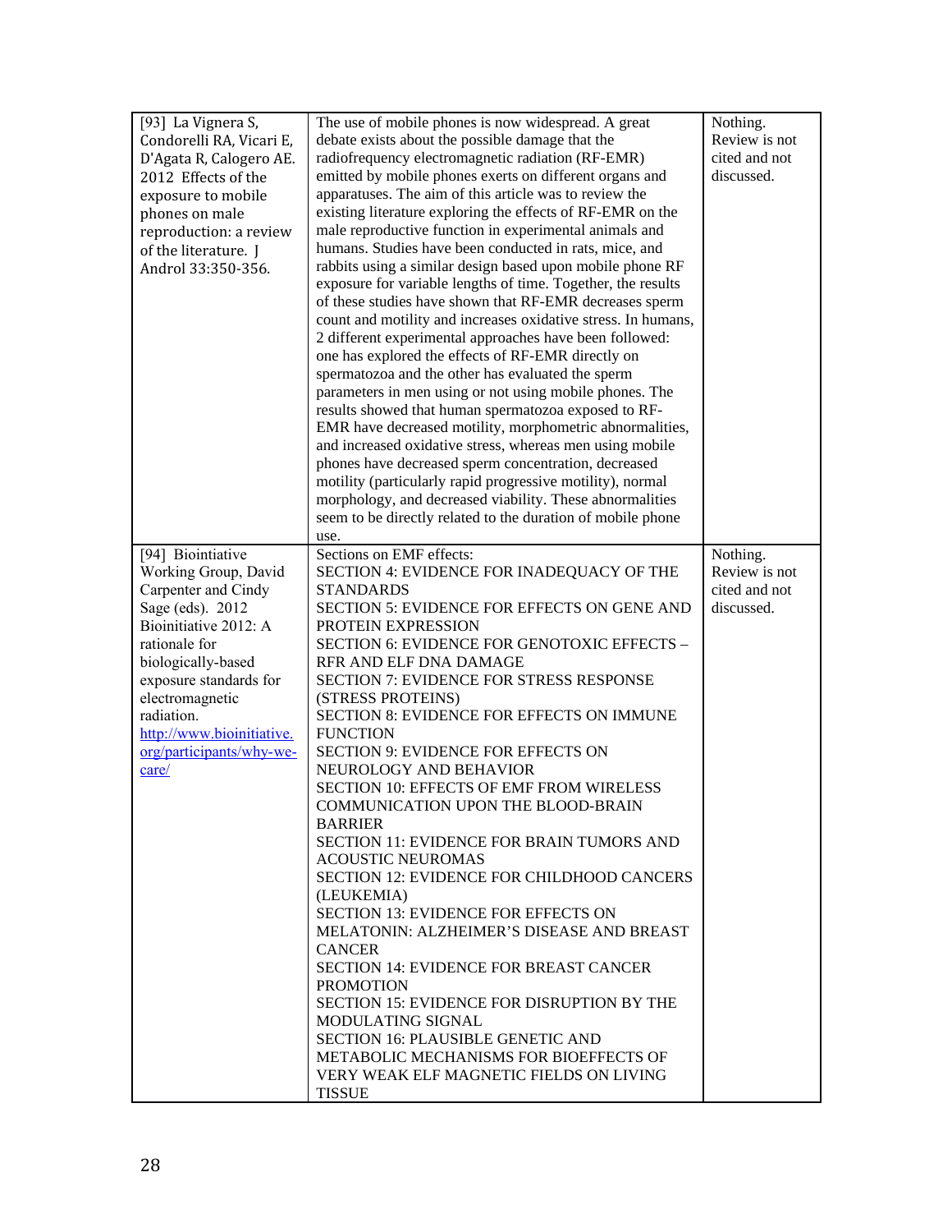| | | |
|---|---|---|
| [93] La Vignera S, Condorelli RA, Vicari E, D'Agata R, Calogero AE. 2012 Effects of the exposure to mobile phones on male reproduction: a review of the literature. J Androl 33:350-356. | The use of mobile phones is now widespread. A great debate exists about the possible damage that the radiofrequency electromagnetic radiation (RF-EMR) emitted by mobile phones exerts on different organs and apparatuses. The aim of this article was to review the existing literature exploring the effects of RF-EMR on the male reproductive function in experimental animals and humans. Studies have been conducted in rats, mice, and rabbits using a similar design based upon mobile phone RF exposure for variable lengths of time. Together, the results of these studies have shown that RF-EMR decreases sperm count and motility and increases oxidative stress. In humans, 2 different experimental approaches have been followed: one has explored the effects of RF-EMR directly on spermatozoa and the other has evaluated the sperm parameters in men using or not using mobile phones. The results showed that human spermatozoa exposed to RF-EMR have decreased motility, morphometric abnormalities, and increased oxidative stress, whereas men using mobile phones have decreased sperm concentration, decreased motility (particularly rapid progressive motility), normal morphology, and decreased viability. These abnormalities seem to be directly related to the duration of mobile phone use. | Nothing. Review is not cited and not discussed. |
| [94] Biointiative Working Group, David Carpenter and Cindy Sage (eds). 2012 Bioinitiative 2012: A rationale for biologically-based exposure standards for electromagnetic radiation. http://www.bioinitiative.org/participants/why-we-care/ | Sections on EMF effects:<br>SECTION 4: EVIDENCE FOR INADEQUACY OF THE STANDARDS<br>SECTION 5: EVIDENCE FOR EFFECTS ON GENE AND PROTEIN EXPRESSION<br>SECTION 6: EVIDENCE FOR GENOTOXIC EFFECTS – RFR AND ELF DNA DAMAGE<br>SECTION 7: EVIDENCE FOR STRESS RESPONSE (STRESS PROTEINS)<br>SECTION 8: EVIDENCE FOR EFFECTS ON IMMUNE FUNCTION<br>SECTION 9: EVIDENCE FOR EFFECTS ON NEUROLOGY AND BEHAVIOR<br>SECTION 10: EFFECTS OF EMF FROM WIRELESS COMMUNICATION UPON THE BLOOD-BRAIN BARRIER<br>SECTION 11: EVIDENCE FOR BRAIN TUMORS AND ACOUSTIC NEUROMAS<br>SECTION 12: EVIDENCE FOR CHILDHOOD CANCERS (LEUKEMIA)<br>SECTION 13: EVIDENCE FOR EFFECTS ON MELATONIN: ALZHEIMER'S DISEASE AND BREAST CANCER<br>SECTION 14: EVIDENCE FOR BREAST CANCER PROMOTION<br>SECTION 15: EVIDENCE FOR DISRUPTION BY THE MODULATING SIGNAL<br>SECTION 16: PLAUSIBLE GENETIC AND METABOLIC MECHANISMS FOR BIOEFFECTS OF VERY WEAK ELF MAGNETIC FIELDS ON LIVING TISSUE | Nothing. Review is not cited and not discussed. |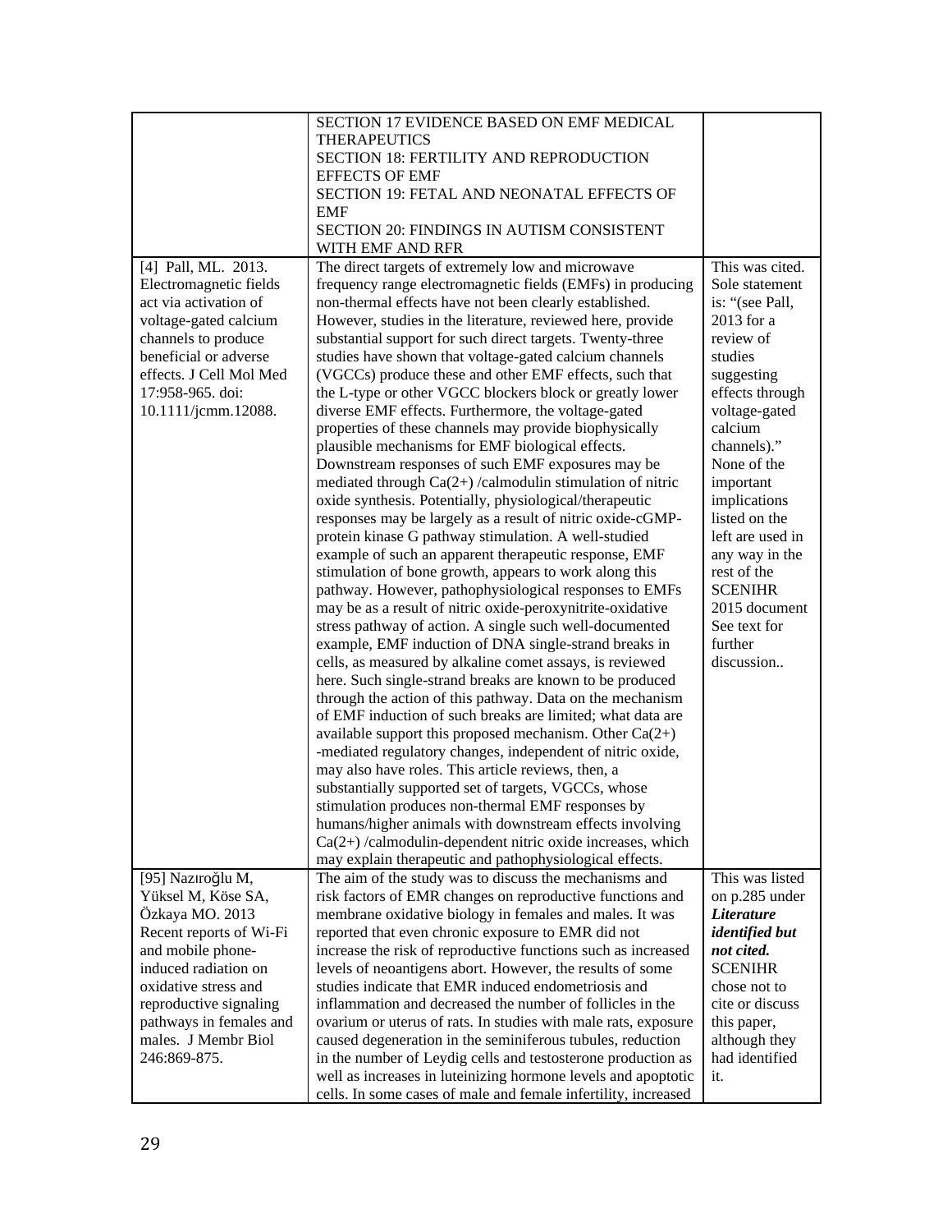| | | |
|---|---|---|
| | SECTION 17 EVIDENCE BASED ON EMF MEDICAL THERAPEUTICS<br>SECTION 18: FERTILITY AND REPRODUCTION EFFECTS OF EMF<br>SECTION 19: FETAL AND NEONATAL EFFECTS OF EMF<br>SECTION 20: FINDINGS IN AUTISM CONSISTENT WITH EMF AND RFR | |
| [4] Pall, ML. 2013. Electromagnetic fields act via activation of voltage-gated calcium channels to produce beneficial or adverse effects. J Cell Mol Med 17:958-965. doi: 10.1111/jcmm.12088. | The direct targets of extremely low and microwave frequency range electromagnetic fields (EMFs) in producing non-thermal effects have not been clearly established. However, studies in the literature, reviewed here, provide substantial support for such direct targets. Twenty-three studies have shown that voltage-gated calcium channels (VGCCs) produce these and other EMF effects, such that the L-type or other VGCC blockers block or greatly lower diverse EMF effects. Furthermore, the voltage-gated properties of these channels may provide biophysically plausible mechanisms for EMF biological effects. Downstream responses of such EMF exposures may be mediated through Ca(2+) /calmodulin stimulation of nitric oxide synthesis. Potentially, physiological/therapeutic responses may be largely as a result of nitric oxide-cGMP-protein kinase G pathway stimulation. A well-studied example of such an apparent therapeutic response, EMF stimulation of bone growth, appears to work along this pathway. However, pathophysiological responses to EMFs may be as a result of nitric oxide-peroxynitrite-oxidative stress pathway of action. A single such well-documented example, EMF induction of DNA single-strand breaks in cells, as measured by alkaline comet assays, is reviewed here. Such single-strand breaks are known to be produced through the action of this pathway. Data on the mechanism of EMF induction of such breaks are limited; what data are available support this proposed mechanism. Other Ca(2+) -mediated regulatory changes, independent of nitric oxide, may also have roles. This article reviews, then, a substantially supported set of targets, VGCCs, whose stimulation produces non-thermal EMF responses by humans/higher animals with downstream effects involving Ca(2+) /calmodulin-dependent nitric oxide increases, which may explain therapeutic and pathophysiological effects. | This was cited. Sole statement is: "(see Pall, 2013 for a review of studies suggesting effects through voltage-gated calcium channels)." None of the important implications listed on the left are used in any way in the rest of the SCENIHR 2015 document See text for further discussion.. |
| [95] Nazıroğlu M, Yüksel M, Köse SA, Özkaya MO. 2013 Recent reports of Wi-Fi and mobile phone-induced radiation on oxidative stress and reproductive signaling pathways in females and males. J Membr Biol 246:869-875. | The aim of the study was to discuss the mechanisms and risk factors of EMR changes on reproductive functions and membrane oxidative biology in females and males. It was reported that even chronic exposure to EMR did not increase the risk of reproductive functions such as increased levels of neoantigens abort. However, the results of some studies indicate that EMR induced endometriosis and inflammation and decreased the number of follicles in the ovarium or uterus of rats. In studies with male rats, exposure caused degeneration in the seminiferous tubules, reduction in the number of Leydig cells and testosterone production as well as increases in luteinizing hormone levels and apoptotic cells. In some cases of male and female infertility, increased | This was listed on p.285 under ***Literature identified but not cited.*** SCENIHR chose not to cite or discuss this paper, although they had identified it. |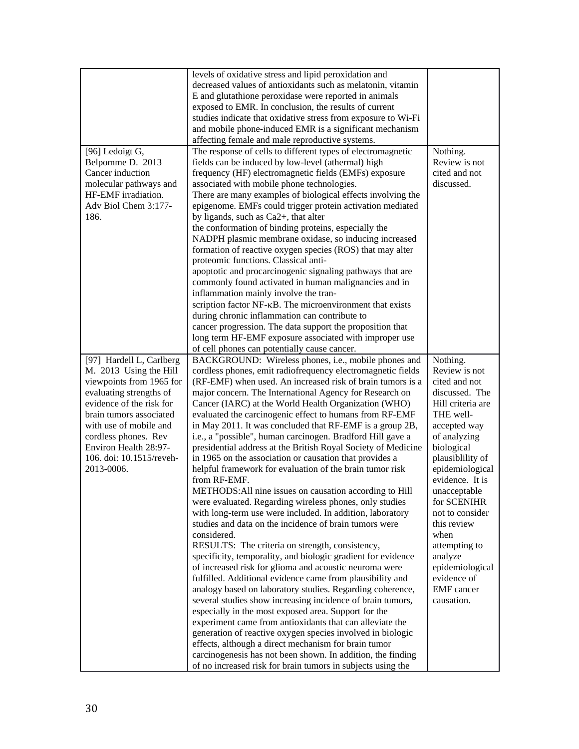| | | |
|---|---|---|
| | levels of oxidative stress and lipid peroxidation and decreased values of antioxidants such as melatonin, vitamin E and glutathione peroxidase were reported in animals exposed to EMR. In conclusion, the results of current studies indicate that oxidative stress from exposure to Wi-Fi and mobile phone-induced EMR is a significant mechanism affecting female and male reproductive systems. | |
| [96] Ledoigt G, Belpomme D. 2013 Cancer induction molecular pathways and HF-EMF irradiation. Adv Biol Chem 3:177-186. | The response of cells to different types of electromagnetic fields can be induced by low-level (athermal) high frequency (HF) electromagnetic fields (EMFs) exposure associated with mobile phone technologies. There are many examples of biological effects involving the epigenome. EMFs could trigger protein activation mediated by ligands, such as $Ca2+$, that alter the conformation of binding proteins, especially the NADPH plasmic membrane oxidase, so inducing increased formation of reactive oxygen species (ROS) that may alter proteomic functions. Classical anti-apoptotic and procarcinogenic signaling pathways that are commonly found activated in human malignancies and in inflammation mainly involve the tran-scription factor NF-κB. The microenvironment that exists during chronic inflammation can contribute to cancer progression. The data support the proposition that long term HF-EMF exposure associated with improper use of cell phones can potentially cause cancer. | Nothing. Review is not cited and not discussed. |
| [97] Hardell L, Carlberg M. 2013 Using the Hill viewpoints from 1965 for evaluating strengths of evidence of the risk for brain tumors associated with use of mobile and cordless phones. Rev Environ Health 28:97-106. doi: 10.1515/reveh-2013-0006. | BACKGROUND: Wireless phones, i.e., mobile phones and cordless phones, emit radiofrequency electromagnetic fields (RF-EMF) when used. An increased risk of brain tumors is a major concern. The International Agency for Research on Cancer (IARC) at the World Health Organization (WHO) evaluated the carcinogenic effect to humans from RF-EMF in May 2011. It was concluded that RF-EMF is a group 2B, i.e., a "possible", human carcinogen. Bradford Hill gave a presidential address at the British Royal Society of Medicine in 1965 on the association or causation that provides a helpful framework for evaluation of the brain tumor risk from RF-EMF. METHODS:All nine issues on causation according to Hill were evaluated. Regarding wireless phones, only studies with long-term use were included. In addition, laboratory studies and data on the incidence of brain tumors were considered. RESULTS: The criteria on strength, consistency, specificity, temporality, and biologic gradient for evidence of increased risk for glioma and acoustic neuroma were fulfilled. Additional evidence came from plausibility and analogy based on laboratory studies. Regarding coherence, several studies show increasing incidence of brain tumors, especially in the most exposed area. Support for the experiment came from antioxidants that can alleviate the generation of reactive oxygen species involved in biologic effects, although a direct mechanism for brain tumor carcinogenesis has not been shown. In addition, the finding of no increased risk for brain tumors in subjects using the | Nothing. Review is not cited and not discussed. The Hill criteria are THE well-accepted way of analyzing biological plausiblility of epidemiological evidence. It is unacceptable for SCENIHR not to consider this review when attempting to analyze epidemiological evidence of EMF cancer causation. |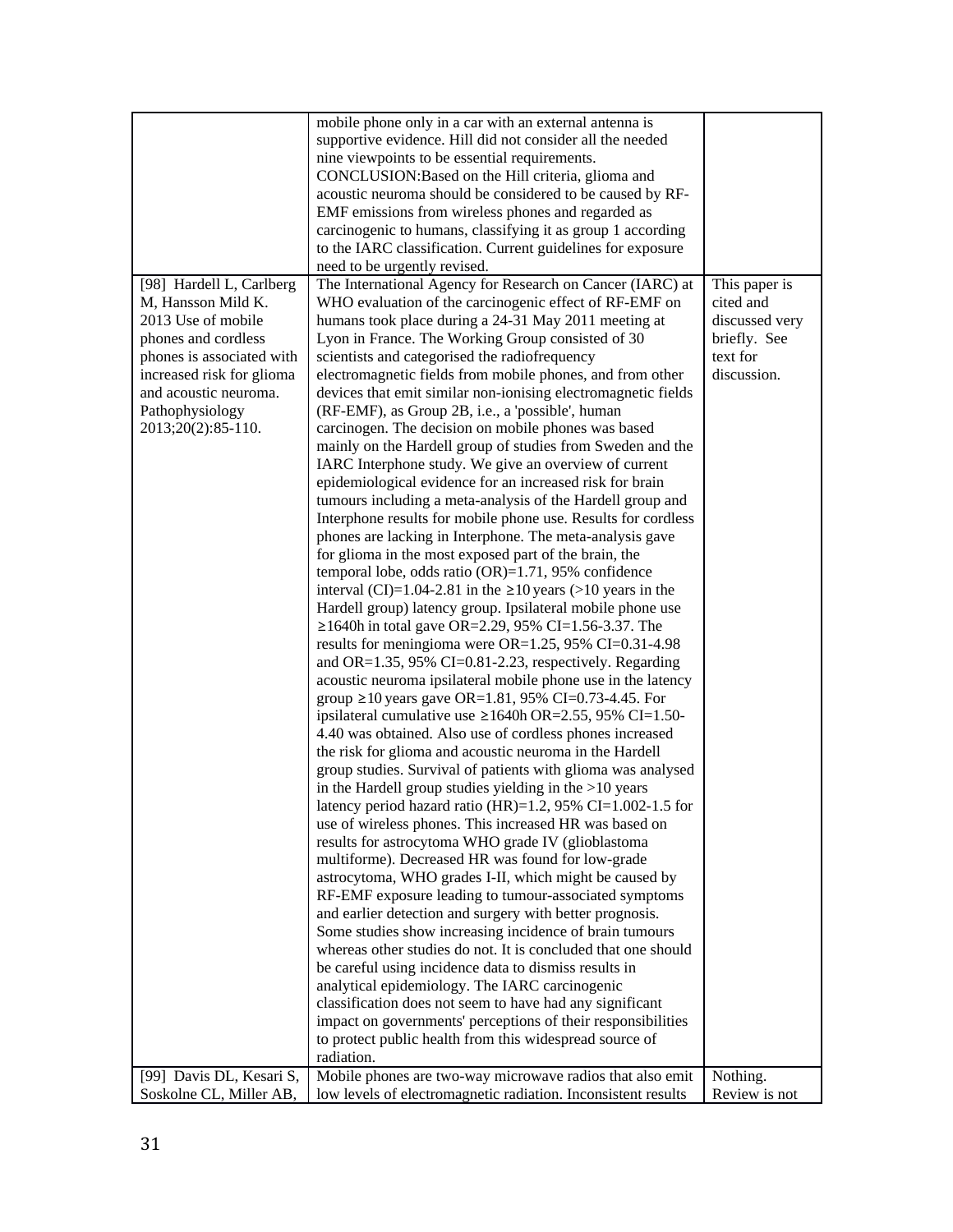| | | |
|---|---|---|
| | mobile phone only in a car with an external antenna is supportive evidence. Hill did not consider all the needed nine viewpoints to be essential requirements. CONCLUSION:Based on the Hill criteria, glioma and acoustic neuroma should be considered to be caused by RF-EMF emissions from wireless phones and regarded as carcinogenic to humans, classifying it as group 1 according to the IARC classification. Current guidelines for exposure need to be urgently revised. | |
| [98] Hardell L, Carlberg M, Hansson Mild K. 2013 Use of mobile phones and cordless phones is associated with increased risk for glioma and acoustic neuroma. Pathophysiology 2013;20(2):85-110. | The International Agency for Research on Cancer (IARC) at WHO evaluation of the carcinogenic effect of RF-EMF on humans took place during a 24-31 May 2011 meeting at Lyon in France. The Working Group consisted of 30 scientists and categorised the radiofrequency electromagnetic fields from mobile phones, and from other devices that emit similar non-ionising electromagnetic fields (RF-EMF), as Group 2B, i.e., a 'possible', human carcinogen. The decision on mobile phones was based mainly on the Hardell group of studies from Sweden and the IARC Interphone study. We give an overview of current epidemiological evidence for an increased risk for brain tumours including a meta-analysis of the Hardell group and Interphone results for mobile phone use. Results for cordless phones are lacking in Interphone. The meta-analysis gave for glioma in the most exposed part of the brain, the temporal lobe, odds ratio (OR)=1.71, 95% confidence interval (CI)=1.04-2.81 in the ≥10 years (>10 years in the Hardell group) latency group. Ipsilateral mobile phone use ≥1640h in total gave OR=2.29, 95% CI=1.56-3.37. The results for meningioma were OR=1.25, 95% CI=0.31-4.98 and OR=1.35, 95% CI=0.81-2.23, respectively. Regarding acoustic neuroma ipsilateral mobile phone use in the latency group ≥10 years gave OR=1.81, 95% CI=0.73-4.45. For ipsilateral cumulative use ≥1640h OR=2.55, 95% CI=1.50-4.40 was obtained. Also use of cordless phones increased the risk for glioma and acoustic neuroma in the Hardell group studies. Survival of patients with glioma was analysed in the Hardell group studies yielding in the >10 years latency period hazard ratio (HR)=1.2, 95% CI=1.002-1.5 for use of wireless phones. This increased HR was based on results for astrocytoma WHO grade IV (glioblastoma multiforme). Decreased HR was found for low-grade astrocytoma, WHO grades I-II, which might be caused by RF-EMF exposure leading to tumour-associated symptoms and earlier detection and surgery with better prognosis. Some studies show increasing incidence of brain tumours whereas other studies do not. It is concluded that one should be careful using incidence data to dismiss results in analytical epidemiology. The IARC carcinogenic classification does not seem to have had any significant impact on governments' perceptions of their responsibilities to protect public health from this widespread source of radiation. | This paper is cited and discussed very briefly. See text for discussion. |
| [99] Davis DL, Kesari S, Soskolne CL, Miller AB, | Mobile phones are two-way microwave radios that also emit low levels of electromagnetic radiation. Inconsistent results | Nothing. Review is not |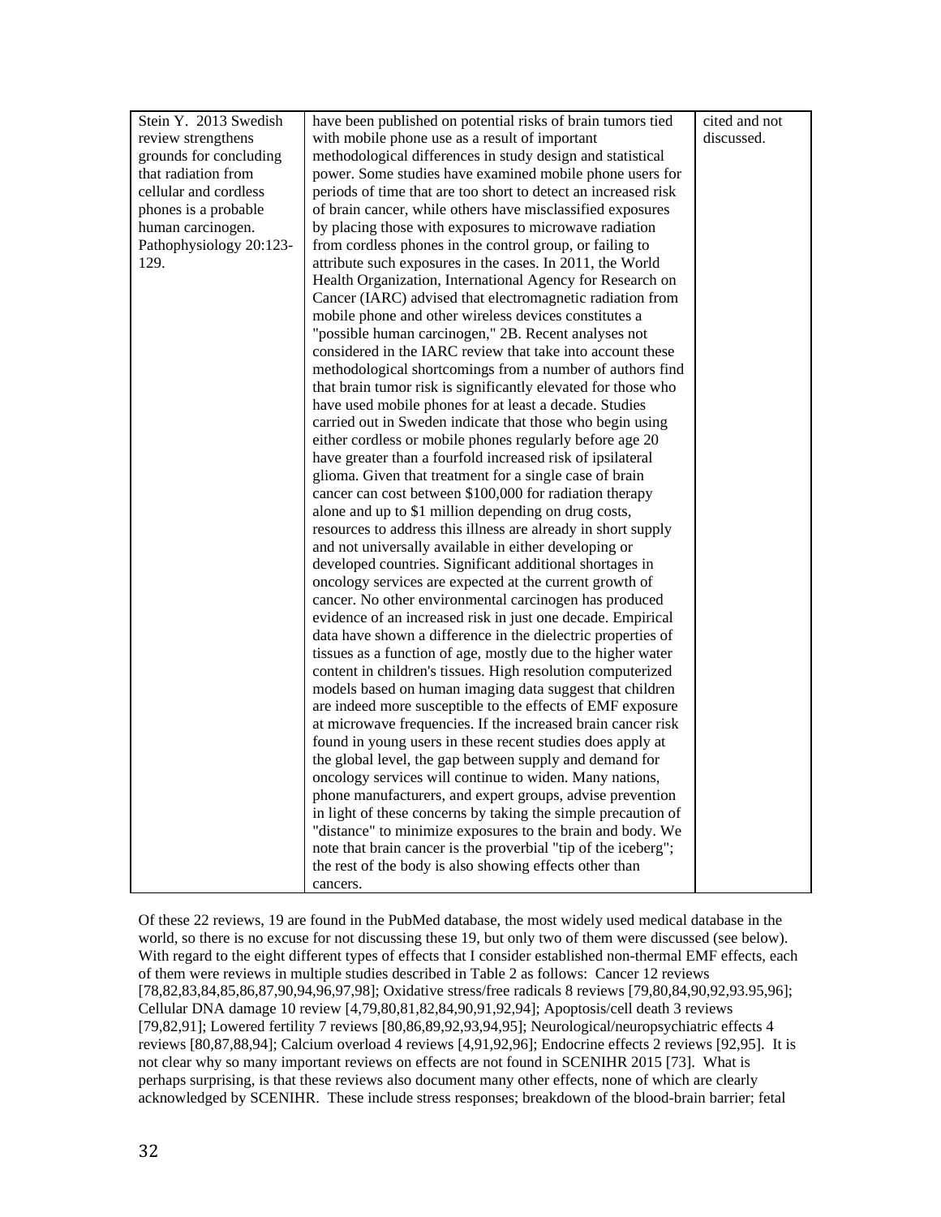| | | |
|---|---|---|
| Stein Y. 2013 Swedish review strengthens grounds for concluding that radiation from cellular and cordless phones is a probable human carcinogen. Pathophysiology 20:123-129. | have been published on potential risks of brain tumors tied with mobile phone use as a result of important methodological differences in study design and statistical power. Some studies have examined mobile phone users for periods of time that are too short to detect an increased risk of brain cancer, while others have misclassified exposures by placing those with exposures to microwave radiation from cordless phones in the control group, or failing to attribute such exposures in the cases. In 2011, the World Health Organization, International Agency for Research on Cancer (IARC) advised that electromagnetic radiation from mobile phone and other wireless devices constitutes a "possible human carcinogen," 2B. Recent analyses not considered in the IARC review that take into account these methodological shortcomings from a number of authors find that brain tumor risk is significantly elevated for those who have used mobile phones for at least a decade. Studies carried out in Sweden indicate that those who begin using either cordless or mobile phones regularly before age 20 have greater than a fourfold increased risk of ipsilateral glioma. Given that treatment for a single case of brain cancer can cost between $100,000 for radiation therapy alone and up to $1 million depending on drug costs, resources to address this illness are already in short supply and not universally available in either developing or developed countries. Significant additional shortages in oncology services are expected at the current growth of cancer. No other environmental carcinogen has produced evidence of an increased risk in just one decade. Empirical data have shown a difference in the dielectric properties of tissues as a function of age, mostly due to the higher water content in children's tissues. High resolution computerized models based on human imaging data suggest that children are indeed more susceptible to the effects of EMF exposure at microwave frequencies. If the increased brain cancer risk found in young users in these recent studies does apply at the global level, the gap between supply and demand for oncology services will continue to widen. Many nations, phone manufacturers, and expert groups, advise prevention in light of these concerns by taking the simple precaution of "distance" to minimize exposures to the brain and body. We note that brain cancer is the proverbial "tip of the iceberg"; the rest of the body is also showing effects other than cancers. | cited and not discussed. |

Of these 22 reviews, 19 are found in the PubMed database, the most widely used medical database in the world, so there is no excuse for not discussing these 19, but only two of them were discussed (see below). With regard to the eight different types of effects that I consider established non-thermal EMF effects, each of them were reviews in multiple studies described in Table 2 as follows: Cancer 12 reviews [78,82,83,84,85,86,87,90,94,96,97,98]; Oxidative stress/free radicals 8 reviews [79,80,84,90,92,93.95,96]; Cellular DNA damage 10 review [4,79,80,81,82,84,90,91,92,94]; Apoptosis/cell death 3 reviews [79,82,91]; Lowered fertility 7 reviews [80,86,89,92,93,94,95]; Neurological/neuropsychiatric effects 4 reviews [80,87,88,94]; Calcium overload 4 reviews [4,91,92,96]; Endocrine effects 2 reviews [92,95]. It is not clear why so many important reviews on effects are not found in SCENIHR 2015 [73]. What is perhaps surprising, is that these reviews also document many other effects, none of which are clearly acknowledged by SCENIHR. These include stress responses; breakdown of the blood-brain barrier; fetal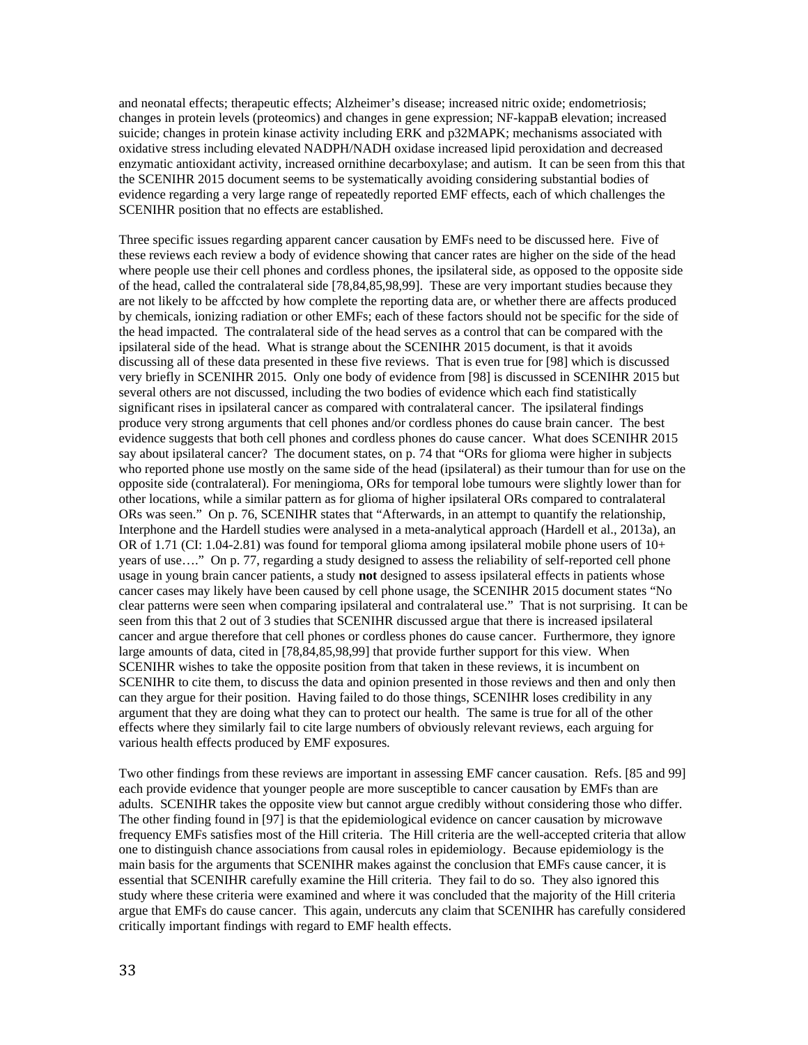and neonatal effects; therapeutic effects; Alzheimer's disease; increased nitric oxide; endometriosis; changes in protein levels (proteomics) and changes in gene expression; NF-kappaB elevation; increased suicide; changes in protein kinase activity including ERK and p32MAPK; mechanisms associated with oxidative stress including elevated NADPH/NADH oxidase increased lipid peroxidation and decreased enzymatic antioxidant activity, increased ornithine decarboxylase; and autism. It can be seen from this that the SCENIHR 2015 document seems to be systematically avoiding considering substantial bodies of evidence regarding a very large range of repeatedly reported EMF effects, each of which challenges the SCENIHR position that no effects are established.

Three specific issues regarding apparent cancer causation by EMFs need to be discussed here. Five of these reviews each review a body of evidence showing that cancer rates are higher on the side of the head where people use their cell phones and cordless phones, the ipsilateral side, as opposed to the opposite side of the head, called the contralateral side [78,84,85,98,99]. These are very important studies because they are not likely to be affccted by how complete the reporting data are, or whether there are affects produced by chemicals, ionizing radiation or other EMFs; each of these factors should not be specific for the side of the head impacted. The contralateral side of the head serves as a control that can be compared with the ipsilateral side of the head. What is strange about the SCENIHR 2015 document, is that it avoids discussing all of these data presented in these five reviews. That is even true for [98] which is discussed very briefly in SCENIHR 2015. Only one body of evidence from [98] is discussed in SCENIHR 2015 but several others are not discussed, including the two bodies of evidence which each find statistically significant rises in ipsilateral cancer as compared with contralateral cancer. The ipsilateral findings produce very strong arguments that cell phones and/or cordless phones do cause brain cancer. The best evidence suggests that both cell phones and cordless phones do cause cancer. What does SCENIHR 2015 say about ipsilateral cancer? The document states, on p. 74 that "ORs for glioma were higher in subjects who reported phone use mostly on the same side of the head (ipsilateral) as their tumour than for use on the opposite side (contralateral). For meningioma, ORs for temporal lobe tumours were slightly lower than for other locations, while a similar pattern as for glioma of higher ipsilateral ORs compared to contralateral ORs was seen." On p. 76, SCENIHR states that "Afterwards, in an attempt to quantify the relationship, Interphone and the Hardell studies were analysed in a meta-analytical approach (Hardell et al., 2013a), an OR of 1.71 (CI: 1.04-2.81) was found for temporal glioma among ipsilateral mobile phone users of 10+ years of use…." On p. 77, regarding a study designed to assess the reliability of self-reported cell phone usage in young brain cancer patients, a study **not** designed to assess ipsilateral effects in patients whose cancer cases may likely have been caused by cell phone usage, the SCENIHR 2015 document states "No clear patterns were seen when comparing ipsilateral and contralateral use." That is not surprising. It can be seen from this that 2 out of 3 studies that SCENIHR discussed argue that there is increased ipsilateral cancer and argue therefore that cell phones or cordless phones do cause cancer. Furthermore, they ignore large amounts of data, cited in [78,84,85,98,99] that provide further support for this view. When SCENIHR wishes to take the opposite position from that taken in these reviews, it is incumbent on SCENIHR to cite them, to discuss the data and opinion presented in those reviews and then and only then can they argue for their position. Having failed to do those things, SCENIHR loses credibility in any argument that they are doing what they can to protect our health. The same is true for all of the other effects where they similarly fail to cite large numbers of obviously relevant reviews, each arguing for various health effects produced by EMF exposures.

Two other findings from these reviews are important in assessing EMF cancer causation. Refs. [85 and 99] each provide evidence that younger people are more susceptible to cancer causation by EMFs than are adults. SCENIHR takes the opposite view but cannot argue credibly without considering those who differ. The other finding found in [97] is that the epidemiological evidence on cancer causation by microwave frequency EMFs satisfies most of the Hill criteria. The Hill criteria are the well-accepted criteria that allow one to distinguish chance associations from causal roles in epidemiology. Because epidemiology is the main basis for the arguments that SCENIHR makes against the conclusion that EMFs cause cancer, it is essential that SCENIHR carefully examine the Hill criteria. They fail to do so. They also ignored this study where these criteria were examined and where it was concluded that the majority of the Hill criteria argue that EMFs do cause cancer. This again, undercuts any claim that SCENIHR has carefully considered critically important findings with regard to EMF health effects.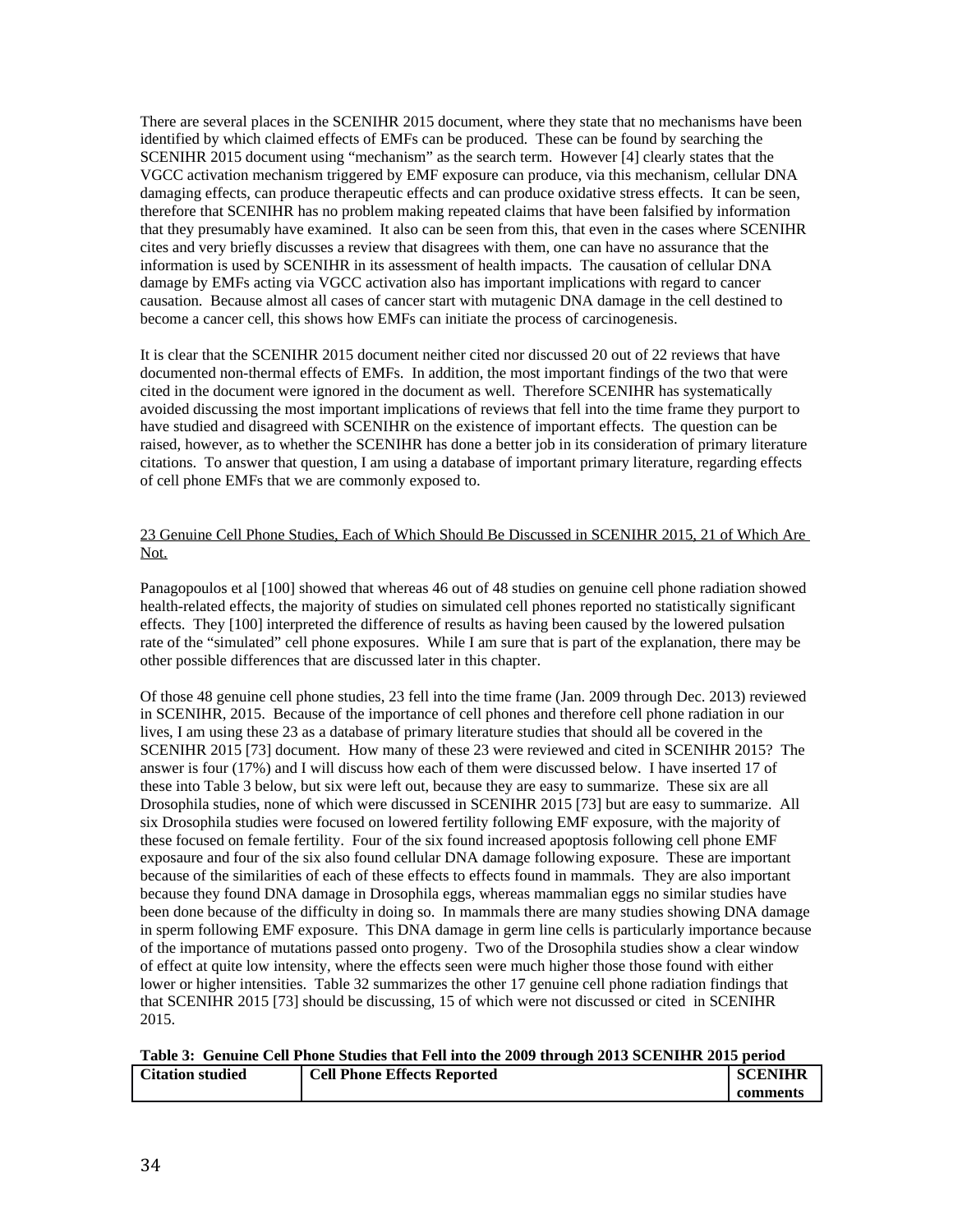There are several places in the SCENIHR 2015 document, where they state that no mechanisms have been identified by which claimed effects of EMFs can be produced. These can be found by searching the SCENIHR 2015 document using "mechanism" as the search term. However [4] clearly states that the VGCC activation mechanism triggered by EMF exposure can produce, via this mechanism, cellular DNA damaging effects, can produce therapeutic effects and can produce oxidative stress effects. It can be seen, therefore that SCENIHR has no problem making repeated claims that have been falsified by information that they presumably have examined. It also can be seen from this, that even in the cases where SCENIHR cites and very briefly discusses a review that disagrees with them, one can have no assurance that the information is used by SCENIHR in its assessment of health impacts. The causation of cellular DNA damage by EMFs acting via VGCC activation also has important implications with regard to cancer causation. Because almost all cases of cancer start with mutagenic DNA damage in the cell destined to become a cancer cell, this shows how EMFs can initiate the process of carcinogenesis.

It is clear that the SCENIHR 2015 document neither cited nor discussed 20 out of 22 reviews that have documented non-thermal effects of EMFs. In addition, the most important findings of the two that were cited in the document were ignored in the document as well. Therefore SCENIHR has systematically avoided discussing the most important implications of reviews that fell into the time frame they purport to have studied and disagreed with SCENIHR on the existence of important effects. The question can be raised, however, as to whether the SCENIHR has done a better job in its consideration of primary literature citations. To answer that question, I am using a database of important primary literature, regarding effects of cell phone EMFs that we are commonly exposed to.

<u>23 Genuine Cell Phone Studies, Each of Which Should Be Discussed in SCENIHR 2015, 21 of Which Are Not.</u>

Panagopoulos et al [100] showed that whereas 46 out of 48 studies on genuine cell phone radiation showed health-related effects, the majority of studies on simulated cell phones reported no statistically significant effects. They [100] interpreted the difference of results as having been caused by the lowered pulsation rate of the "simulated" cell phone exposures. While I am sure that is part of the explanation, there may be other possible differences that are discussed later in this chapter.

Of those 48 genuine cell phone studies, 23 fell into the time frame (Jan. 2009 through Dec. 2013) reviewed in SCENIHR, 2015. Because of the importance of cell phones and therefore cell phone radiation in our lives, I am using these 23 as a database of primary literature studies that should all be covered in the SCENIHR 2015 [73] document. How many of these 23 were reviewed and cited in SCENIHR 2015? The answer is four (17%) and I will discuss how each of them were discussed below. I have inserted 17 of these into Table 3 below, but six were left out, because they are easy to summarize. These six are all Drosophila studies, none of which were discussed in SCENIHR 2015 [73] but are easy to summarize. All six Drosophila studies were focused on lowered fertility following EMF exposure, with the majority of these focused on female fertility. Four of the six found increased apoptosis following cell phone EMF exposaure and four of the six also found cellular DNA damage following exposure. These are important because of the similarities of each of these effects to effects found in mammals. They are also important because they found DNA damage in Drosophila eggs, whereas mammalian eggs no similar studies have been done because of the difficulty in doing so. In mammals there are many studies showing DNA damage in sperm following EMF exposure. This DNA damage in germ line cells is particularly importance because of the importance of mutations passed onto progeny. Two of the Drosophila studies show a clear window of effect at quite low intensity, where the effects seen were much higher those those found with either lower or higher intensities. Table 32 summarizes the other 17 genuine cell phone radiation findings that that SCENIHR 2015 [73] should be discussing, 15 of which were not discussed or cited in SCENIHR 2015.

**Table 3: Genuine Cell Phone Studies that Fell into the 2009 through 2013 SCENIHR 2015 period**

| Citation studied | Cell Phone Effects Reported | SCENIHR comments |
| --- | --- | --- |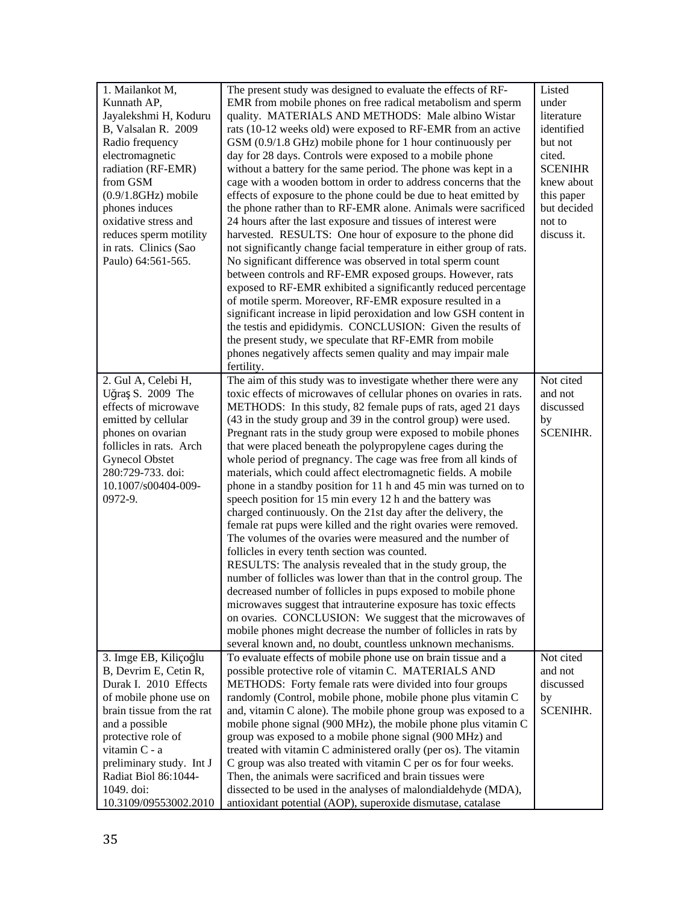| | | |
|---|---|---|
| 1. Mailankot M, Kunnath AP, Jayalekshmi H, Koduru B, Valsalan R. 2009 Radio frequency electromagnetic radiation (RF-EMR) from GSM (0.9/1.8GHz) mobile phones induces oxidative stress and reduces sperm motility in rats. Clinics (Sao Paulo) 64:561-565. | The present study was designed to evaluate the effects of RF-EMR from mobile phones on free radical metabolism and sperm quality. MATERIALS AND METHODS: Male albino Wistar rats (10-12 weeks old) were exposed to RF-EMR from an active GSM (0.9/1.8 GHz) mobile phone for 1 hour continuously per day for 28 days. Controls were exposed to a mobile phone without a battery for the same period. The phone was kept in a cage with a wooden bottom in order to address concerns that the effects of exposure to the phone could be due to heat emitted by the phone rather than to RF-EMR alone. Animals were sacrificed 24 hours after the last exposure and tissues of interest were harvested. RESULTS: One hour of exposure to the phone did not significantly change facial temperature in either group of rats. No significant difference was observed in total sperm count between controls and RF-EMR exposed groups. However, rats exposed to RF-EMR exhibited a significantly reduced percentage of motile sperm. Moreover, RF-EMR exposure resulted in a significant increase in lipid peroxidation and low GSH content in the testis and epididymis. CONCLUSION: Given the results of the present study, we speculate that RF-EMR from mobile phones negatively affects semen quality and may impair male fertility. | Listed under literature identified but not cited. SCENIHR knew about this paper but decided not to discuss it. |
| 2. Gul A, Celebi H, Uğraş S. 2009 The effects of microwave emitted by cellular phones on ovarian follicles in rats. Arch Gynecol Obstet 280:729-733. doi: 10.1007/s00404-009-0972-9. | The aim of this study was to investigate whether there were any toxic effects of microwaves of cellular phones on ovaries in rats. METHODS: In this study, 82 female pups of rats, aged 21 days (43 in the study group and 39 in the control group) were used. Pregnant rats in the study group were exposed to mobile phones that were placed beneath the polypropylene cages during the whole period of pregnancy. The cage was free from all kinds of materials, which could affect electromagnetic fields. A mobile phone in a standby position for 11 h and 45 min was turned on to speech position for 15 min every 12 h and the battery was charged continuously. On the 21st day after the delivery, the female rat pups were killed and the right ovaries were removed. The volumes of the ovaries were measured and the number of follicles in every tenth section was counted. RESULTS: The analysis revealed that in the study group, the number of follicles was lower than that in the control group. The decreased number of follicles in pups exposed to mobile phone microwaves suggest that intrauterine exposure has toxic effects on ovaries. CONCLUSION: We suggest that the microwaves of mobile phones might decrease the number of follicles in rats by several known and, no doubt, countless unknown mechanisms. | Not cited and not discussed by SCENIHR. |
| 3. Imge EB, Kiliçoğlu B, Devrim E, Cetin R, Durak I. 2010 Effects of mobile phone use on brain tissue from the rat and a possible protective role of vitamin C - a preliminary study. Int J Radiat Biol 86:1044-1049. doi: 10.3109/09553002.2010 | To evaluate effects of mobile phone use on brain tissue and a possible protective role of vitamin C. MATERIALS AND METHODS: Forty female rats were divided into four groups randomly (Control, mobile phone, mobile phone plus vitamin C and, vitamin C alone). The mobile phone group was exposed to a mobile phone signal (900 MHz), the mobile phone plus vitamin C group was exposed to a mobile phone signal (900 MHz) and treated with vitamin C administered orally (per os). The vitamin C group was also treated with vitamin C per os for four weeks. Then, the animals were sacrificed and brain tissues were dissected to be used in the analyses of malondialdehyde (MDA), antioxidant potential (AOP), superoxide dismutase, catalase | Not cited and not discussed by SCENIHR. |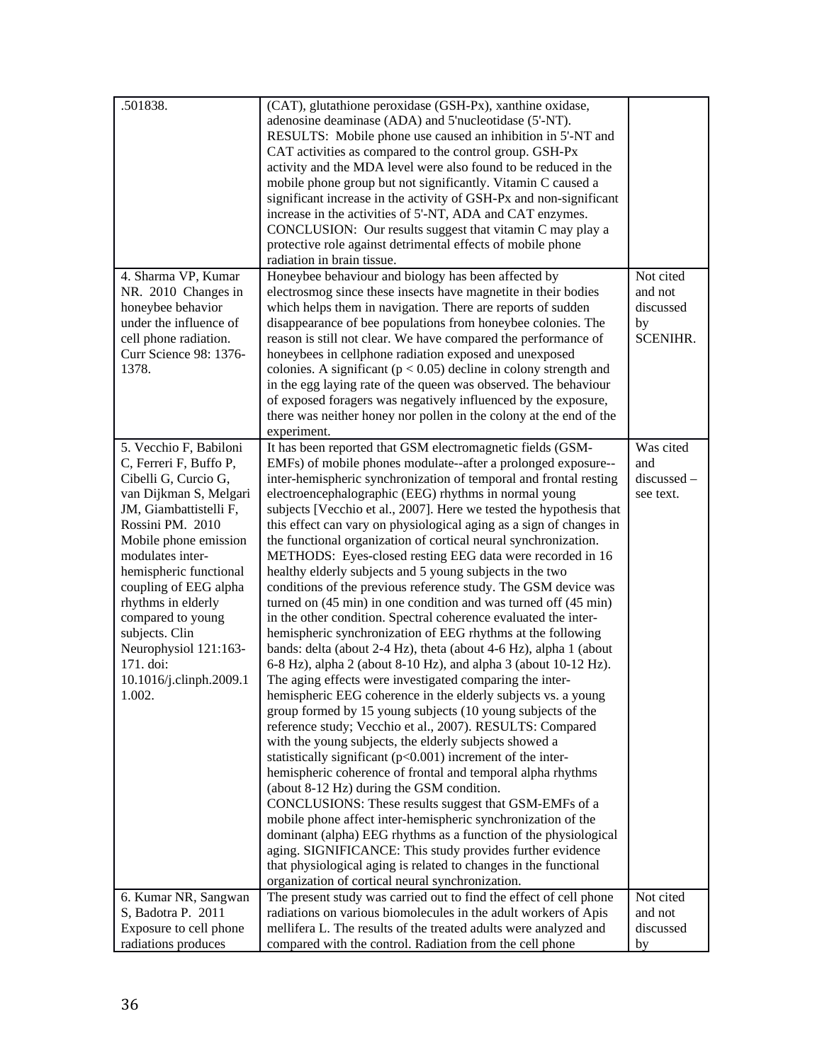| | | |
|---|---|---|
| .501838. | (CAT), glutathione peroxidase (GSH-Px), xanthine oxidase, adenosine deaminase (ADA) and 5'nucleotidase (5'-NT). RESULTS: Mobile phone use caused an inhibition in 5'-NT and CAT activities as compared to the control group. GSH-Px activity and the MDA level were also found to be reduced in the mobile phone group but not significantly. Vitamin C caused a significant increase in the activity of GSH-Px and non-significant increase in the activities of 5'-NT, ADA and CAT enzymes. CONCLUSION: Our results suggest that vitamin C may play a protective role against detrimental effects of mobile phone radiation in brain tissue. | |
| 4. Sharma VP, Kumar NR. 2010 Changes in honeybee behavior under the influence of cell phone radiation. Curr Science 98: 1376-1378. | Honeybee behaviour and biology has been affected by electrosmog since these insects have magnetite in their bodies which helps them in navigation. There are reports of sudden disappearance of bee populations from honeybee colonies. The reason is still not clear. We have compared the performance of honeybees in cellphone radiation exposed and unexposed colonies. A significant ($p < 0.05$) decline in colony strength and in the egg laying rate of the queen was observed. The behaviour of exposed foragers was negatively influenced by the exposure, there was neither honey nor pollen in the colony at the end of the experiment. | Not cited and not discussed by SCENIHR. |
| 5. Vecchio F, Babiloni C, Ferreri F, Buffo P, Cibelli G, Curcio G, van Dijkman S, Melgari JM, Giambattistelli F, Rossini PM. 2010 Mobile phone emission modulates inter-hemispheric functional coupling of EEG alpha rhythms in elderly compared to young subjects. Clin Neurophysiol 121:163-171. doi: 10.1016/j.clinph.2009.11.002. | It has been reported that GSM electromagnetic fields (GSM-EMFs) of mobile phones modulate--after a prolonged exposure--inter-hemispheric synchronization of temporal and frontal resting electroencephalographic (EEG) rhythms in normal young subjects [Vecchio et al., 2007]. Here we tested the hypothesis that this effect can vary on physiological aging as a sign of changes in the functional organization of cortical neural synchronization. METHODS: Eyes-closed resting EEG data were recorded in 16 healthy elderly subjects and 5 young subjects in the two conditions of the previous reference study. The GSM device was turned on (45 min) in one condition and was turned off (45 min) in the other condition. Spectral coherence evaluated the inter-hemispheric synchronization of EEG rhythms at the following bands: delta (about 2-4 Hz), theta (about 4-6 Hz), alpha 1 (about 6-8 Hz), alpha 2 (about 8-10 Hz), and alpha 3 (about 10-12 Hz). The aging effects were investigated comparing the inter-hemispheric EEG coherence in the elderly subjects vs. a young group formed by 15 young subjects (10 young subjects of the reference study; Vecchio et al., 2007). RESULTS: Compared with the young subjects, the elderly subjects showed a statistically significant ($p<0.001$) increment of the inter-hemispheric coherence of frontal and temporal alpha rhythms (about 8-12 Hz) during the GSM condition. CONCLUSIONS: These results suggest that GSM-EMFs of a mobile phone affect inter-hemispheric synchronization of the dominant (alpha) EEG rhythms as a function of the physiological aging. SIGNIFICANCE: This study provides further evidence that physiological aging is related to changes in the functional organization of cortical neural synchronization. | Was cited and discussed – see text. |
| 6. Kumar NR, Sangwan S, Badotra P. 2011 Exposure to cell phone radiations produces | The present study was carried out to find the effect of cell phone radiations on various biomolecules in the adult workers of Apis mellifera L. The results of the treated adults were analyzed and compared with the control. Radiation from the cell phone | Not cited and not discussed by |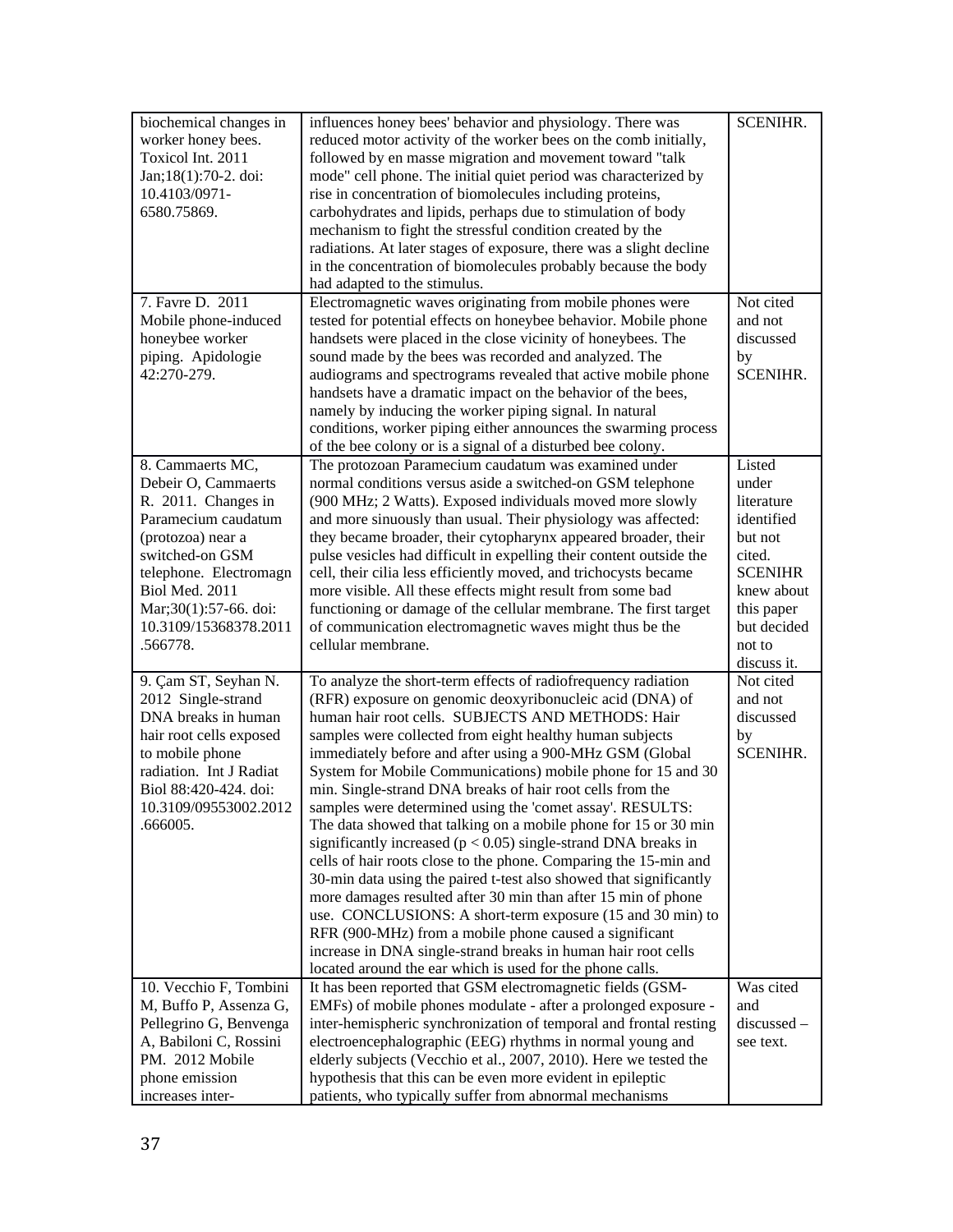| | | |
|---|---|---|
| biochemical changes in worker honey bees. Toxicol Int. 2011 Jan;18(1):70-2. doi: 10.4103/0971-6580.75869. | influences honey bees' behavior and physiology. There was reduced motor activity of the worker bees on the comb initially, followed by en masse migration and movement toward "talk mode" cell phone. The initial quiet period was characterized by rise in concentration of biomolecules including proteins, carbohydrates and lipids, perhaps due to stimulation of body mechanism to fight the stressful condition created by the radiations. At later stages of exposure, there was a slight decline in the concentration of biomolecules probably because the body had adapted to the stimulus. | SCENIHR. |
| 7. Favre D. 2011 Mobile phone-induced honeybee worker piping. Apidologie 42:270-279. | Electromagnetic waves originating from mobile phones were tested for potential effects on honeybee behavior. Mobile phone handsets were placed in the close vicinity of honeybees. The sound made by the bees was recorded and analyzed. The audiograms and spectrograms revealed that active mobile phone handsets have a dramatic impact on the behavior of the bees, namely by inducing the worker piping signal. In natural conditions, worker piping either announces the swarming process of the bee colony or is a signal of a disturbed bee colony. | Not cited and not discussed by SCENIHR. |
| 8. Cammaerts MC, Debeir O, Cammaerts R. 2011. Changes in Paramecium caudatum (protozoa) near a switched-on GSM telephone. Electromagn Biol Med. 2011 Mar;30(1):57-66. doi: 10.3109/15368378.2011.566778. | The protozoan Paramecium caudatum was examined under normal conditions versus aside a switched-on GSM telephone (900 MHz; 2 Watts). Exposed individuals moved more slowly and more sinuously than usual. Their physiology was affected: they became broader, their cytopharynx appeared broader, their pulse vesicles had difficult in expelling their content outside the cell, their cilia less efficiently moved, and trichocysts became more visible. All these effects might result from some bad functioning or damage of the cellular membrane. The first target of communication electromagnetic waves might thus be the cellular membrane. | Listed under literature identified but not cited. SCENIHR knew about this paper but decided not to discuss it. |
| 9. Çam ST, Seyhan N. 2012 Single-strand DNA breaks in human hair root cells exposed to mobile phone radiation. Int J Radiat Biol 88:420-424. doi: 10.3109/09553002.2012.666005. | To analyze the short-term effects of radiofrequency radiation (RFR) exposure on genomic deoxyribonucleic acid (DNA) of human hair root cells. SUBJECTS AND METHODS: Hair samples were collected from eight healthy human subjects immediately before and after using a 900-MHz GSM (Global System for Mobile Communications) mobile phone for 15 and 30 min. Single-strand DNA breaks of hair root cells from the samples were determined using the 'comet assay'. RESULTS: The data showed that talking on a mobile phone for 15 or 30 min significantly increased ($p < 0.05$) single-strand DNA breaks in cells of hair roots close to the phone. Comparing the 15-min and 30-min data using the paired t-test also showed that significantly more damages resulted after 30 min than after 15 min of phone use. CONCLUSIONS: A short-term exposure (15 and 30 min) to RFR (900-MHz) from a mobile phone caused a significant increase in DNA single-strand breaks in human hair root cells located around the ear which is used for the phone calls. | Not cited and not discussed by SCENIHR. |
| 10. Vecchio F, Tombini M, Buffo P, Assenza G, Pellegrino G, Benvenga A, Babiloni C, Rossini PM. 2012 Mobile phone emission increases inter- | It has been reported that GSM electromagnetic fields (GSM-EMFs) of mobile phones modulate - after a prolonged exposure - inter-hemispheric synchronization of temporal and frontal resting electroencephalographic (EEG) rhythms in normal young and elderly subjects (Vecchio et al., 2007, 2010). Here we tested the hypothesis that this can be even more evident in epileptic patients, who typically suffer from abnormal mechanisms | Was cited and discussed – see text. |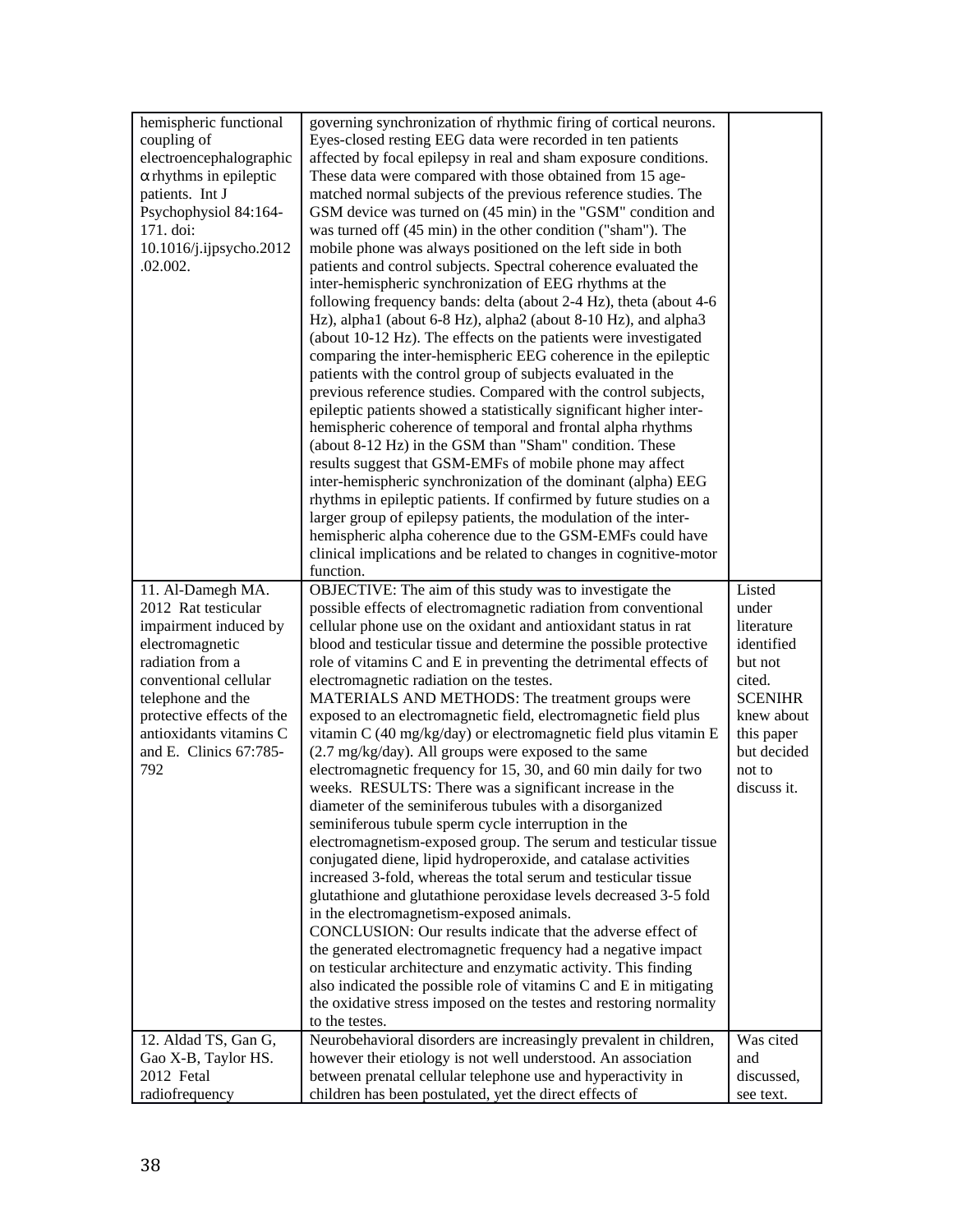| | | |
|---|---|---|
| hemispheric functional coupling of electroencephalographic α rhythms in epileptic patients. Int J Psychophysiol 84:164-171. doi: 10.1016/j.ijpsycho.2012.02.002. | governing synchronization of rhythmic firing of cortical neurons. Eyes-closed resting EEG data were recorded in ten patients affected by focal epilepsy in real and sham exposure conditions. These data were compared with those obtained from 15 age-matched normal subjects of the previous reference studies. The GSM device was turned on (45 min) in the "GSM" condition and was turned off (45 min) in the other condition ("sham"). The mobile phone was always positioned on the left side in both patients and control subjects. Spectral coherence evaluated the inter-hemispheric synchronization of EEG rhythms at the following frequency bands: delta (about 2-4 Hz), theta (about 4-6 Hz), alpha1 (about 6-8 Hz), alpha2 (about 8-10 Hz), and alpha3 (about 10-12 Hz). The effects on the patients were investigated comparing the inter-hemispheric EEG coherence in the epileptic patients with the control group of subjects evaluated in the previous reference studies. Compared with the control subjects, epileptic patients showed a statistically significant higher inter-hemispheric coherence of temporal and frontal alpha rhythms (about 8-12 Hz) in the GSM than "Sham" condition. These results suggest that GSM-EMFs of mobile phone may affect inter-hemispheric synchronization of the dominant (alpha) EEG rhythms in epileptic patients. If confirmed by future studies on a larger group of epilepsy patients, the modulation of the inter-hemispheric alpha coherence due to the GSM-EMFs could have clinical implications and be related to changes in cognitive-motor function. | |
| 11. Al-Damegh MA. 2012 Rat testicular impairment induced by electromagnetic radiation from a conventional cellular telephone and the protective effects of the antioxidants vitamins C and E. Clinics 67:785-792 | OBJECTIVE: The aim of this study was to investigate the possible effects of electromagnetic radiation from conventional cellular phone use on the oxidant and antioxidant status in rat blood and testicular tissue and determine the possible protective role of vitamins C and E in preventing the detrimental effects of electromagnetic radiation on the testes.<br>MATERIALS AND METHODS: The treatment groups were exposed to an electromagnetic field, electromagnetic field plus vitamin C (40 mg/kg/day) or electromagnetic field plus vitamin E (2.7 mg/kg/day). All groups were exposed to the same electromagnetic frequency for 15, 30, and 60 min daily for two weeks. RESULTS: There was a significant increase in the diameter of the seminiferous tubules with a disorganized seminiferous tubule sperm cycle interruption in the electromagnetism-exposed group. The serum and testicular tissue conjugated diene, lipid hydroperoxide, and catalase activities increased 3-fold, whereas the total serum and testicular tissue glutathione and glutathione peroxidase levels decreased 3-5 fold in the electromagnetism-exposed animals.<br>CONCLUSION: Our results indicate that the adverse effect of the generated electromagnetic frequency had a negative impact on testicular architecture and enzymatic activity. This finding also indicated the possible role of vitamins C and E in mitigating the oxidative stress imposed on the testes and restoring normality to the testes. | Listed under literature identified but not cited. SCENIHR knew about this paper but decided not to discuss it. |
| 12. Aldad TS, Gan G, Gao X-B, Taylor HS. 2012 Fetal radiofrequency | Neurobehavioral disorders are increasingly prevalent in children, however their etiology is not well understood. An association between prenatal cellular telephone use and hyperactivity in children has been postulated, yet the direct effects of | Was cited and discussed, see text. |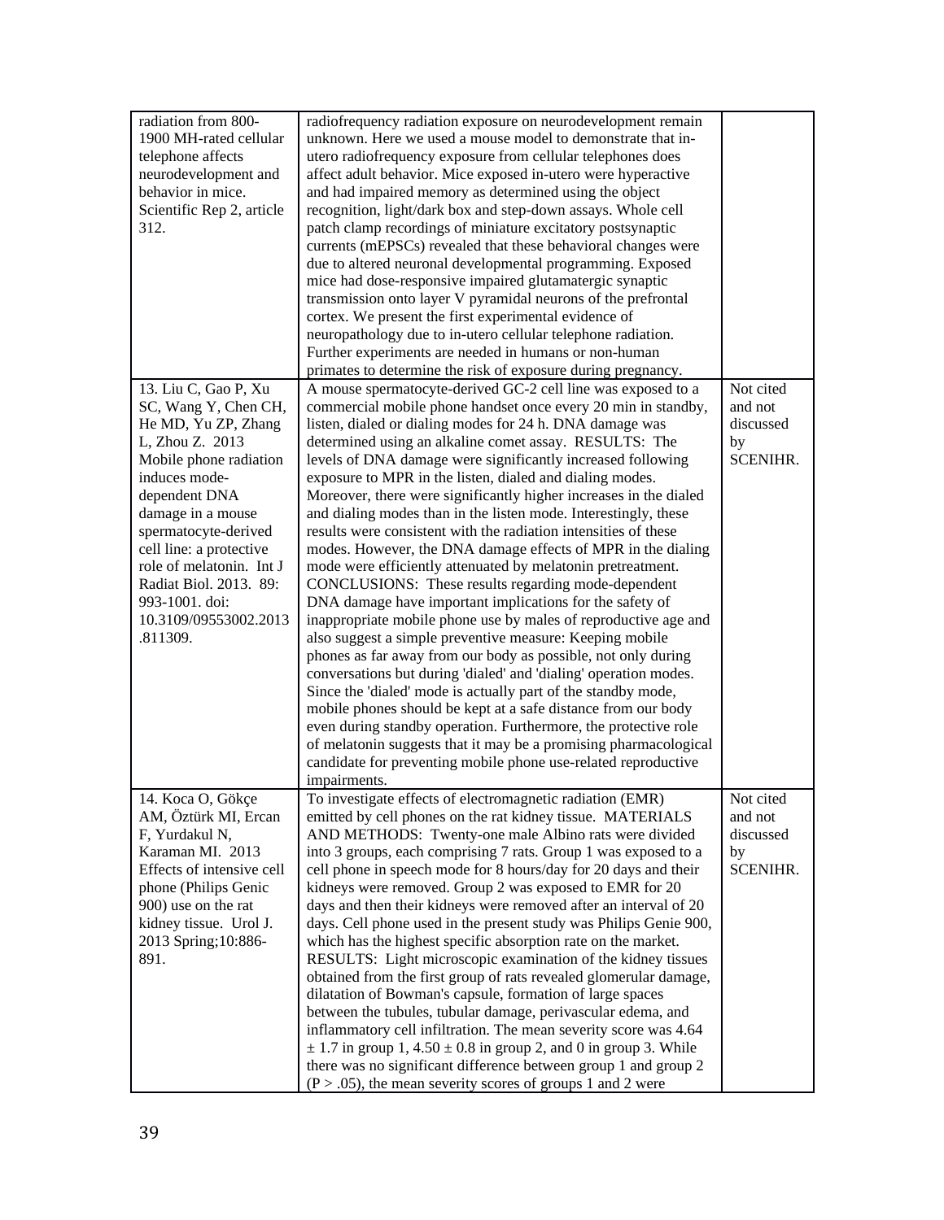| | | |
|---|---|---|
| radiation from 800-1900 MH-rated cellular telephone affects neurodevelopment and behavior in mice. Scientific Rep 2, article 312. | radiofrequency radiation exposure on neurodevelopment remain unknown. Here we used a mouse model to demonstrate that in-utero radiofrequency exposure from cellular telephones does affect adult behavior. Mice exposed in-utero were hyperactive and had impaired memory as determined using the object recognition, light/dark box and step-down assays. Whole cell patch clamp recordings of miniature excitatory postsynaptic currents (mEPSCs) revealed that these behavioral changes were due to altered neuronal developmental programming. Exposed mice had dose-responsive impaired glutamatergic synaptic transmission onto layer V pyramidal neurons of the prefrontal cortex. We present the first experimental evidence of neuropathology due to in-utero cellular telephone radiation. Further experiments are needed in humans or non-human primates to determine the risk of exposure during pregnancy. | |
| 13. Liu C, Gao P, Xu SC, Wang Y, Chen CH, He MD, Yu ZP, Zhang L, Zhou Z. 2013 Mobile phone radiation induces mode-dependent DNA damage in a mouse spermatocyte-derived cell line: a protective role of melatonin. Int J Radiat Biol. 2013. 89: 993-1001. doi: 10.3109/09553002.2013.811309. | A mouse spermatocyte-derived GC-2 cell line was exposed to a commercial mobile phone handset once every 20 min in standby, listen, dialed or dialing modes for 24 h. DNA damage was determined using an alkaline comet assay. RESULTS: The levels of DNA damage were significantly increased following exposure to MPR in the listen, dialed and dialing modes. Moreover, there were significantly higher increases in the dialed and dialing modes than in the listen mode. Interestingly, these results were consistent with the radiation intensities of these modes. However, the DNA damage effects of MPR in the dialing mode were efficiently attenuated by melatonin pretreatment. CONCLUSIONS: These results regarding mode-dependent DNA damage have important implications for the safety of inappropriate mobile phone use by males of reproductive age and also suggest a simple preventive measure: Keeping mobile phones as far away from our body as possible, not only during conversations but during 'dialed' and 'dialing' operation modes. Since the 'dialed' mode is actually part of the standby mode, mobile phones should be kept at a safe distance from our body even during standby operation. Furthermore, the protective role of melatonin suggests that it may be a promising pharmacological candidate for preventing mobile phone use-related reproductive impairments. | Not cited and not discussed by SCENIHR. |
| 14. Koca O, Gökçe AM, Öztürk MI, Ercan F, Yurdakul N, Karaman MI. 2013 Effects of intensive cell phone (Philips Genic 900) use on the rat kidney tissue. Urol J. 2013 Spring;10:886-891. | To investigate effects of electromagnetic radiation (EMR) emitted by cell phones on the rat kidney tissue. MATERIALS AND METHODS: Twenty-one male Albino rats were divided into 3 groups, each comprising 7 rats. Group 1 was exposed to a cell phone in speech mode for 8 hours/day for 20 days and their kidneys were removed. Group 2 was exposed to EMR for 20 days and then their kidneys were removed after an interval of 20 days. Cell phone used in the present study was Philips Genie 900, which has the highest specific absorption rate on the market. RESULTS: Light microscopic examination of the kidney tissues obtained from the first group of rats revealed glomerular damage, dilatation of Bowman's capsule, formation of large spaces between the tubules, tubular damage, perivascular edema, and inflammatory cell infiltration. The mean severity score was 4.64 $\pm$ 1.7 in group 1, 4.50 $\pm$ 0.8 in group 2, and 0 in group 3. While there was no significant difference between group 1 and group 2 ($P > .05$), the mean severity scores of groups 1 and 2 were | Not cited and not discussed by SCENIHR. |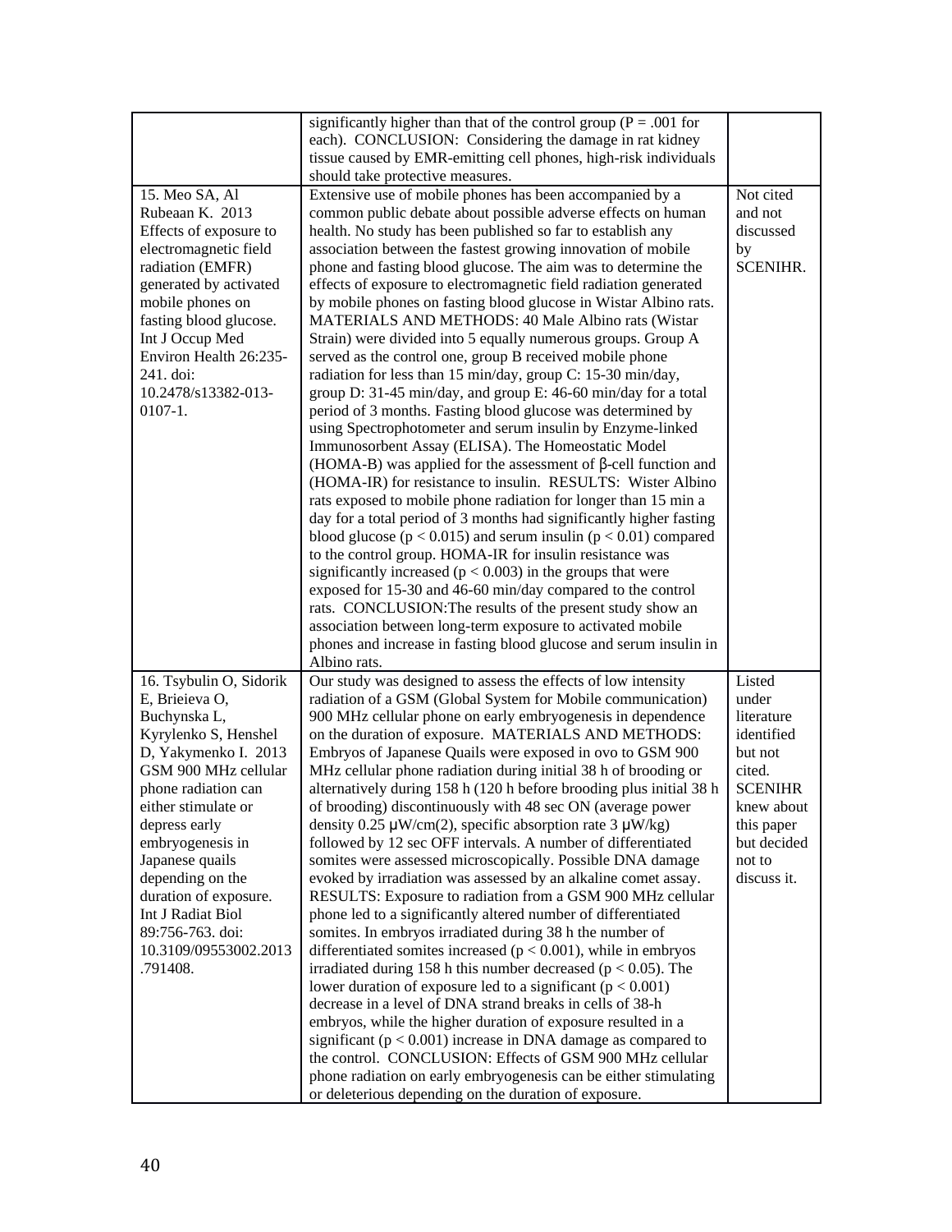| | | |
|---|---|---|
| | significantly higher than that of the control group (P = .001 for each). CONCLUSION: Considering the damage in rat kidney tissue caused by EMR-emitting cell phones, high-risk individuals should take protective measures. | |
| 15. Meo SA, Al Rubeaan K. 2013 Effects of exposure to electromagnetic field radiation (EMFR) generated by activated mobile phones on fasting blood glucose. Int J Occup Med Environ Health 26:235-241. doi: 10.2478/s13382-013-0107-1. | Extensive use of mobile phones has been accompanied by a common public debate about possible adverse effects on human health. No study has been published so far to establish any association between the fastest growing innovation of mobile phone and fasting blood glucose. The aim was to determine the effects of exposure to electromagnetic field radiation generated by mobile phones on fasting blood glucose in Wistar Albino rats. MATERIALS AND METHODS: 40 Male Albino rats (Wistar Strain) were divided into 5 equally numerous groups. Group A served as the control one, group B received mobile phone radiation for less than 15 min/day, group C: 15-30 min/day, group D: 31-45 min/day, and group E: 46-60 min/day for a total period of 3 months. Fasting blood glucose was determined by using Spectrophotometer and serum insulin by Enzyme-linked Immunosorbent Assay (ELISA). The Homeostatic Model (HOMA-B) was applied for the assessment of β-cell function and (HOMA-IR) for resistance to insulin. RESULTS: Wister Albino rats exposed to mobile phone radiation for longer than 15 min a day for a total period of 3 months had significantly higher fasting blood glucose ($p < 0.015$) and serum insulin ($p < 0.01$) compared to the control group. HOMA-IR for insulin resistance was significantly increased ($p < 0.003$) in the groups that were exposed for 15-30 and 46-60 min/day compared to the control rats. CONCLUSION:The results of the present study show an association between long-term exposure to activated mobile phones and increase in fasting blood glucose and serum insulin in Albino rats. | Not cited and not discussed by SCENIHR. |
| 16. Tsybulin O, Sidorik E, Brieieva O, Buchynska L, Kyrylenko S, Henshel D, Yakymenko I. 2013 GSM 900 MHz cellular phone radiation can either stimulate or depress early embryogenesis in Japanese quails depending on the duration of exposure. Int J Radiat Biol 89:756-763. doi: 10.3109/09553002.2013.791408. | Our study was designed to assess the effects of low intensity radiation of a GSM (Global System for Mobile communication) 900 MHz cellular phone on early embryogenesis in dependence on the duration of exposure. MATERIALS AND METHODS: Embryos of Japanese Quails were exposed in ovo to GSM 900 MHz cellular phone radiation during initial 38 h of brooding or alternatively during 158 h (120 h before brooding plus initial 38 h of brooding) discontinuously with 48 sec ON (average power density 0.25 μW/cm(2), specific absorption rate 3 μW/kg) followed by 12 sec OFF intervals. A number of differentiated somites were assessed microscopically. Possible DNA damage evoked by irradiation was assessed by an alkaline comet assay. RESULTS: Exposure to radiation from a GSM 900 MHz cellular phone led to a significantly altered number of differentiated somites. In embryos irradiated during 38 h the number of differentiated somites increased ($p < 0.001$), while in embryos irradiated during 158 h this number decreased ($p < 0.05$). The lower duration of exposure led to a significant ($p < 0.001$) decrease in a level of DNA strand breaks in cells of 38-h embryos, while the higher duration of exposure resulted in a significant ($p < 0.001$) increase in DNA damage as compared to the control. CONCLUSION: Effects of GSM 900 MHz cellular phone radiation on early embryogenesis can be either stimulating or deleterious depending on the duration of exposure. | Listed under literature identified but not cited. SCENIHR knew about this paper but decided not to discuss it. |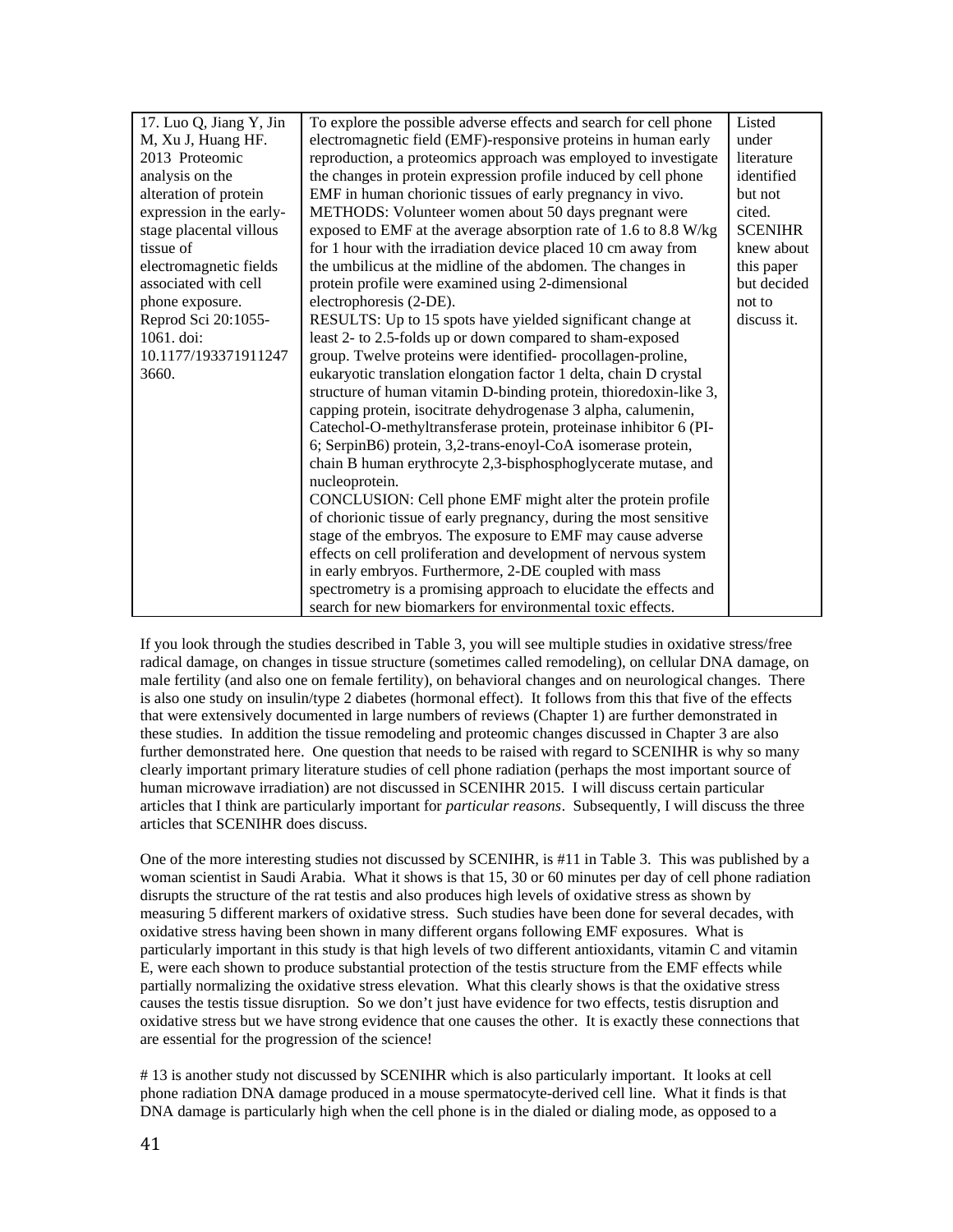| 17. Luo Q, Jiang Y, Jin M, Xu J, Huang HF. 2013 Proteomic analysis on the alteration of protein expression in the early-stage placental villous tissue of electromagnetic fields associated with cell phone exposure. Reprod Sci 20:1055-1061. doi: 10.1177/1933719112473660. | To explore the possible adverse effects and search for cell phone electromagnetic field (EMF)-responsive proteins in human early reproduction, a proteomics approach was employed to investigate the changes in protein expression profile induced by cell phone EMF in human chorionic tissues of early pregnancy in vivo. METHODS: Volunteer women about 50 days pregnant were exposed to EMF at the average absorption rate of 1.6 to 8.8 W/kg for 1 hour with the irradiation device placed 10 cm away from the umbilicus at the midline of the abdomen. The changes in protein profile were examined using 2-dimensional electrophoresis (2-DE). RESULTS: Up to 15 spots have yielded significant change at least 2- to 2.5-folds up or down compared to sham-exposed group. Twelve proteins were identified- procollagen-proline, eukaryotic translation elongation factor 1 delta, chain D crystal structure of human vitamin D-binding protein, thioredoxin-like 3, capping protein, isocitrate dehydrogenase 3 alpha, calumenin, Catechol-O-methyltransferase protein, proteinase inhibitor 6 (PI-6; SerpinB6) protein, 3,2-trans-enoyl-CoA isomerase protein, chain B human erythrocyte 2,3-bisphosphoglycerate mutase, and nucleoprotein. CONCLUSION: Cell phone EMF might alter the protein profile of chorionic tissue of early pregnancy, during the most sensitive stage of the embryos. The exposure to EMF may cause adverse effects on cell proliferation and development of nervous system in early embryos. Furthermore, 2-DE coupled with mass spectrometry is a promising approach to elucidate the effects and search for new biomarkers for environmental toxic effects. | Listed under literature identified but not cited. SCENIHR knew about this paper but decided not to discuss it. |
|---|---|---|

If you look through the studies described in Table 3, you will see multiple studies in oxidative stress/free radical damage, on changes in tissue structure (sometimes called remodeling), on cellular DNA damage, on male fertility (and also one on female fertility), on behavioral changes and on neurological changes. There is also one study on insulin/type 2 diabetes (hormonal effect). It follows from this that five of the effects that were extensively documented in large numbers of reviews (Chapter 1) are further demonstrated in these studies. In addition the tissue remodeling and proteomic changes discussed in Chapter 3 are also further demonstrated here. One question that needs to be raised with regard to SCENIHR is why so many clearly important primary literature studies of cell phone radiation (perhaps the most important source of human microwave irradiation) are not discussed in SCENIHR 2015. I will discuss certain particular articles that I think are particularly important for *particular reasons*. Subsequently, I will discuss the three articles that SCENIHR does discuss.

One of the more interesting studies not discussed by SCENIHR, is #11 in Table 3. This was published by a woman scientist in Saudi Arabia. What it shows is that 15, 30 or 60 minutes per day of cell phone radiation disrupts the structure of the rat testis and also produces high levels of oxidative stress as shown by measuring 5 different markers of oxidative stress. Such studies have been done for several decades, with oxidative stress having been shown in many different organs following EMF exposures. What is particularly important in this study is that high levels of two different antioxidants, vitamin C and vitamin E, were each shown to produce substantial protection of the testis structure from the EMF effects while partially normalizing the oxidative stress elevation. What this clearly shows is that the oxidative stress causes the testis tissue disruption. So we don't just have evidence for two effects, testis disruption and oxidative stress but we have strong evidence that one causes the other. It is exactly these connections that are essential for the progression of the science!

# 13 is another study not discussed by SCENIHR which is also particularly important. It looks at cell phone radiation DNA damage produced in a mouse spermatocyte-derived cell line. What it finds is that DNA damage is particularly high when the cell phone is in the dialed or dialing mode, as opposed to a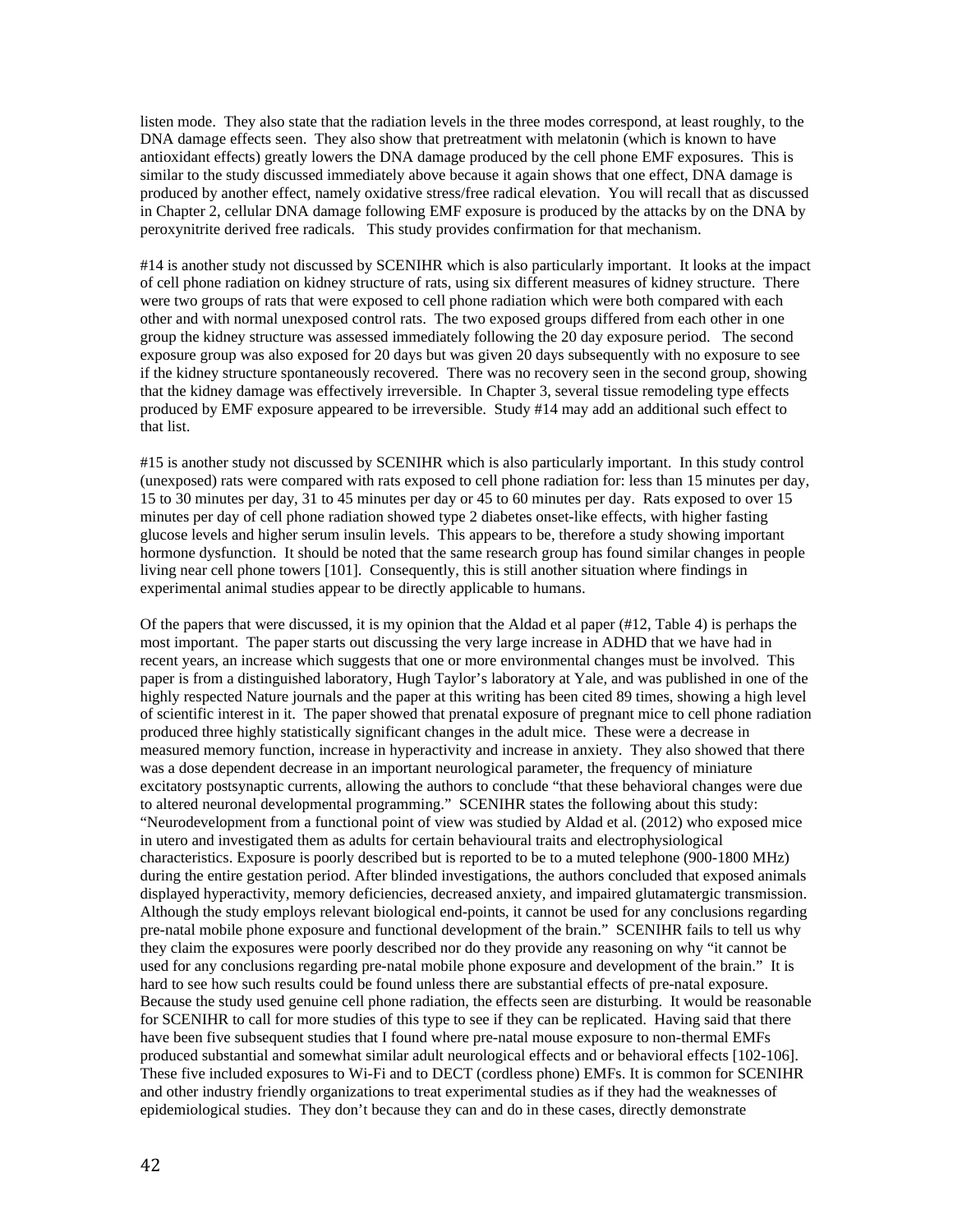listen mode. They also state that the radiation levels in the three modes correspond, at least roughly, to the DNA damage effects seen. They also show that pretreatment with melatonin (which is known to have antioxidant effects) greatly lowers the DNA damage produced by the cell phone EMF exposures. This is similar to the study discussed immediately above because it again shows that one effect, DNA damage is produced by another effect, namely oxidative stress/free radical elevation. You will recall that as discussed in Chapter 2, cellular DNA damage following EMF exposure is produced by the attacks by on the DNA by peroxynitrite derived free radicals. This study provides confirmation for that mechanism.

#14 is another study not discussed by SCENIHR which is also particularly important. It looks at the impact of cell phone radiation on kidney structure of rats, using six different measures of kidney structure. There were two groups of rats that were exposed to cell phone radiation which were both compared with each other and with normal unexposed control rats. The two exposed groups differed from each other in one group the kidney structure was assessed immediately following the 20 day exposure period. The second exposure group was also exposed for 20 days but was given 20 days subsequently with no exposure to see if the kidney structure spontaneously recovered. There was no recovery seen in the second group, showing that the kidney damage was effectively irreversible. In Chapter 3, several tissue remodeling type effects produced by EMF exposure appeared to be irreversible. Study #14 may add an additional such effect to that list.

#15 is another study not discussed by SCENIHR which is also particularly important. In this study control (unexposed) rats were compared with rats exposed to cell phone radiation for: less than 15 minutes per day, 15 to 30 minutes per day, 31 to 45 minutes per day or 45 to 60 minutes per day. Rats exposed to over 15 minutes per day of cell phone radiation showed type 2 diabetes onset-like effects, with higher fasting glucose levels and higher serum insulin levels. This appears to be, therefore a study showing important hormone dysfunction. It should be noted that the same research group has found similar changes in people living near cell phone towers [101]. Consequently, this is still another situation where findings in experimental animal studies appear to be directly applicable to humans.

Of the papers that were discussed, it is my opinion that the Aldad et al paper (#12, Table 4) is perhaps the most important. The paper starts out discussing the very large increase in ADHD that we have had in recent years, an increase which suggests that one or more environmental changes must be involved. This paper is from a distinguished laboratory, Hugh Taylor's laboratory at Yale, and was published in one of the highly respected Nature journals and the paper at this writing has been cited 89 times, showing a high level of scientific interest in it. The paper showed that prenatal exposure of pregnant mice to cell phone radiation produced three highly statistically significant changes in the adult mice. These were a decrease in measured memory function, increase in hyperactivity and increase in anxiety. They also showed that there was a dose dependent decrease in an important neurological parameter, the frequency of miniature excitatory postsynaptic currents, allowing the authors to conclude "that these behavioral changes were due to altered neuronal developmental programming." SCENIHR states the following about this study: "Neurodevelopment from a functional point of view was studied by Aldad et al. (2012) who exposed mice in utero and investigated them as adults for certain behavioural traits and electrophysiological characteristics. Exposure is poorly described but is reported to be to a muted telephone (900-1800 MHz) during the entire gestation period. After blinded investigations, the authors concluded that exposed animals displayed hyperactivity, memory deficiencies, decreased anxiety, and impaired glutamatergic transmission. Although the study employs relevant biological end-points, it cannot be used for any conclusions regarding pre-natal mobile phone exposure and functional development of the brain." SCENIHR fails to tell us why they claim the exposures were poorly described nor do they provide any reasoning on why "it cannot be used for any conclusions regarding pre-natal mobile phone exposure and development of the brain." It is hard to see how such results could be found unless there are substantial effects of pre-natal exposure. Because the study used genuine cell phone radiation, the effects seen are disturbing. It would be reasonable for SCENIHR to call for more studies of this type to see if they can be replicated. Having said that there have been five subsequent studies that I found where pre-natal mouse exposure to non-thermal EMFs produced substantial and somewhat similar adult neurological effects and or behavioral effects [102-106]. These five included exposures to Wi-Fi and to DECT (cordless phone) EMFs. It is common for SCENIHR and other industry friendly organizations to treat experimental studies as if they had the weaknesses of epidemiological studies. They don't because they can and do in these cases, directly demonstrate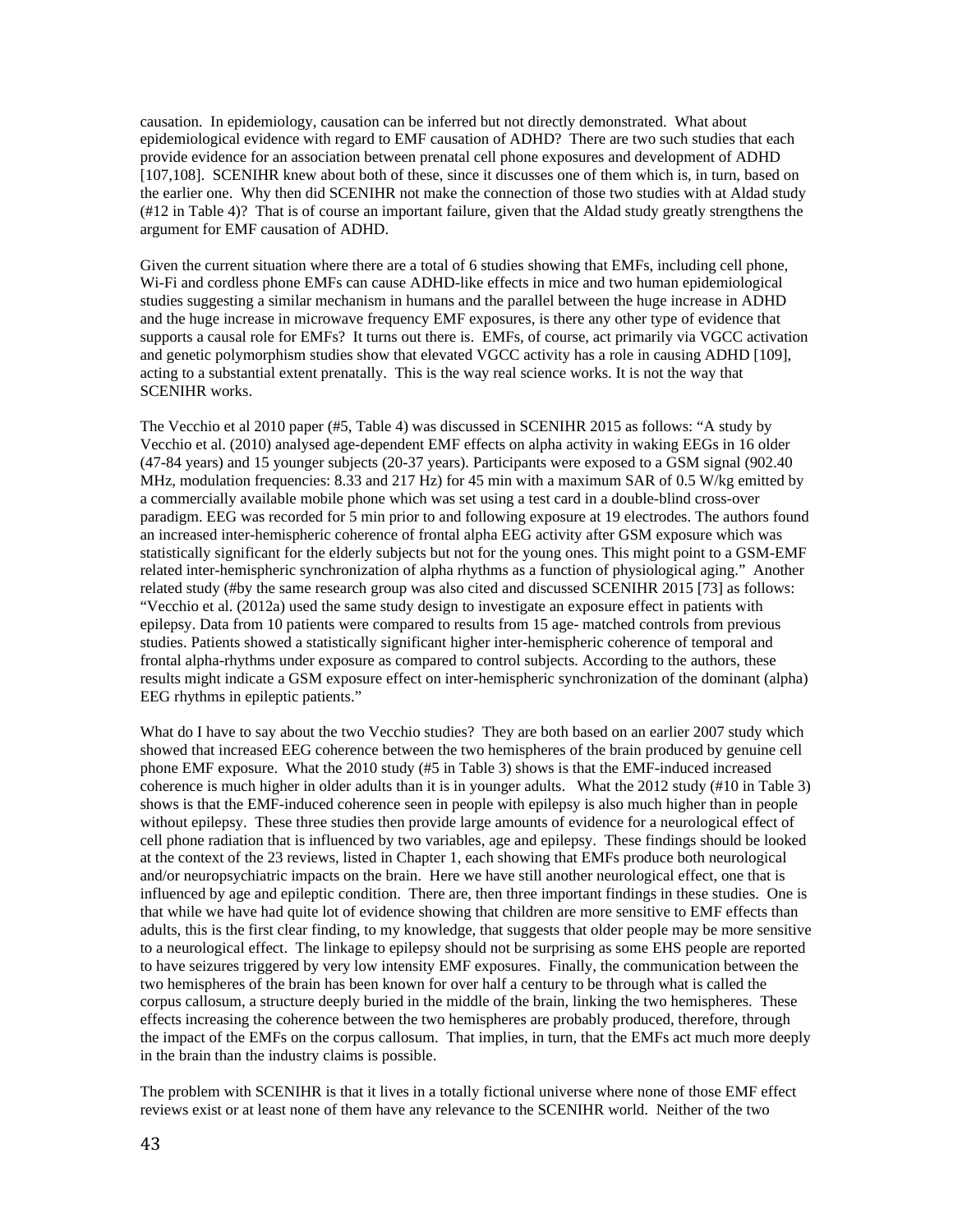causation. In epidemiology, causation can be inferred but not directly demonstrated. What about epidemiological evidence with regard to EMF causation of ADHD? There are two such studies that each provide evidence for an association between prenatal cell phone exposures and development of ADHD [107,108]. SCENIHR knew about both of these, since it discusses one of them which is, in turn, based on the earlier one. Why then did SCENIHR not make the connection of those two studies with at Aldad study (#12 in Table 4)? That is of course an important failure, given that the Aldad study greatly strengthens the argument for EMF causation of ADHD.

Given the current situation where there are a total of 6 studies showing that EMFs, including cell phone, Wi-Fi and cordless phone EMFs can cause ADHD-like effects in mice and two human epidemiological studies suggesting a similar mechanism in humans and the parallel between the huge increase in ADHD and the huge increase in microwave frequency EMF exposures, is there any other type of evidence that supports a causal role for EMFs? It turns out there is. EMFs, of course, act primarily via VGCC activation and genetic polymorphism studies show that elevated VGCC activity has a role in causing ADHD [109], acting to a substantial extent prenatally. This is the way real science works. It is not the way that SCENIHR works.

The Vecchio et al 2010 paper (#5, Table 4) was discussed in SCENIHR 2015 as follows: "A study by Vecchio et al. (2010) analysed age-dependent EMF effects on alpha activity in waking EEGs in 16 older (47-84 years) and 15 younger subjects (20-37 years). Participants were exposed to a GSM signal (902.40 MHz, modulation frequencies: 8.33 and 217 Hz) for 45 min with a maximum SAR of 0.5 W/kg emitted by a commercially available mobile phone which was set using a test card in a double-blind cross-over paradigm. EEG was recorded for 5 min prior to and following exposure at 19 electrodes. The authors found an increased inter-hemispheric coherence of frontal alpha EEG activity after GSM exposure which was statistically significant for the elderly subjects but not for the young ones. This might point to a GSM-EMF related inter-hemispheric synchronization of alpha rhythms as a function of physiological aging." Another related study (#by the same research group was also cited and discussed SCENIHR 2015 [73] as follows: "Vecchio et al. (2012a) used the same study design to investigate an exposure effect in patients with epilepsy. Data from 10 patients were compared to results from 15 age- matched controls from previous studies. Patients showed a statistically significant higher inter-hemispheric coherence of temporal and frontal alpha-rhythms under exposure as compared to control subjects. According to the authors, these results might indicate a GSM exposure effect on inter-hemispheric synchronization of the dominant (alpha) EEG rhythms in epileptic patients."

What do I have to say about the two Vecchio studies? They are both based on an earlier 2007 study which showed that increased EEG coherence between the two hemispheres of the brain produced by genuine cell phone EMF exposure. What the 2010 study (#5 in Table 3) shows is that the EMF-induced increased coherence is much higher in older adults than it is in younger adults. What the 2012 study (#10 in Table 3) shows is that the EMF-induced coherence seen in people with epilepsy is also much higher than in people without epilepsy. These three studies then provide large amounts of evidence for a neurological effect of cell phone radiation that is influenced by two variables, age and epilepsy. These findings should be looked at the context of the 23 reviews, listed in Chapter 1, each showing that EMFs produce both neurological and/or neuropsychiatric impacts on the brain. Here we have still another neurological effect, one that is influenced by age and epileptic condition. There are, then three important findings in these studies. One is that while we have had quite lot of evidence showing that children are more sensitive to EMF effects than adults, this is the first clear finding, to my knowledge, that suggests that older people may be more sensitive to a neurological effect. The linkage to epilepsy should not be surprising as some EHS people are reported to have seizures triggered by very low intensity EMF exposures. Finally, the communication between the two hemispheres of the brain has been known for over half a century to be through what is called the corpus callosum, a structure deeply buried in the middle of the brain, linking the two hemispheres. These effects increasing the coherence between the two hemispheres are probably produced, therefore, through the impact of the EMFs on the corpus callosum. That implies, in turn, that the EMFs act much more deeply in the brain than the industry claims is possible.

The problem with SCENIHR is that it lives in a totally fictional universe where none of those EMF effect reviews exist or at least none of them have any relevance to the SCENIHR world. Neither of the two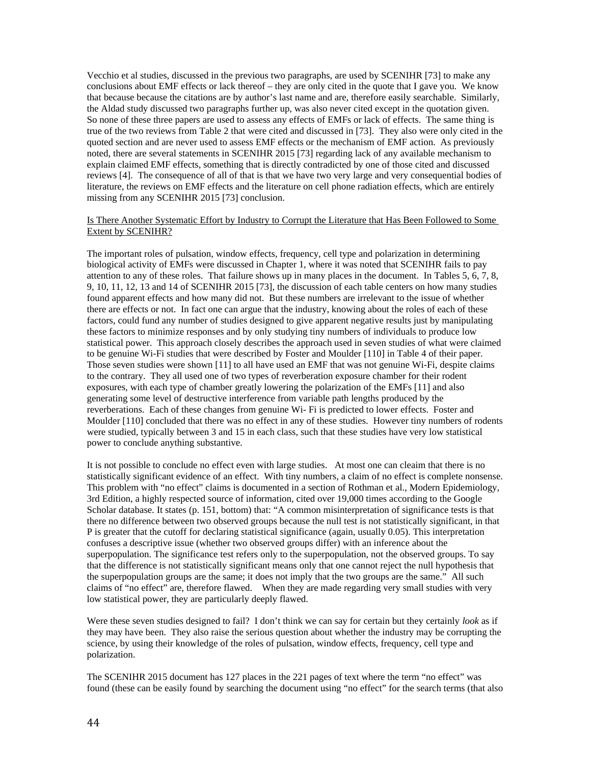Vecchio et al studies, discussed in the previous two paragraphs, are used by SCENIHR [73] to make any conclusions about EMF effects or lack thereof – they are only cited in the quote that I gave you. We know that because because the citations are by author's last name and are, therefore easily searchable. Similarly, the Aldad study discussed two paragraphs further up, was also never cited except in the quotation given. So none of these three papers are used to assess any effects of EMFs or lack of effects. The same thing is true of the two reviews from Table 2 that were cited and discussed in [73]. They also were only cited in the quoted section and are never used to assess EMF effects or the mechanism of EMF action. As previously noted, there are several statements in SCENIHR 2015 [73] regarding lack of any available mechanism to explain claimed EMF effects, something that is directly contradicted by one of those cited and discussed reviews [4]. The consequence of all of that is that we have two very large and very consequential bodies of literature, the reviews on EMF effects and the literature on cell phone radiation effects, which are entirely missing from any SCENIHR 2015 [73] conclusion.

<u>Is There Another Systematic Effort by Industry to Corrupt the Literature that Has Been Followed to Some Extent by SCENIHR?</u>

The important roles of pulsation, window effects, frequency, cell type and polarization in determining biological activity of EMFs were discussed in Chapter 1, where it was noted that SCENIHR fails to pay attention to any of these roles. That failure shows up in many places in the document. In Tables 5, 6, 7, 8, 9, 10, 11, 12, 13 and 14 of SCENIHR 2015 [73], the discussion of each table centers on how many studies found apparent effects and how many did not. But these numbers are irrelevant to the issue of whether there are effects or not. In fact one can argue that the industry, knowing about the roles of each of these factors, could fund any number of studies designed to give apparent negative results just by manipulating these factors to minimize responses and by only studying tiny numbers of individuals to produce low statistical power. This approach closely describes the approach used in seven studies of what were claimed to be genuine Wi-Fi studies that were described by Foster and Moulder [110] in Table 4 of their paper. Those seven studies were shown [11] to all have used an EMF that was not genuine Wi-Fi, despite claims to the contrary. They all used one of two types of reverberation exposure chamber for their rodent exposures, with each type of chamber greatly lowering the polarization of the EMFs [11] and also generating some level of destructive interference from variable path lengths produced by the reverberations. Each of these changes from genuine Wi- Fi is predicted to lower effects. Foster and Moulder [110] concluded that there was no effect in any of these studies. However tiny numbers of rodents were studied, typically between 3 and 15 in each class, such that these studies have very low statistical power to conclude anything substantive.

It is not possible to conclude no effect even with large studies. At most one can cleaim that there is no statistically significant evidence of an effect. With tiny numbers, a claim of no effect is complete nonsense. This problem with "no effect" claims is documented in a section of Rothman et al., Modern Epidemiology, 3rd Edition, a highly respected source of information, cited over 19,000 times according to the Google Scholar database. It states (p. 151, bottom) that: "A common misinterpretation of significance tests is that there no difference between two observed groups because the null test is not statistically significant, in that P is greater that the cutoff for declaring statistical significance (again, usually 0.05). This interpretation confuses a descriptive issue (whether two observed groups differ) with an inference about the superpopulation. The significance test refers only to the superpopulation, not the observed groups. To say that the difference is not statistically significant means only that one cannot reject the null hypothesis that the superpopulation groups are the same; it does not imply that the two groups are the same." All such claims of "no effect" are, therefore flawed. When they are made regarding very small studies with very low statistical power, they are particularly deeply flawed.

Were these seven studies designed to fail? I don't think we can say for certain but they certainly *look* as if they may have been. They also raise the serious question about whether the industry may be corrupting the science, by using their knowledge of the roles of pulsation, window effects, frequency, cell type and polarization.

The SCENIHR 2015 document has 127 places in the 221 pages of text where the term "no effect" was found (these can be easily found by searching the document using "no effect" for the search terms (that also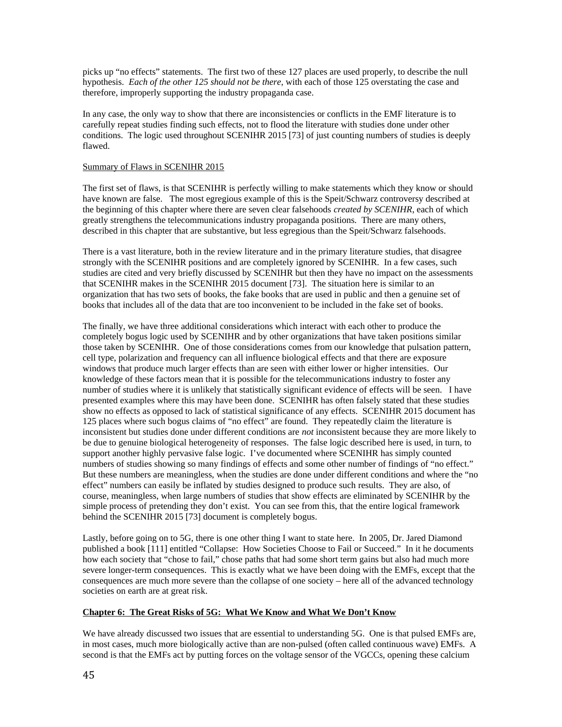picks up "no effects" statements. The first two of these 127 places are used properly, to describe the null hypothesis. *Each of the other 125 should not be there*, with each of those 125 overstating the case and therefore, improperly supporting the industry propaganda case.

In any case, the only way to show that there are inconsistencies or conflicts in the EMF literature is to carefully repeat studies finding such effects, not to flood the literature with studies done under other conditions. The logic used throughout SCENIHR 2015 [73] of just counting numbers of studies is deeply flawed.

Summary of Flaws in SCENIHR 2015

The first set of flaws, is that SCENIHR is perfectly willing to make statements which they know or should have known are false. The most egregious example of this is the Speit/Schwarz controversy described at the beginning of this chapter where there are seven clear falsehoods *created by SCENIHR*, each of which greatly strengthens the telecommunications industry propaganda positions. There are many others, described in this chapter that are substantive, but less egregious than the Speit/Schwarz falsehoods.

There is a vast literature, both in the review literature and in the primary literature studies, that disagree strongly with the SCENIHR positions and are completely ignored by SCENIHR. In a few cases, such studies are cited and very briefly discussed by SCENIHR but then they have no impact on the assessments that SCENIHR makes in the SCENIHR 2015 document [73]. The situation here is similar to an organization that has two sets of books, the fake books that are used in public and then a genuine set of books that includes all of the data that are too inconvenient to be included in the fake set of books.

The finally, we have three additional considerations which interact with each other to produce the completely bogus logic used by SCENIHR and by other organizations that have taken positions similar those taken by SCENIHR. One of those considerations comes from our knowledge that pulsation pattern, cell type, polarization and frequency can all influence biological effects and that there are exposure windows that produce much larger effects than are seen with either lower or higher intensities. Our knowledge of these factors mean that it is possible for the telecommunications industry to foster any number of studies where it is unlikely that statistically significant evidence of effects will be seen. I have presented examples where this may have been done. SCENIHR has often falsely stated that these studies show no effects as opposed to lack of statistical significance of any effects. SCENIHR 2015 document has 125 places where such bogus claims of "no effect" are found. They repeatedly claim the literature is inconsistent but studies done under different conditions are *not* inconsistent because they are more likely to be due to genuine biological heterogeneity of responses. The false logic described here is used, in turn, to support another highly pervasive false logic. I've documented where SCENIHR has simply counted numbers of studies showing so many findings of effects and some other number of findings of "no effect." But these numbers are meaningless, when the studies are done under different conditions and where the "no effect" numbers can easily be inflated by studies designed to produce such results. They are also, of course, meaningless, when large numbers of studies that show effects are eliminated by SCENIHR by the simple process of pretending they don't exist. You can see from this, that the entire logical framework behind the SCENIHR 2015 [73] document is completely bogus.

Lastly, before going on to 5G, there is one other thing I want to state here. In 2005, Dr. Jared Diamond published a book [111] entitled "Collapse: How Societies Choose to Fail or Succeed." In it he documents how each society that "chose to fail," chose paths that had some short term gains but also had much more severe longer-term consequences. This is exactly what we have been doing with the EMFs, except that the consequences are much more severe than the collapse of one society – here all of the advanced technology societies on earth are at great risk.

## Chapter 6: The Great Risks of 5G: What We Know and What We Don't Know

We have already discussed two issues that are essential to understanding 5G. One is that pulsed EMFs are, in most cases, much more biologically active than are non-pulsed (often called continuous wave) EMFs. A second is that the EMFs act by putting forces on the voltage sensor of the VGCCs, opening these calcium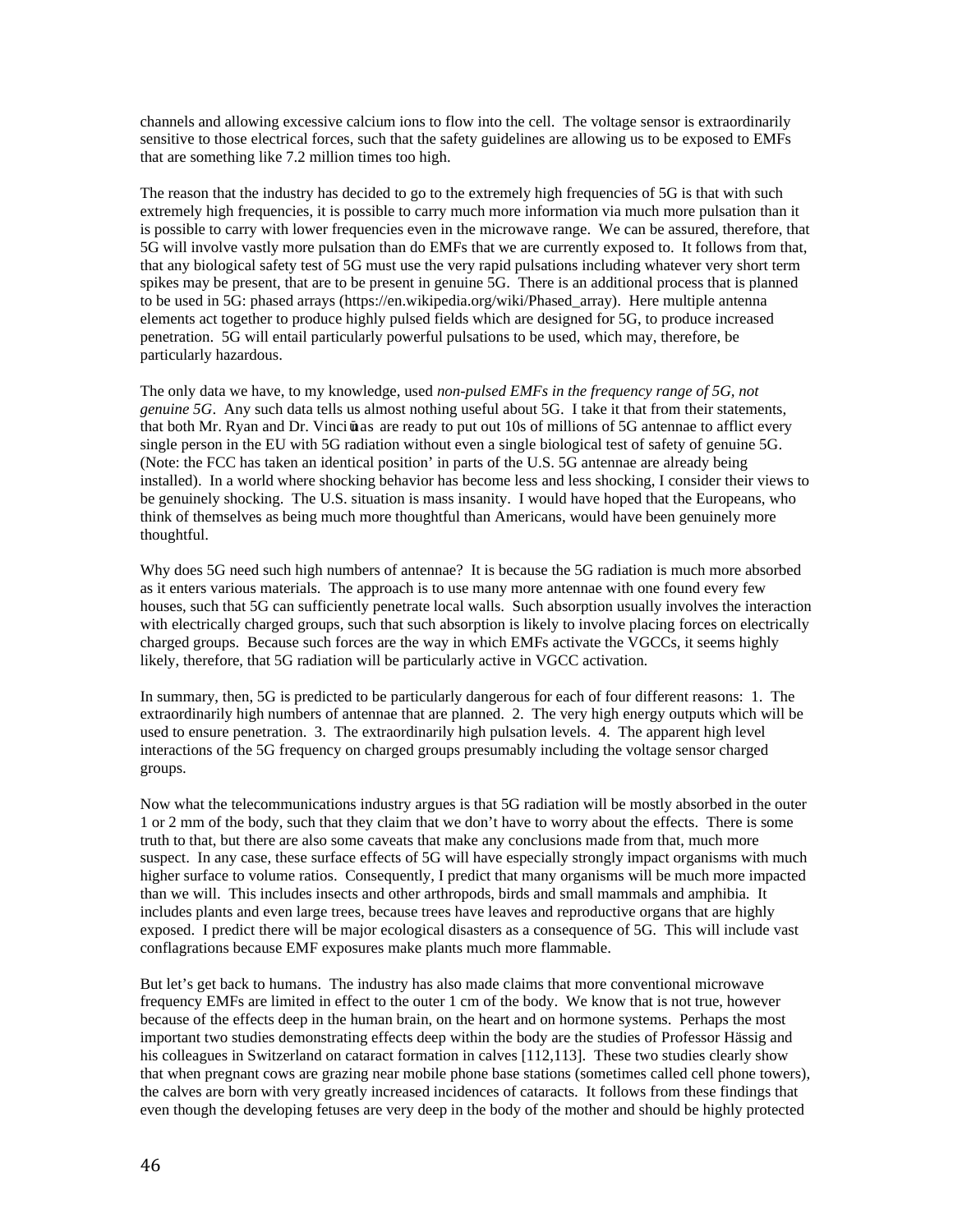channels and allowing excessive calcium ions to flow into the cell. The voltage sensor is extraordinarily sensitive to those electrical forces, such that the safety guidelines are allowing us to be exposed to EMFs that are something like 7.2 million times too high.

The reason that the industry has decided to go to the extremely high frequencies of 5G is that with such extremely high frequencies, it is possible to carry much more information via much more pulsation than it is possible to carry with lower frequencies even in the microwave range. We can be assured, therefore, that 5G will involve vastly more pulsation than do EMFs that we are currently exposed to. It follows from that, that any biological safety test of 5G must use the very rapid pulsations including whatever very short term spikes may be present, that are to be present in genuine 5G. There is an additional process that is planned to be used in 5G: phased arrays (https://en.wikipedia.org/wiki/Phased_array). Here multiple antenna elements act together to produce highly pulsed fields which are designed for 5G, to produce increased penetration. 5G will entail particularly powerful pulsations to be used, which may, therefore, be particularly hazardous.

The only data we have, to my knowledge, used *non-pulsed EMFs in the frequency range of 5G, not genuine 5G*. Any such data tells us almost nothing useful about 5G. I take it that from their statements, that both Mr. Ryan and Dr. Vinciūnas are ready to put out 10s of millions of 5G antennae to afflict every single person in the EU with 5G radiation without even a single biological test of safety of genuine 5G. (Note: the FCC has taken an identical position' in parts of the U.S. 5G antennae are already being installed). In a world where shocking behavior has become less and less shocking, I consider their views to be genuinely shocking. The U.S. situation is mass insanity. I would have hoped that the Europeans, who think of themselves as being much more thoughtful than Americans, would have been genuinely more thoughtful.

Why does 5G need such high numbers of antennae? It is because the 5G radiation is much more absorbed as it enters various materials. The approach is to use many more antennae with one found every few houses, such that 5G can sufficiently penetrate local walls. Such absorption usually involves the interaction with electrically charged groups, such that such absorption is likely to involve placing forces on electrically charged groups. Because such forces are the way in which EMFs activate the VGCCs, it seems highly likely, therefore, that 5G radiation will be particularly active in VGCC activation.

In summary, then, 5G is predicted to be particularly dangerous for each of four different reasons: 1. The extraordinarily high numbers of antennae that are planned. 2. The very high energy outputs which will be used to ensure penetration. 3. The extraordinarily high pulsation levels. 4. The apparent high level interactions of the 5G frequency on charged groups presumably including the voltage sensor charged groups.

Now what the telecommunications industry argues is that 5G radiation will be mostly absorbed in the outer 1 or 2 mm of the body, such that they claim that we don't have to worry about the effects. There is some truth to that, but there are also some caveats that make any conclusions made from that, much more suspect. In any case, these surface effects of 5G will have especially strongly impact organisms with much higher surface to volume ratios. Consequently, I predict that many organisms will be much more impacted than we will. This includes insects and other arthropods, birds and small mammals and amphibia. It includes plants and even large trees, because trees have leaves and reproductive organs that are highly exposed. I predict there will be major ecological disasters as a consequence of 5G. This will include vast conflagrations because EMF exposures make plants much more flammable.

But let's get back to humans. The industry has also made claims that more conventional microwave frequency EMFs are limited in effect to the outer 1 cm of the body. We know that is not true, however because of the effects deep in the human brain, on the heart and on hormone systems. Perhaps the most important two studies demonstrating effects deep within the body are the studies of Professor Hässig and his colleagues in Switzerland on cataract formation in calves [112,113]. These two studies clearly show that when pregnant cows are grazing near mobile phone base stations (sometimes called cell phone towers), the calves are born with very greatly increased incidences of cataracts. It follows from these findings that even though the developing fetuses are very deep in the body of the mother and should be highly protected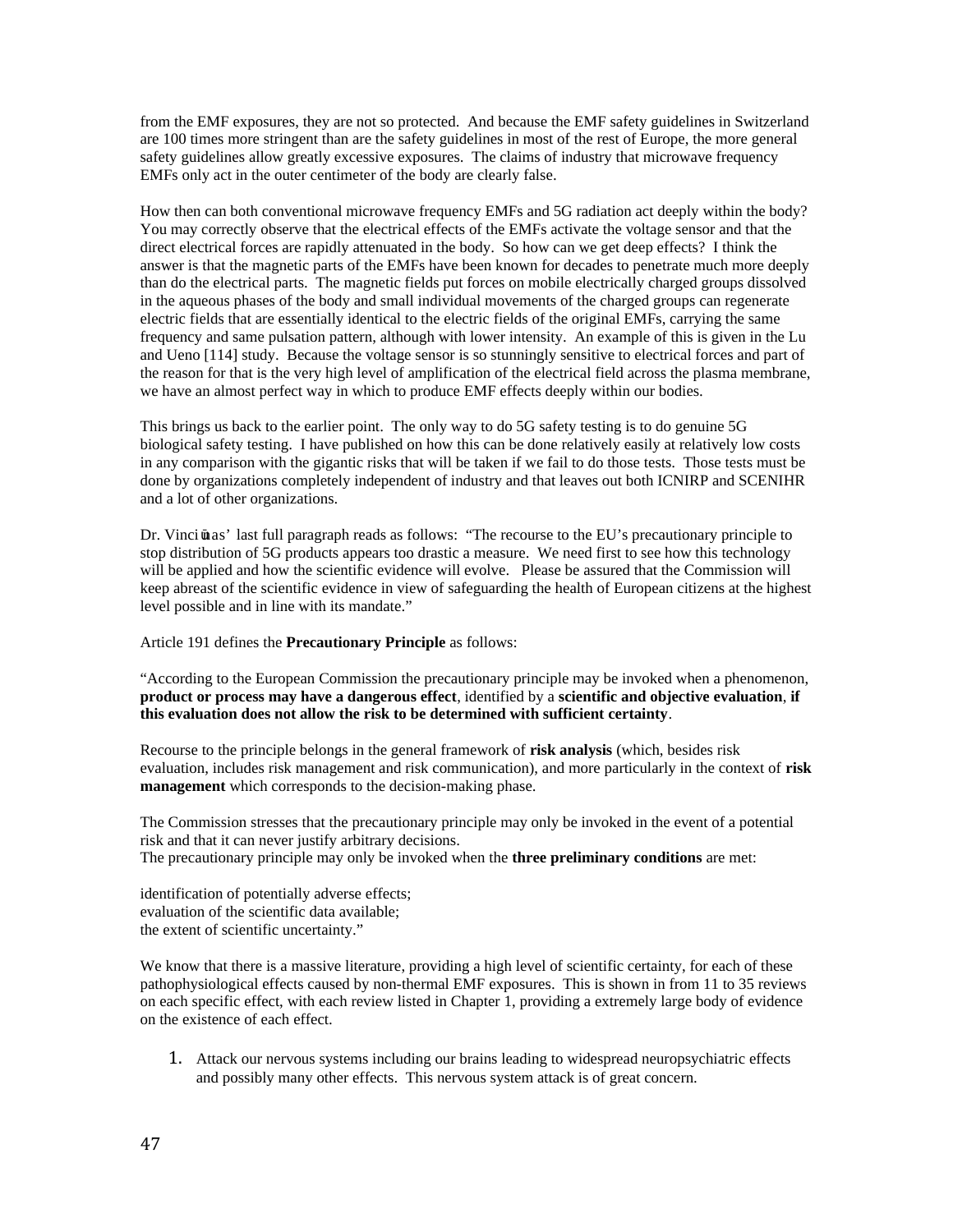from the EMF exposures, they are not so protected. And because the EMF safety guidelines in Switzerland are 100 times more stringent than are the safety guidelines in most of the rest of Europe, the more general safety guidelines allow greatly excessive exposures. The claims of industry that microwave frequency EMFs only act in the outer centimeter of the body are clearly false.

How then can both conventional microwave frequency EMFs and 5G radiation act deeply within the body? You may correctly observe that the electrical effects of the EMFs activate the voltage sensor and that the direct electrical forces are rapidly attenuated in the body. So how can we get deep effects? I think the answer is that the magnetic parts of the EMFs have been known for decades to penetrate much more deeply than do the electrical parts. The magnetic fields put forces on mobile electrically charged groups dissolved in the aqueous phases of the body and small individual movements of the charged groups can regenerate electric fields that are essentially identical to the electric fields of the original EMFs, carrying the same frequency and same pulsation pattern, although with lower intensity. An example of this is given in the Lu and Ueno [114] study. Because the voltage sensor is so stunningly sensitive to electrical forces and part of the reason for that is the very high level of amplification of the electrical field across the plasma membrane, we have an almost perfect way in which to produce EMF effects deeply within our bodies.

This brings us back to the earlier point. The only way to do 5G safety testing is to do genuine 5G biological safety testing. I have published on how this can be done relatively easily at relatively low costs in any comparison with the gigantic risks that will be taken if we fail to do those tests. Those tests must be done by organizations completely independent of industry and that leaves out both ICNIRP and SCENIHR and a lot of other organizations.

Dr. Vinciūnas' last full paragraph reads as follows: "The recourse to the EU's precautionary principle to stop distribution of 5G products appears too drastic a measure. We need first to see how this technology will be applied and how the scientific evidence will evolve. Please be assured that the Commission will keep abreast of the scientific evidence in view of safeguarding the health of European citizens at the highest level possible and in line with its mandate."

Article 191 defines the **Precautionary Principle** as follows:

"According to the European Commission the precautionary principle may be invoked when a phenomenon, **product or process may have a dangerous effect**, identified by a **scientific and objective evaluation**, **if this evaluation does not allow the risk to be determined with sufficient certainty**.

Recourse to the principle belongs in the general framework of **risk analysis** (which, besides risk evaluation, includes risk management and risk communication), and more particularly in the context of **risk management** which corresponds to the decision-making phase.

The Commission stresses that the precautionary principle may only be invoked in the event of a potential risk and that it can never justify arbitrary decisions.
The precautionary principle may only be invoked when the **three preliminary conditions** are met:

identification of potentially adverse effects;
evaluation of the scientific data available;
the extent of scientific uncertainty."

We know that there is a massive literature, providing a high level of scientific certainty, for each of these pathophysiological effects caused by non-thermal EMF exposures. This is shown in from 11 to 35 reviews on each specific effect, with each review listed in Chapter 1, providing a extremely large body of evidence on the existence of each effect.

1. Attack our nervous systems including our brains leading to widespread neuropsychiatric effects and possibly many other effects. This nervous system attack is of great concern.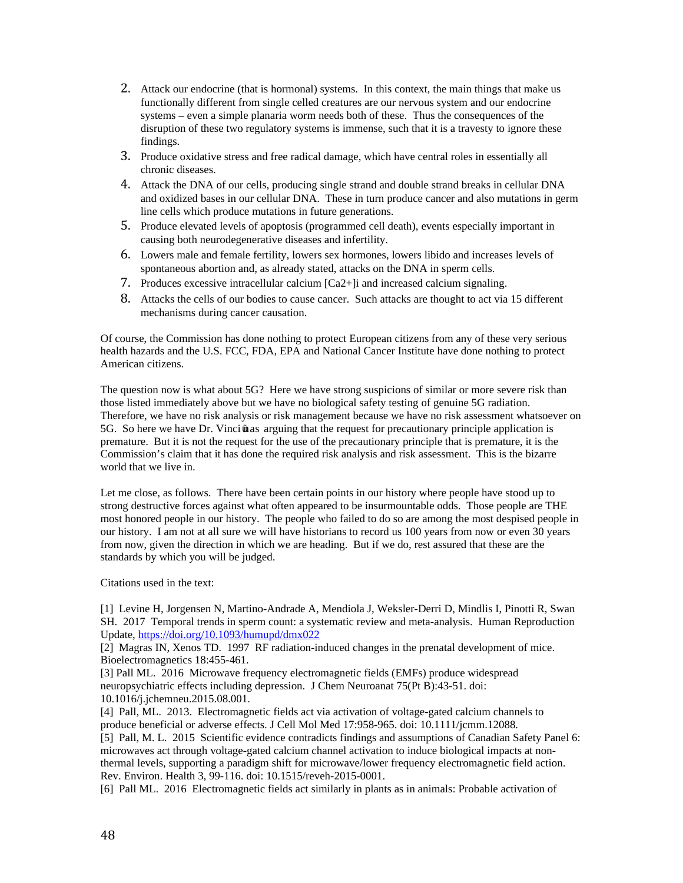2. Attack our endocrine (that is hormonal) systems. In this context, the main things that make us functionally different from single celled creatures are our nervous system and our endocrine systems – even a simple planaria worm needs both of these. Thus the consequences of the disruption of these two regulatory systems is immense, such that it is a travesty to ignore these findings.
3. Produce oxidative stress and free radical damage, which have central roles in essentially all chronic diseases.
4. Attack the DNA of our cells, producing single strand and double strand breaks in cellular DNA and oxidized bases in our cellular DNA. These in turn produce cancer and also mutations in germ line cells which produce mutations in future generations.
5. Produce elevated levels of apoptosis (programmed cell death), events especially important in causing both neurodegenerative diseases and infertility.
6. Lowers male and female fertility, lowers sex hormones, lowers libido and increases levels of spontaneous abortion and, as already stated, attacks on the DNA in sperm cells.
7. Produces excessive intracellular calcium $[Ca^{2+}]_i$ and increased calcium signaling.
8. Attacks the cells of our bodies to cause cancer. Such attacks are thought to act via 15 different mechanisms during cancer causation.

Of course, the Commission has done nothing to protect European citizens from any of these very serious health hazards and the U.S. FCC, FDA, EPA and National Cancer Institute have done nothing to protect American citizens.

The question now is what about 5G? Here we have strong suspicions of similar or more severe risk than those listed immediately above but we have no biological safety testing of genuine 5G radiation. Therefore, we have no risk analysis or risk management because we have no risk assessment whatsoever on 5G. So here we have Dr. Vinciūnas arguing that the request for precautionary principle application is premature. But it is not the request for the use of the precautionary principle that is premature, it is the Commission's claim that it has done the required risk analysis and risk assessment. This is the bizarre world that we live in.

Let me close, as follows. There have been certain points in our history where people have stood up to strong destructive forces against what often appeared to be insurmountable odds. Those people are THE most honored people in our history. The people who failed to do so are among the most despised people in our history. I am not at all sure we will have historians to record us 100 years from now or even 30 years from now, given the direction in which we are heading. But if we do, rest assured that these are the standards by which you will be judged.

Citations used in the text:

[1] Levine H, Jorgensen N, Martino-Andrade A, Mendiola J, Weksler-Derri D, Mindlis I, Pinotti R, Swan SH. 2017 Temporal trends in sperm count: a systematic review and meta-analysis. Human Reproduction Update, https://doi.org/10.1093/humupd/dmx022
[2] Magras IN, Xenos TD. 1997 RF radiation-induced changes in the prenatal development of mice. Bioelectromagnetics 18:455-461.
[3] Pall ML. 2016 Microwave frequency electromagnetic fields (EMFs) produce widespread neuropsychiatric effects including depression. J Chem Neuroanat 75(Pt B):43-51. doi: 10.1016/j.jchemneu.2015.08.001.
[4] Pall, ML. 2013. Electromagnetic fields act via activation of voltage-gated calcium channels to produce beneficial or adverse effects. J Cell Mol Med 17:958-965. doi: 10.1111/jcmm.12088.
[5] Pall, M. L. 2015 Scientific evidence contradicts findings and assumptions of Canadian Safety Panel 6: microwaves act through voltage-gated calcium channel activation to induce biological impacts at non-thermal levels, supporting a paradigm shift for microwave/lower frequency electromagnetic field action. Rev. Environ. Health 3, 99-116. doi: 10.1515/reveh-2015-0001.
[6] Pall ML. 2016 Electromagnetic fields act similarly in plants as in animals: Probable activation of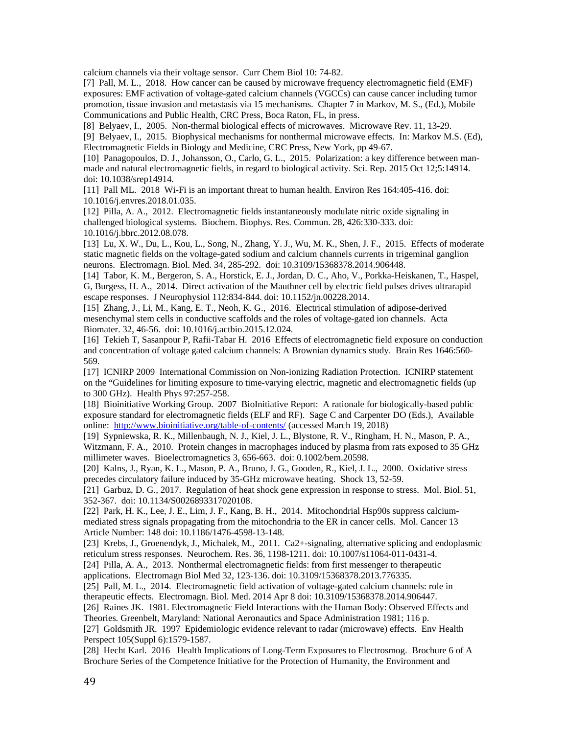calcium channels via their voltage sensor. Curr Chem Biol 10: 74-82.

[7] Pall, M. L., 2018. How cancer can be caused by microwave frequency electromagnetic field (EMF) exposures: EMF activation of voltage-gated calcium channels (VGCCs) can cause cancer including tumor promotion, tissue invasion and metastasis via 15 mechanisms. Chapter 7 in Markov, M. S., (Ed.), Mobile Communications and Public Health, CRC Press, Boca Raton, FL, in press.

[8] Belyaev, I., 2005. Non-thermal biological effects of microwaves. Microwave Rev. 11, 13-29.

[9] Belyaev, I., 2015. Biophysical mechanisms for nonthermal microwave effects. In: Markov M.S. (Ed), Electromagnetic Fields in Biology and Medicine, CRC Press, New York, pp 49-67.

[10] Panagopoulos, D. J., Johansson, O., Carlo, G. L., 2015. Polarization: a key difference between man-made and natural electromagnetic fields, in regard to biological activity. Sci. Rep. 2015 Oct 12;5:14914. doi: 10.1038/srep14914.

[11] Pall ML. 2018 Wi-Fi is an important threat to human health. Environ Res 164:405-416. doi: 10.1016/j.envres.2018.01.035.

[12] Pilla, A. A., 2012. Electromagnetic fields instantaneously modulate nitric oxide signaling in challenged biological systems. Biochem. Biophys. Res. Commun. 28, 426:330-333. doi: 10.1016/j.bbrc.2012.08.078.

[13] Lu, X. W., Du, L., Kou, L., Song, N., Zhang, Y. J., Wu, M. K., Shen, J. F., 2015. Effects of moderate static magnetic fields on the voltage-gated sodium and calcium channels currents in trigeminal ganglion neurons. Electromagn. Biol. Med. 34, 285-292. doi: 10.3109/15368378.2014.906448.

[14] Tabor, K. M., Bergeron, S. A., Horstick, E. J., Jordan, D. C., Aho, V., Porkka-Heiskanen, T., Haspel, G, Burgess, H. A., 2014. Direct activation of the Mauthner cell by electric field pulses drives ultrarapid escape responses. J Neurophysiol 112:834-844. doi: 10.1152/jn.00228.2014.

[15] Zhang, J., Li, M., Kang, E. T., Neoh, K. G., 2016. Electrical stimulation of adipose-derived mesenchymal stem cells in conductive scaffolds and the roles of voltage-gated ion channels. Acta Biomater. 32, 46-56. doi: 10.1016/j.actbio.2015.12.024.

[16] Tekieh T, Sasanpour P, Rafii-Tabar H. 2016 Effects of electromagnetic field exposure on conduction and concentration of voltage gated calcium channels: A Brownian dynamics study. Brain Res 1646:560-569.

[17] ICNIRP 2009 International Commission on Non-ionizing Radiation Protection. ICNIRP statement on the "Guidelines for limiting exposure to time-varying electric, magnetic and electromagnetic fields (up to 300 GHz). Health Phys 97:257-258.

[18] Bioinitiative Working Group. 2007 BioInitiative Report: A rationale for biologically-based public exposure standard for electromagnetic fields (ELF and RF). Sage C and Carpenter DO (Eds.), Available online: http://www.bioinitiative.org/table-of-contents/ (accessed March 19, 2018)

[19] Sypniewska, R. K., Millenbaugh, N. J., Kiel, J. L., Blystone, R. V., Ringham, H. N., Mason, P. A., Witzmann, F. A., 2010. Protein changes in macrophages induced by plasma from rats exposed to 35 GHz millimeter waves. Bioelectromagnetics 3, 656-663. doi: 0.1002/bem.20598.

[20] Kalns, J., Ryan, K. L., Mason, P. A., Bruno, J. G., Gooden, R., Kiel, J. L., 2000. Oxidative stress precedes circulatory failure induced by 35-GHz microwave heating. Shock 13, 52-59.

[21] Garbuz, D. G., 2017. Regulation of heat shock gene expression in response to stress. Mol. Biol. 51, 352-367. doi: 10.1134/S0026893317020108.

[22] Park, H. K., Lee, J. E., Lim, J. F., Kang, B. H., 2014. Mitochondrial Hsp90s suppress calcium-mediated stress signals propagating from the mitochondria to the ER in cancer cells. Mol. Cancer 13 Article Number: 148 doi: 10.1186/1476-4598-13-148.

[23] Krebs, J., Groenendyk, J., Michalek, M., 2011. Ca2+-signaling, alternative splicing and endoplasmic reticulum stress responses. Neurochem. Res. 36, 1198-1211. doi: 10.1007/s11064-011-0431-4.

[24] Pilla, A. A., 2013. Nonthermal electromagnetic fields: from first messenger to therapeutic applications. Electromagn Biol Med 32, 123-136. doi: 10.3109/15368378.2013.776335.

[25] Pall, M. L., 2014. Electromagnetic field activation of voltage-gated calcium channels: role in therapeutic effects. Electromagn. Biol. Med. 2014 Apr 8 doi: 10.3109/15368378.2014.906447.

[26] Raines JK. 1981. Electromagnetic Field Interactions with the Human Body: Observed Effects and Theories. Greenbelt, Maryland: National Aeronautics and Space Administration 1981; 116 p.

[27] Goldsmith JR. 1997 Epidemiologic evidence relevant to radar (microwave) effects. Env Health Perspect 105(Suppl 6):1579-1587.

[28] Hecht Karl. 2016 Health Implications of Long-Term Exposures to Electrosmog. Brochure 6 of A Brochure Series of the Competence Initiative for the Protection of Humanity, the Environment and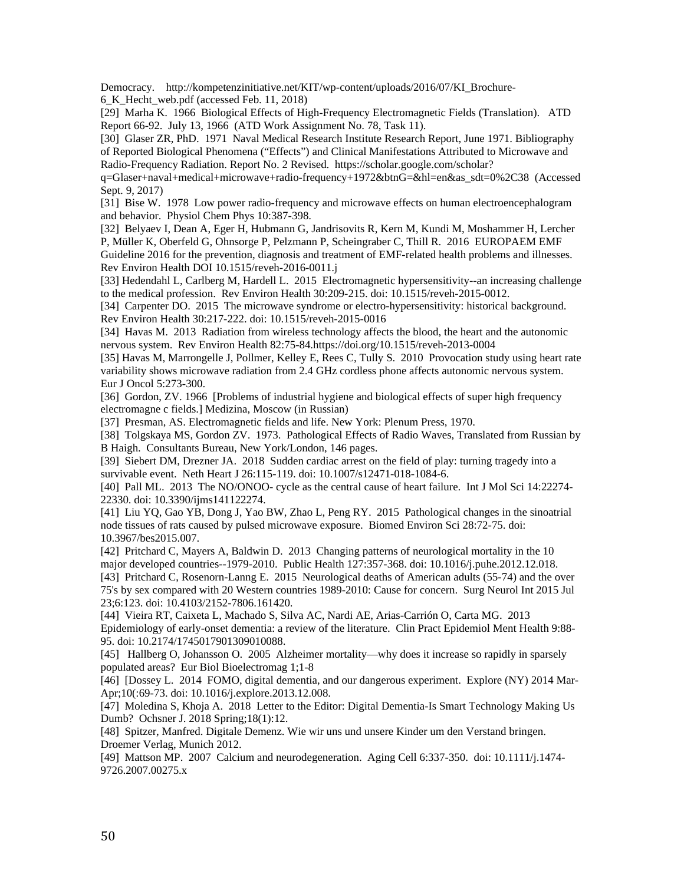Democracy. http://kompetenzinitiative.net/KIT/wp-content/uploads/2016/07/KI_Brochure-6_K_Hecht_web.pdf (accessed Feb. 11, 2018)

[29] Marha K. 1966 Biological Effects of High-Frequency Electromagnetic Fields (Translation). ATD Report 66-92. July 13, 1966 (ATD Work Assignment No. 78, Task 11).

[30] Glaser ZR, PhD. 1971 Naval Medical Research Institute Research Report, June 1971. Bibliography of Reported Biological Phenomena ("Effects") and Clinical Manifestations Attributed to Microwave and Radio-Frequency Radiation. Report No. 2 Revised. https://scholar.google.com/scholar?q=Glaser+naval+medical+microwave+radio-frequency+1972&btnG=&hl=en&as_sdt=0%2C38 (Accessed Sept. 9, 2017)

[31] Bise W. 1978 Low power radio-frequency and microwave effects on human electroencephalogram and behavior. Physiol Chem Phys 10:387-398.

[32] Belyaev I, Dean A, Eger H, Hubmann G, Jandrisovits R, Kern M, Kundi M, Moshammer H, Lercher P, Müller K, Oberfeld G, Ohnsorge P, Pelzmann P, Scheingraber C, Thill R. 2016 EUROPAEM EMF Guideline 2016 for the prevention, diagnosis and treatment of EMF-related health problems and illnesses. Rev Environ Health DOI 10.1515/reveh-2016-0011.j

[33] Hedendahl L, Carlberg M, Hardell L. 2015 Electromagnetic hypersensitivity--an increasing challenge to the medical profession. Rev Environ Health 30:209-215. doi: 10.1515/reveh-2015-0012.

[34] Carpenter DO. 2015 The microwave syndrome or electro-hypersensitivity: historical background. Rev Environ Health 30:217-222. doi: 10.1515/reveh-2015-0016

[34] Havas M. 2013 Radiation from wireless technology affects the blood, the heart and the autonomic nervous system. Rev Environ Health 82:75-84.https://doi.org/10.1515/reveh-2013-0004

[35] Havas M, Marrongelle J, Pollmer, Kelley E, Rees C, Tully S. 2010 Provocation study using heart rate variability shows microwave radiation from 2.4 GHz cordless phone affects autonomic nervous system. Eur J Oncol 5:273-300.

[36] Gordon, ZV. 1966 [Problems of industrial hygiene and biological effects of super high frequency electromagne c fields.] Medizina, Moscow (in Russian)

[37] Presman, AS. Electromagnetic fields and life. New York: Plenum Press, 1970.

[38] Tolgskaya MS, Gordon ZV. 1973. Pathological Effects of Radio Waves, Translated from Russian by B Haigh. Consultants Bureau, New York/London, 146 pages.

[39] Siebert DM, Drezner JA. 2018 Sudden cardiac arrest on the field of play: turning tragedy into a survivable event. Neth Heart J 26:115-119. doi: 10.1007/s12471-018-1084-6.

[40] Pall ML. 2013 The NO/ONOO- cycle as the central cause of heart failure. Int J Mol Sci 14:22274-22330. doi: 10.3390/ijms141122274.

[41] Liu YQ, Gao YB, Dong J, Yao BW, Zhao L, Peng RY. 2015 Pathological changes in the sinoatrial node tissues of rats caused by pulsed microwave exposure. Biomed Environ Sci 28:72-75. doi: 10.3967/bes2015.007.

[42] Pritchard C, Mayers A, Baldwin D. 2013 Changing patterns of neurological mortality in the 10 major developed countries--1979-2010. Public Health 127:357-368. doi: 10.1016/j.puhe.2012.12.018.

[43] Pritchard C, Rosenorn-Lanng E. 2015 Neurological deaths of American adults (55-74) and the over 75's by sex compared with 20 Western countries 1989-2010: Cause for concern. Surg Neurol Int 2015 Jul 23;6:123. doi: 10.4103/2152-7806.161420.

[44] Vieira RT, Caixeta L, Machado S, Silva AC, Nardi AE, Arias-Carrión O, Carta MG. 2013 Epidemiology of early-onset dementia: a review of the literature. Clin Pract Epidemiol Ment Health 9:88-95. doi: 10.2174/1745017901309010088.

[45] Hallberg O, Johansson O. 2005 Alzheimer mortality—why does it increase so rapidly in sparsely populated areas? Eur Biol Bioelectromag 1;1-8

[46] [Dossey L. 2014 FOMO, digital dementia, and our dangerous experiment. Explore (NY) 2014 Mar-Apr;10(:69-73. doi: 10.1016/j.explore.2013.12.008.

[47] Moledina S, Khoja A. 2018 Letter to the Editor: Digital Dementia-Is Smart Technology Making Us Dumb? Ochsner J. 2018 Spring;18(1):12.

[48] Spitzer, Manfred. Digitale Demenz. Wie wir uns und unsere Kinder um den Verstand bringen. Droemer Verlag, Munich 2012.

[49] Mattson MP. 2007 Calcium and neurodegeneration. Aging Cell 6:337-350. doi: 10.1111/j.1474-9726.2007.00275.x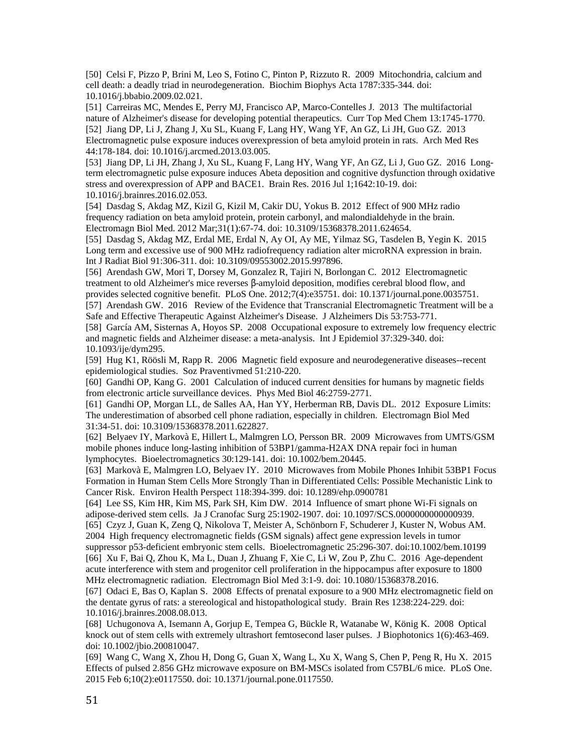[50] Celsi F, Pizzo P, Brini M, Leo S, Fotino C, Pinton P, Rizzuto R. 2009 Mitochondria, calcium and cell death: a deadly triad in neurodegeneration. Biochim Biophys Acta 1787:335-344. doi: 10.1016/j.bbabio.2009.02.021.

[51] Carreiras MC, Mendes E, Perry MJ, Francisco AP, Marco-Contelles J. 2013 The multifactorial nature of Alzheimer's disease for developing potential therapeutics. Curr Top Med Chem 13:1745-1770.

[52] Jiang DP, Li J, Zhang J, Xu SL, Kuang F, Lang HY, Wang YF, An GZ, Li JH, Guo GZ. 2013 Electromagnetic pulse exposure induces overexpression of beta amyloid protein in rats. Arch Med Res 44:178-184. doi: 10.1016/j.arcmed.2013.03.005.

[53] Jiang DP, Li JH, Zhang J, Xu SL, Kuang F, Lang HY, Wang YF, An GZ, Li J, Guo GZ. 2016 Long-term electromagnetic pulse exposure induces Abeta deposition and cognitive dysfunction through oxidative stress and overexpression of APP and BACE1. Brain Res. 2016 Jul 1;1642:10-19. doi: 10.1016/j.brainres.2016.02.053.

[54] Dasdag S, Akdag MZ, Kizil G, Kizil M, Cakir DU, Yokus B. 2012 Effect of 900 MHz radio frequency radiation on beta amyloid protein, protein carbonyl, and malondialdehyde in the brain. Electromagn Biol Med. 2012 Mar;31(1):67-74. doi: 10.3109/15368378.2011.624654.

[55] Dasdag S, Akdag MZ, Erdal ME, Erdal N, Ay OI, Ay ME, Yilmaz SG, Tasdelen B, Yegin K. 2015 Long term and excessive use of 900 MHz radiofrequency radiation alter microRNA expression in brain. Int J Radiat Biol 91:306-311. doi: 10.3109/09553002.2015.997896.

[56] Arendash GW, Mori T, Dorsey M, Gonzalez R, Tajiri N, Borlongan C. 2012 Electromagnetic treatment to old Alzheimer's mice reverses β-amyloid deposition, modifies cerebral blood flow, and provides selected cognitive benefit. PLoS One. 2012;7(4):e35751. doi: 10.1371/journal.pone.0035751.

[57] Arendash GW. 2016 Review of the Evidence that Transcranial Electromagnetic Treatment will be a Safe and Effective Therapeutic Against Alzheimer's Disease. J Alzheimers Dis 53:753-771.

[58] García AM, Sisternas A, Hoyos SP. 2008 Occupational exposure to extremely low frequency electric and magnetic fields and Alzheimer disease: a meta-analysis. Int J Epidemiol 37:329-340. doi: 10.1093/ije/dym295.

[59] Hug K1, Röösli M, Rapp R. 2006 Magnetic field exposure and neurodegenerative diseases--recent epidemiological studies. Soz Praventivmed 51:210-220.

[60] Gandhi OP, Kang G. 2001 Calculation of induced current densities for humans by magnetic fields from electronic article surveillance devices. Phys Med Biol 46:2759-2771.

[61] Gandhi OP, Morgan LL, de Salles AA, Han YY, Herberman RB, Davis DL. 2012 Exposure Limits: The underestimation of absorbed cell phone radiation, especially in children. Electromagn Biol Med 31:34-51. doi: 10.3109/15368378.2011.622827.

[62] Belyaev IY, Markovà E, Hillert L, Malmgren LO, Persson BR. 2009 Microwaves from UMTS/GSM mobile phones induce long-lasting inhibition of 53BP1/gamma-H2AX DNA repair foci in human lymphocytes. Bioelectromagnetics 30:129-141. doi: 10.1002/bem.20445.

[63] Markovà E, Malmgren LO, Belyaev IY. 2010 Microwaves from Mobile Phones Inhibit 53BP1 Focus Formation in Human Stem Cells More Strongly Than in Differentiated Cells: Possible Mechanistic Link to Cancer Risk. Environ Health Perspect 118:394-399. doi: 10.1289/ehp.0900781

[64] Lee SS, Kim HR, Kim MS, Park SH, Kim DW. 2014 Influence of smart phone Wi-Fi signals on adipose-derived stem cells. Ja J Cranofac Surg 25:1902-1907. doi: 10.1097/SCS.0000000000000939.

[65] Czyz J, Guan K, Zeng Q, Nikolova T, Meister A, Schönborn F, Schuderer J, Kuster N, Wobus AM. 2004 High frequency electromagnetic fields (GSM signals) affect gene expression levels in tumor suppressor p53-deficient embryonic stem cells. Bioelectromagnetic 25:296-307. doi:10.1002/bem.10199

[66] Xu F, Bai Q, Zhou K, Ma L, Duan J, Zhuang F, Xie C, Li W, Zou P, Zhu C. 2016 Age-dependent acute interference with stem and progenitor cell proliferation in the hippocampus after exposure to 1800 MHz electromagnetic radiation. Electromagn Biol Med 3:1-9. doi: 10.1080/15368378.2016.

[67] Odaci E, Bas O, Kaplan S. 2008 Effects of prenatal exposure to a 900 MHz electromagnetic field on the dentate gyrus of rats: a stereological and histopathological study. Brain Res 1238:224-229. doi: 10.1016/j.brainres.2008.08.013.

[68] Uchugonova A, Isemann A, Gorjup E, Tempea G, Bückle R, Watanabe W, König K. 2008 Optical knock out of stem cells with extremely ultrashort femtosecond laser pulses. J Biophotonics 1(6):463-469. doi: 10.1002/jbio.200810047.

[69] Wang C, Wang X, Zhou H, Dong G, Guan X, Wang L, Xu X, Wang S, Chen P, Peng R, Hu X. 2015 Effects of pulsed 2.856 GHz microwave exposure on BM-MSCs isolated from C57BL/6 mice. PLoS One. 2015 Feb 6;10(2):e0117550. doi: 10.1371/journal.pone.0117550.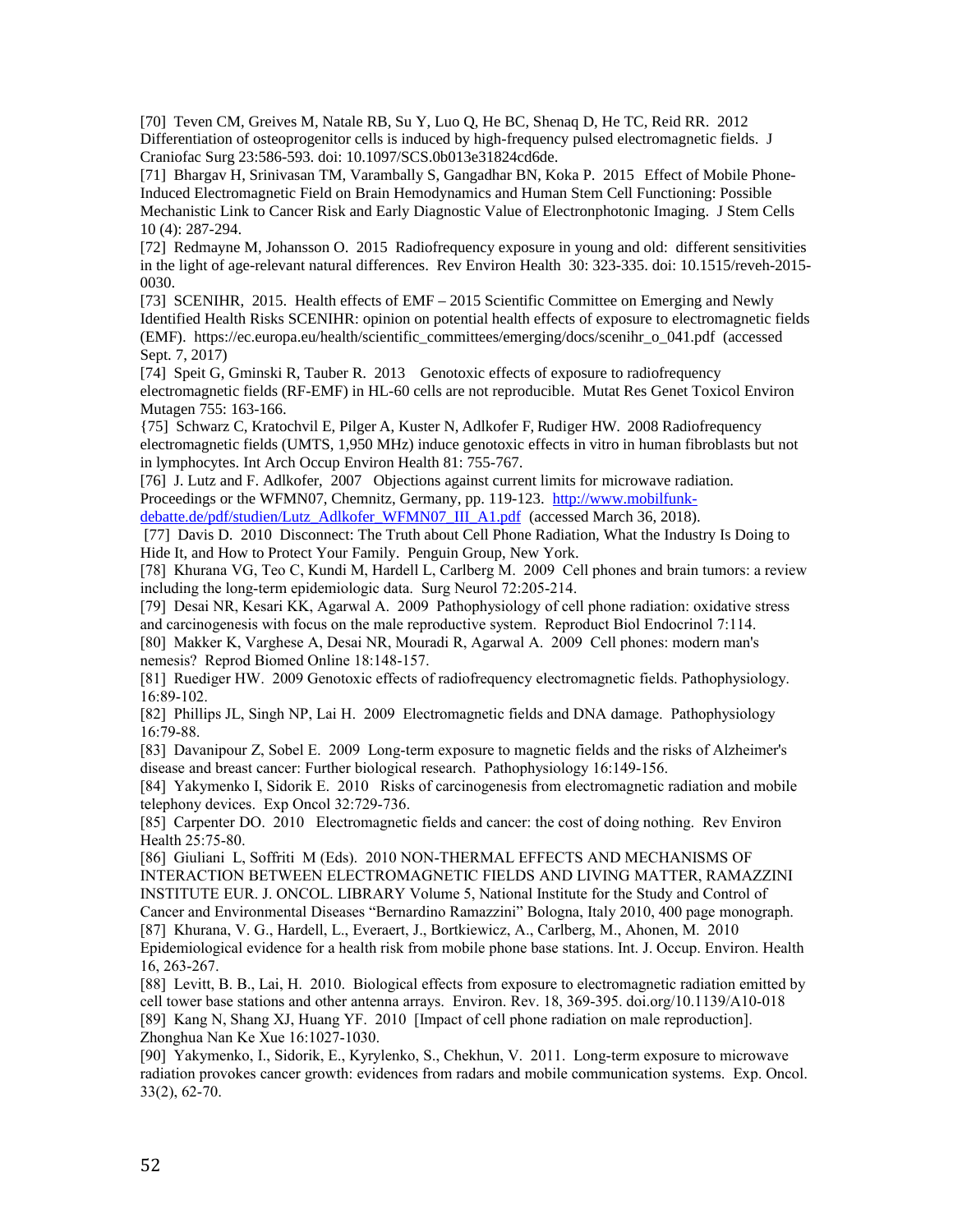[70] Teven CM, Greives M, Natale RB, Su Y, Luo Q, He BC, Shenaq D, He TC, Reid RR. 2012 Differentiation of osteoprogenitor cells is induced by high-frequency pulsed electromagnetic fields. J Craniofac Surg 23:586-593. doi: 10.1097/SCS.0b013e31824cd6de.

[71] Bhargav H, Srinivasan TM, Varambally S, Gangadhar BN, Koka P. 2015 Effect of Mobile Phone-Induced Electromagnetic Field on Brain Hemodynamics and Human Stem Cell Functioning: Possible Mechanistic Link to Cancer Risk and Early Diagnostic Value of Electronphotonic Imaging. J Stem Cells 10 (4): 287-294.

[72] Redmayne M, Johansson O. 2015 Radiofrequency exposure in young and old: different sensitivities in the light of age-relevant natural differences. Rev Environ Health 30: 323-335. doi: 10.1515/reveh-2015-0030.

[73] SCENIHR, 2015. Health effects of EMF – 2015 Scientific Committee on Emerging and Newly Identified Health Risks SCENIHR: opinion on potential health effects of exposure to electromagnetic fields (EMF). https://ec.europa.eu/health/scientific_committees/emerging/docs/scenihr_o_041.pdf (accessed Sept. 7, 2017)

[74] Speit G, Gminski R, Tauber R. 2013 Genotoxic effects of exposure to radiofrequency electromagnetic fields (RF-EMF) in HL-60 cells are not reproducible. Mutat Res Genet Toxicol Environ Mutagen 755: 163-166.

{75] Schwarz C, Kratochvil E, Pilger A, Kuster N, Adlkofer F, Rudiger HW. 2008 Radiofrequency electromagnetic fields (UMTS, 1,950 MHz) induce genotoxic effects in vitro in human fibroblasts but not in lymphocytes. Int Arch Occup Environ Health 81: 755-767.

[76] J. Lutz and F. Adlkofer, 2007 Objections against current limits for microwave radiation. Proceedings or the WFMN07, Chemnitz, Germany, pp. 119-123. [http://www.mobilfunk-debatte.de/pdf/studien/Lutz_Adlkofer_WFMN07_III_A1.pdf](http://www.mobilfunk-debatte.de/pdf/studien/Lutz_Adlkofer_WFMN07_III_A1.pdf) (accessed March 36, 2018).

[77] Davis D. 2010 Disconnect: The Truth about Cell Phone Radiation, What the Industry Is Doing to Hide It, and How to Protect Your Family. Penguin Group, New York.

[78] Khurana VG, Teo C, Kundi M, Hardell L, Carlberg M. 2009 Cell phones and brain tumors: a review including the long-term epidemiologic data. Surg Neurol 72:205-214.

[79] Desai NR, Kesari KK, Agarwal A. 2009 Pathophysiology of cell phone radiation: oxidative stress and carcinogenesis with focus on the male reproductive system. Reproduct Biol Endocrinol 7:114.

[80] Makker K, Varghese A, Desai NR, Mouradi R, Agarwal A. 2009 Cell phones: modern man's nemesis? Reprod Biomed Online 18:148-157.

[81] Ruediger HW. 2009 Genotoxic effects of radiofrequency electromagnetic fields. Pathophysiology. 16:89-102.

[82] Phillips JL, Singh NP, Lai H. 2009 Electromagnetic fields and DNA damage. Pathophysiology 16:79-88.

[83] Davanipour Z, Sobel E. 2009 Long-term exposure to magnetic fields and the risks of Alzheimer's disease and breast cancer: Further biological research. Pathophysiology 16:149-156.

[84] Yakymenko I, Sidorik E. 2010 Risks of carcinogenesis from electromagnetic radiation and mobile telephony devices. Exp Oncol 32:729-736.

[85] Carpenter DO. 2010 Electromagnetic fields and cancer: the cost of doing nothing. Rev Environ Health 25:75-80.

[86] Giuliani L, Soffriti M (Eds). 2010 NON-THERMAL EFFECTS AND MECHANISMS OF INTERACTION BETWEEN ELECTROMAGNETIC FIELDS AND LIVING MATTER, RAMAZZINI INSTITUTE EUR. J. ONCOL. LIBRARY Volume 5, National Institute for the Study and Control of Cancer and Environmental Diseases "Bernardino Ramazzini" Bologna, Italy 2010, 400 page monograph.

[87] Khurana, V. G., Hardell, L., Everaert, J., Bortkiewicz, A., Carlberg, M., Ahonen, M. 2010 Epidemiological evidence for a health risk from mobile phone base stations. Int. J. Occup. Environ. Health 16, 263-267.

[88] Levitt, B. B., Lai, H. 2010. Biological effects from exposure to electromagnetic radiation emitted by cell tower base stations and other antenna arrays. Environ. Rev. 18, 369-395. doi.org/10.1139/A10-018

[89] Kang N, Shang XJ, Huang YF. 2010 [Impact of cell phone radiation on male reproduction]. Zhonghua Nan Ke Xue 16:1027-1030.

[90] Yakymenko, I., Sidorik, E., Kyrylenko, S., Chekhun, V. 2011. Long-term exposure to microwave radiation provokes cancer growth: evidences from radars and mobile communication systems. Exp. Oncol. 33(2), 62-70.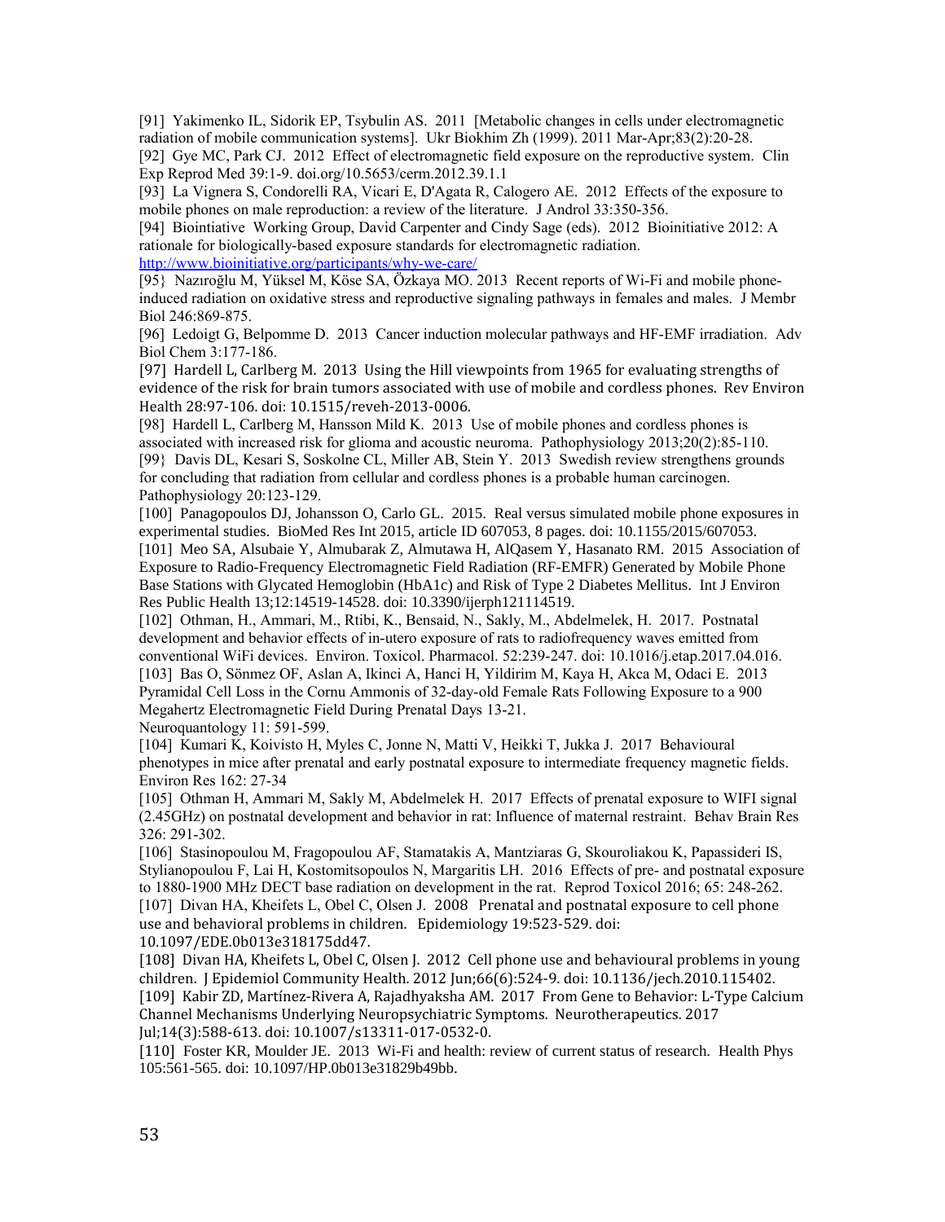[91] Yakimenko IL, Sidorik EP, Tsybulin AS. 2011 [Metabolic changes in cells under electromagnetic radiation of mobile communication systems]. Ukr Biokhim Zh (1999). 2011 Mar-Apr;83(2):20-28.

[92] Gye MC, Park CJ. 2012 Effect of electromagnetic field exposure on the reproductive system. Clin Exp Reprod Med 39:1-9. doi.org/10.5653/cerm.2012.39.1.1

[93] La Vignera S, Condorelli RA, Vicari E, D'Agata R, Calogero AE. 2012 Effects of the exposure to mobile phones on male reproduction: a review of the literature. J Androl 33:350-356.

[94] Biointiative Working Group, David Carpenter and Cindy Sage (eds). 2012 Bioinitiative 2012: A rationale for biologically-based exposure standards for electromagnetic radiation. http://www.bioinitiative.org/participants/why-we-care/

[95} Nazıroğlu M, Yüksel M, Köse SA, Özkaya MO. 2013 Recent reports of Wi-Fi and mobile phone-induced radiation on oxidative stress and reproductive signaling pathways in females and males. J Membr Biol 246:869-875.

[96] Ledoigt G, Belpomme D. 2013 Cancer induction molecular pathways and HF-EMF irradiation. Adv Biol Chem 3:177-186.

[97] Hardell L, Carlberg M. 2013 Using the Hill viewpoints from 1965 for evaluating strengths of evidence of the risk for brain tumors associated with use of mobile and cordless phones. Rev Environ Health 28:97-106. doi: 10.1515/reveh-2013-0006.

[98] Hardell L, Carlberg M, Hansson Mild K. 2013 Use of mobile phones and cordless phones is associated with increased risk for glioma and acoustic neuroma. Pathophysiology 2013;20(2):85-110.

[99} Davis DL, Kesari S, Soskolne CL, Miller AB, Stein Y. 2013 Swedish review strengthens grounds for concluding that radiation from cellular and cordless phones is a probable human carcinogen. Pathophysiology 20:123-129.

[100] Panagopoulos DJ, Johansson O, Carlo GL. 2015. Real versus simulated mobile phone exposures in experimental studies. BioMed Res Int 2015, article ID 607053, 8 pages. doi: 10.1155/2015/607053.

[101] Meo SA, Alsubaie Y, Almubarak Z, Almutawa H, AlQasem Y, Hasanato RM. 2015 Association of Exposure to Radio-Frequency Electromagnetic Field Radiation (RF-EMFR) Generated by Mobile Phone Base Stations with Glycated Hemoglobin (HbA1c) and Risk of Type 2 Diabetes Mellitus. Int J Environ Res Public Health 13;12:14519-14528. doi: 10.3390/ijerph121114519.

[102] Othman, H., Ammari, M., Rtibi, K., Bensaid, N., Sakly, M., Abdelmelek, H. 2017. Postnatal development and behavior effects of in-utero exposure of rats to radiofrequency waves emitted from conventional WiFi devices. Environ. Toxicol. Pharmacol. 52:239-247. doi: 10.1016/j.etap.2017.04.016.

[103] Bas O, Sönmez OF, Aslan A, Ikinci A, Hanci H, Yildirim M, Kaya H, Akca M, Odaci E. 2013 Pyramidal Cell Loss in the Cornu Ammonis of 32-day-old Female Rats Following Exposure to a 900 Megahertz Electromagnetic Field During Prenatal Days 13-21. Neuroquantology 11: 591-599.

[104] Kumari K, Koivisto H, Myles C, Jonne N, Matti V, Heikki T, Jukka J. 2017 Behavioural phenotypes in mice after prenatal and early postnatal exposure to intermediate frequency magnetic fields. Environ Res 162: 27-34

[105] Othman H, Ammari M, Sakly M, Abdelmelek H. 2017 Effects of prenatal exposure to WIFI signal (2.45GHz) on postnatal development and behavior in rat: Influence of maternal restraint. Behav Brain Res 326: 291-302.

[106] Stasinopoulou M, Fragopoulou AF, Stamatakis A, Mantziaras G, Skouroliakou K, Papassideri IS, Stylianopoulou F, Lai H, Kostomitsopoulos N, Margaritis LH. 2016 Effects of pre- and postnatal exposure to 1880-1900 MHz DECT base radiation on development in the rat. Reprod Toxicol 2016; 65: 248-262.

[107] Divan HA, Kheifets L, Obel C, Olsen J. 2008 Prenatal and postnatal exposure to cell phone use and behavioral problems in children. Epidemiology 19:523-529. doi: 10.1097/EDE.0b013e318175dd47.

[108] Divan HA, Kheifets L, Obel C, Olsen J. 2012 Cell phone use and behavioural problems in young children. J Epidemiol Community Health. 2012 Jun;66(6):524-9. doi: 10.1136/jech.2010.115402.

[109] Kabir ZD, Martínez-Rivera A, Rajadhyaksha AM. 2017 From Gene to Behavior: L-Type Calcium Channel Mechanisms Underlying Neuropsychiatric Symptoms. Neurotherapeutics. 2017 Jul;14(3):588-613. doi: 10.1007/s13311-017-0532-0.

[110] Foster KR, Moulder JE. 2013 Wi-Fi and health: review of current status of research. Health Phys 105:561-565. doi: 10.1097/HP.0b013e31829b49bb.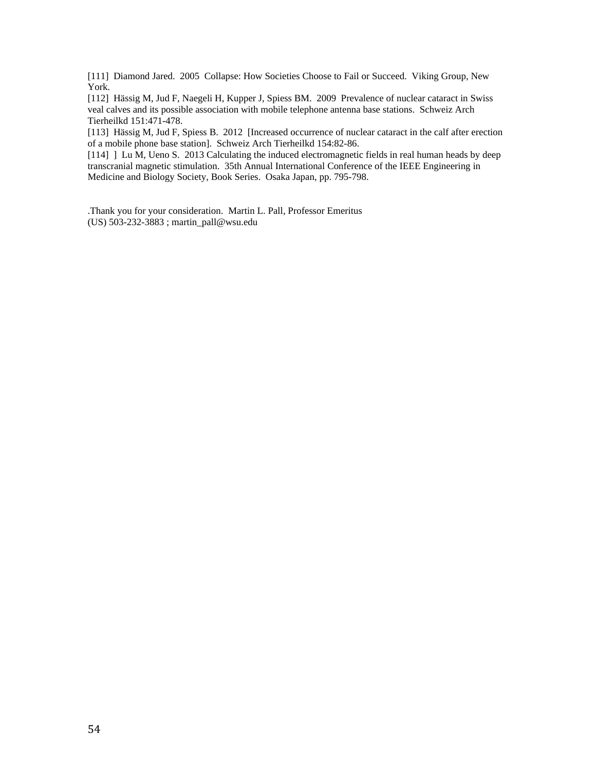[111] Diamond Jared. 2005 Collapse: How Societies Choose to Fail or Succeed. Viking Group, New York.
[112] Hässig M, Jud F, Naegeli H, Kupper J, Spiess BM. 2009 Prevalence of nuclear cataract in Swiss veal calves and its possible association with mobile telephone antenna base stations. Schweiz Arch Tierheilkd 151:471-478.
[113] Hässig M, Jud F, Spiess B. 2012 [Increased occurrence of nuclear cataract in the calf after erection of a mobile phone base station]. Schweiz Arch Tierheilkd 154:82-86.
[114] ] Lu M, Ueno S. 2013 Calculating the induced electromagnetic fields in real human heads by deep transcranial magnetic stimulation. 35th Annual International Conference of the IEEE Engineering in Medicine and Biology Society, Book Series. Osaka Japan, pp. 795-798.

.Thank you for your consideration. Martin L. Pall, Professor Emeritus
(US) 503-232-3883 ; martin_pall@wsu.edu